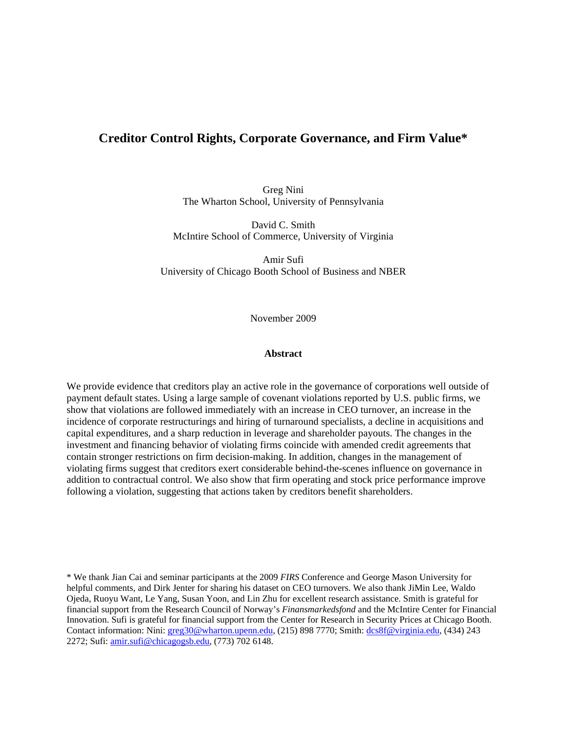# Creditor Control Rights, Corporate Governance, and Firm Value*

Greg Nini
The Wharton School, University of Pennsylvania

David C. Smith
McIntire School of Commerce, University of Virginia

Amir Sufi
University of Chicago Booth School of Business and NBER

November 2009

## Abstract

We provide evidence that creditors play an active role in the governance of corporations well outside of payment default states. Using a large sample of covenant violations reported by U.S. public firms, we show that violations are followed immediately with an increase in CEO turnover, an increase in the incidence of corporate restructurings and hiring of turnaround specialists, a decline in acquisitions and capital expenditures, and a sharp reduction in leverage and shareholder payouts. The changes in the investment and financing behavior of violating firms coincide with amended credit agreements that contain stronger restrictions on firm decision-making. In addition, changes in the management of violating firms suggest that creditors exert considerable behind-the-scenes influence on governance in addition to contractual control. We also show that firm operating and stock price performance improve following a violation, suggesting that actions taken by creditors benefit shareholders.

\* We thank Jian Cai and seminar participants at the 2009 *FIRS* Conference and George Mason University for helpful comments, and Dirk Jenter for sharing his dataset on CEO turnovers. We also thank JiMin Lee, Waldo Ojeda, Ruoyu Want, Le Yang, Susan Yoon, and Lin Zhu for excellent research assistance. Smith is grateful for financial support from the Research Council of Norway's *Finansmarkedsfond* and the McIntire Center for Financial Innovation. Sufi is grateful for financial support from the Center for Research in Security Prices at Chicago Booth. Contact information: Nini: greg30@wharton.upenn.edu, (215) 898 7770; Smith: dcs8f@virginia.edu, (434) 243 2272; Sufi: amir.sufi@chicagogsb.edu, (773) 702 6148.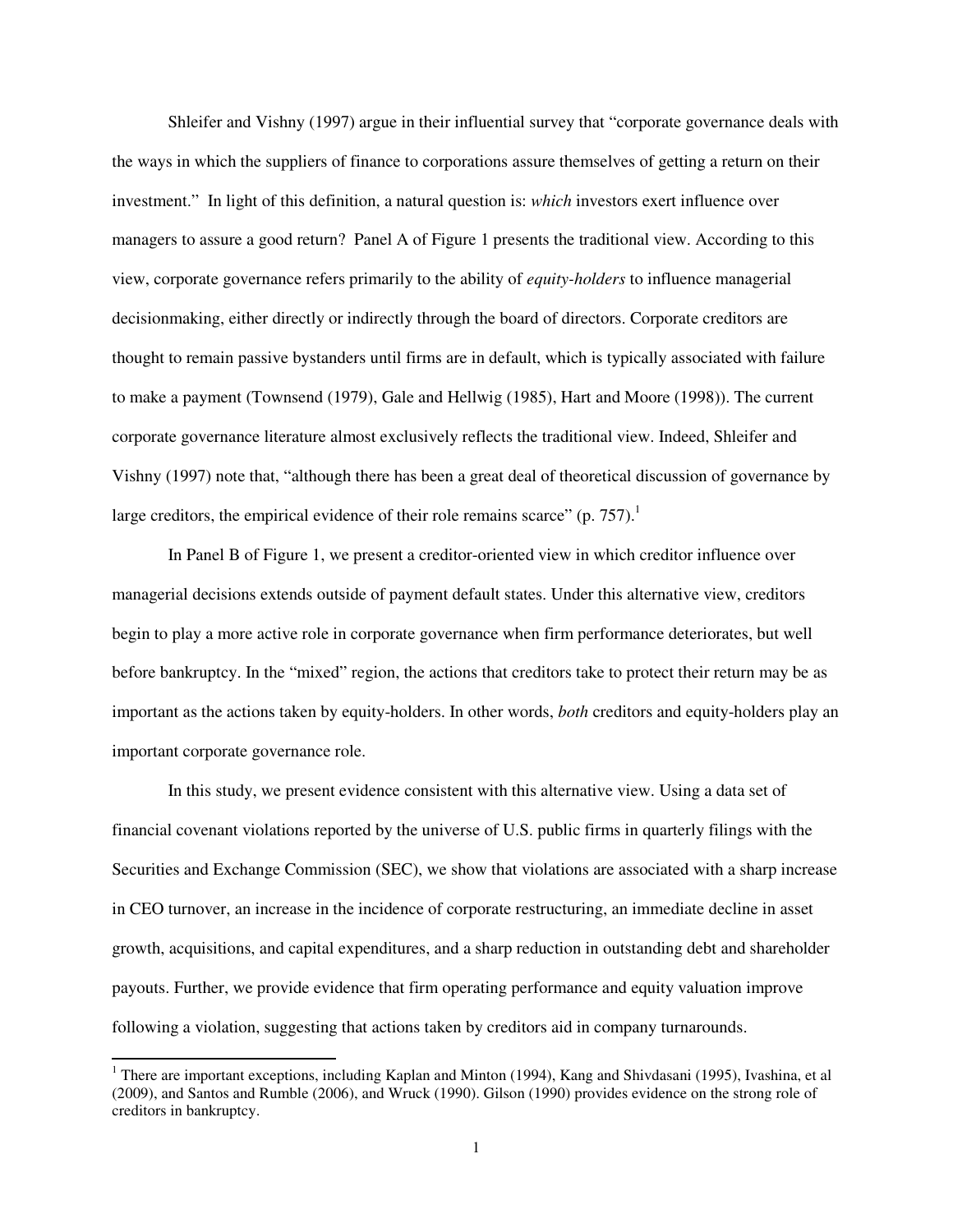Shleifer and Vishny (1997) argue in their influential survey that "corporate governance deals with the ways in which the suppliers of finance to corporations assure themselves of getting a return on their investment." In light of this definition, a natural question is: *which* investors exert influence over managers to assure a good return? Panel A of Figure 1 presents the traditional view. According to this view, corporate governance refers primarily to the ability of *equity-holders* to influence managerial decisionmaking, either directly or indirectly through the board of directors. Corporate creditors are thought to remain passive bystanders until firms are in default, which is typically associated with failure to make a payment (Townsend (1979), Gale and Hellwig (1985), Hart and Moore (1998)). The current corporate governance literature almost exclusively reflects the traditional view. Indeed, Shleifer and Vishny (1997) note that, "although there has been a great deal of theoretical discussion of governance by large creditors, the empirical evidence of their role remains scarce" (p. 757).[1]

In Panel B of Figure 1, we present a creditor-oriented view in which creditor influence over managerial decisions extends outside of payment default states. Under this alternative view, creditors begin to play a more active role in corporate governance when firm performance deteriorates, but well before bankruptcy. In the "mixed" region, the actions that creditors take to protect their return may be as important as the actions taken by equity-holders. In other words, *both* creditors and equity-holders play an important corporate governance role.

In this study, we present evidence consistent with this alternative view. Using a data set of financial covenant violations reported by the universe of U.S. public firms in quarterly filings with the Securities and Exchange Commission (SEC), we show that violations are associated with a sharp increase in CEO turnover, an increase in the incidence of corporate restructuring, an immediate decline in asset growth, acquisitions, and capital expenditures, and a sharp reduction in outstanding debt and shareholder payouts. Further, we provide evidence that firm operating performance and equity valuation improve following a violation, suggesting that actions taken by creditors aid in company turnarounds.

[1] There are important exceptions, including Kaplan and Minton (1994), Kang and Shivdasani (1995), Ivashina, et al (2009), and Santos and Rumble (2006), and Wruck (1990). Gilson (1990) provides evidence on the strong role of creditors in bankruptcy.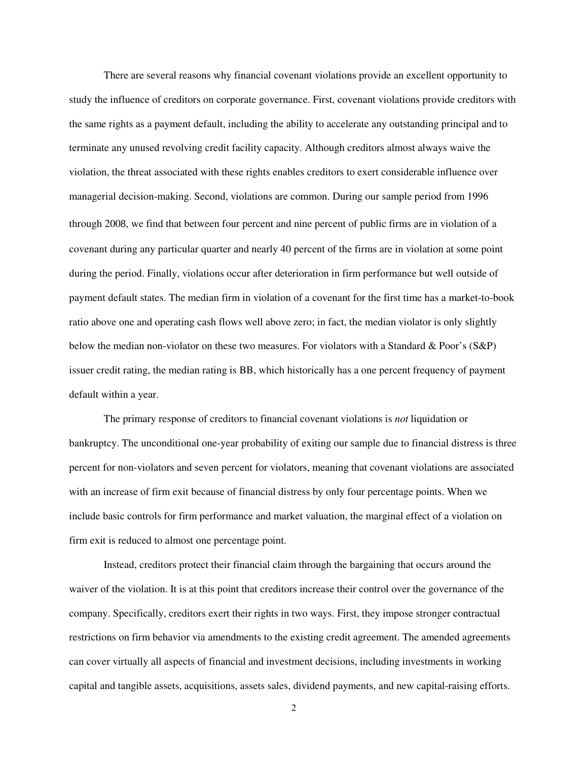There are several reasons why financial covenant violations provide an excellent opportunity to study the influence of creditors on corporate governance. First, covenant violations provide creditors with the same rights as a payment default, including the ability to accelerate any outstanding principal and to terminate any unused revolving credit facility capacity. Although creditors almost always waive the violation, the threat associated with these rights enables creditors to exert considerable influence over managerial decision-making. Second, violations are common. During our sample period from 1996 through 2008, we find that between four percent and nine percent of public firms are in violation of a covenant during any particular quarter and nearly 40 percent of the firms are in violation at some point during the period. Finally, violations occur after deterioration in firm performance but well outside of payment default states. The median firm in violation of a covenant for the first time has a market-to-book ratio above one and operating cash flows well above zero; in fact, the median violator is only slightly below the median non-violator on these two measures. For violators with a Standard & Poor's (S&P) issuer credit rating, the median rating is BB, which historically has a one percent frequency of payment default within a year.

The primary response of creditors to financial covenant violations is *not* liquidation or bankruptcy. The unconditional one-year probability of exiting our sample due to financial distress is three percent for non-violators and seven percent for violators, meaning that covenant violations are associated with an increase of firm exit because of financial distress by only four percentage points. When we include basic controls for firm performance and market valuation, the marginal effect of a violation on firm exit is reduced to almost one percentage point.

Instead, creditors protect their financial claim through the bargaining that occurs around the waiver of the violation. It is at this point that creditors increase their control over the governance of the company. Specifically, creditors exert their rights in two ways. First, they impose stronger contractual restrictions on firm behavior via amendments to the existing credit agreement. The amended agreements can cover virtually all aspects of financial and investment decisions, including investments in working capital and tangible assets, acquisitions, assets sales, dividend payments, and new capital-raising efforts.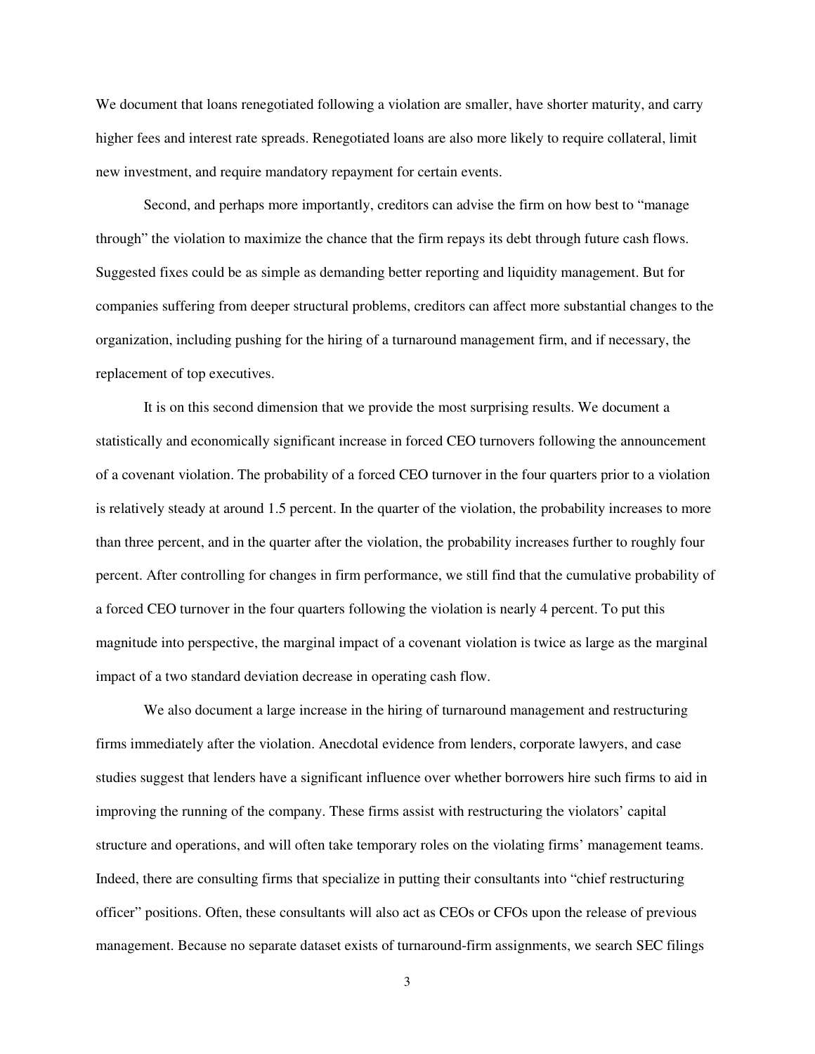We document that loans renegotiated following a violation are smaller, have shorter maturity, and carry higher fees and interest rate spreads. Renegotiated loans are also more likely to require collateral, limit new investment, and require mandatory repayment for certain events.

Second, and perhaps more importantly, creditors can advise the firm on how best to "manage through" the violation to maximize the chance that the firm repays its debt through future cash flows. Suggested fixes could be as simple as demanding better reporting and liquidity management. But for companies suffering from deeper structural problems, creditors can affect more substantial changes to the organization, including pushing for the hiring of a turnaround management firm, and if necessary, the replacement of top executives.

It is on this second dimension that we provide the most surprising results. We document a statistically and economically significant increase in forced CEO turnovers following the announcement of a covenant violation. The probability of a forced CEO turnover in the four quarters prior to a violation is relatively steady at around 1.5 percent. In the quarter of the violation, the probability increases to more than three percent, and in the quarter after the violation, the probability increases further to roughly four percent. After controlling for changes in firm performance, we still find that the cumulative probability of a forced CEO turnover in the four quarters following the violation is nearly 4 percent. To put this magnitude into perspective, the marginal impact of a covenant violation is twice as large as the marginal impact of a two standard deviation decrease in operating cash flow.

We also document a large increase in the hiring of turnaround management and restructuring firms immediately after the violation. Anecdotal evidence from lenders, corporate lawyers, and case studies suggest that lenders have a significant influence over whether borrowers hire such firms to aid in improving the running of the company. These firms assist with restructuring the violators' capital structure and operations, and will often take temporary roles on the violating firms' management teams. Indeed, there are consulting firms that specialize in putting their consultants into "chief restructuring officer" positions. Often, these consultants will also act as CEOs or CFOs upon the release of previous management. Because no separate dataset exists of turnaround-firm assignments, we search SEC filings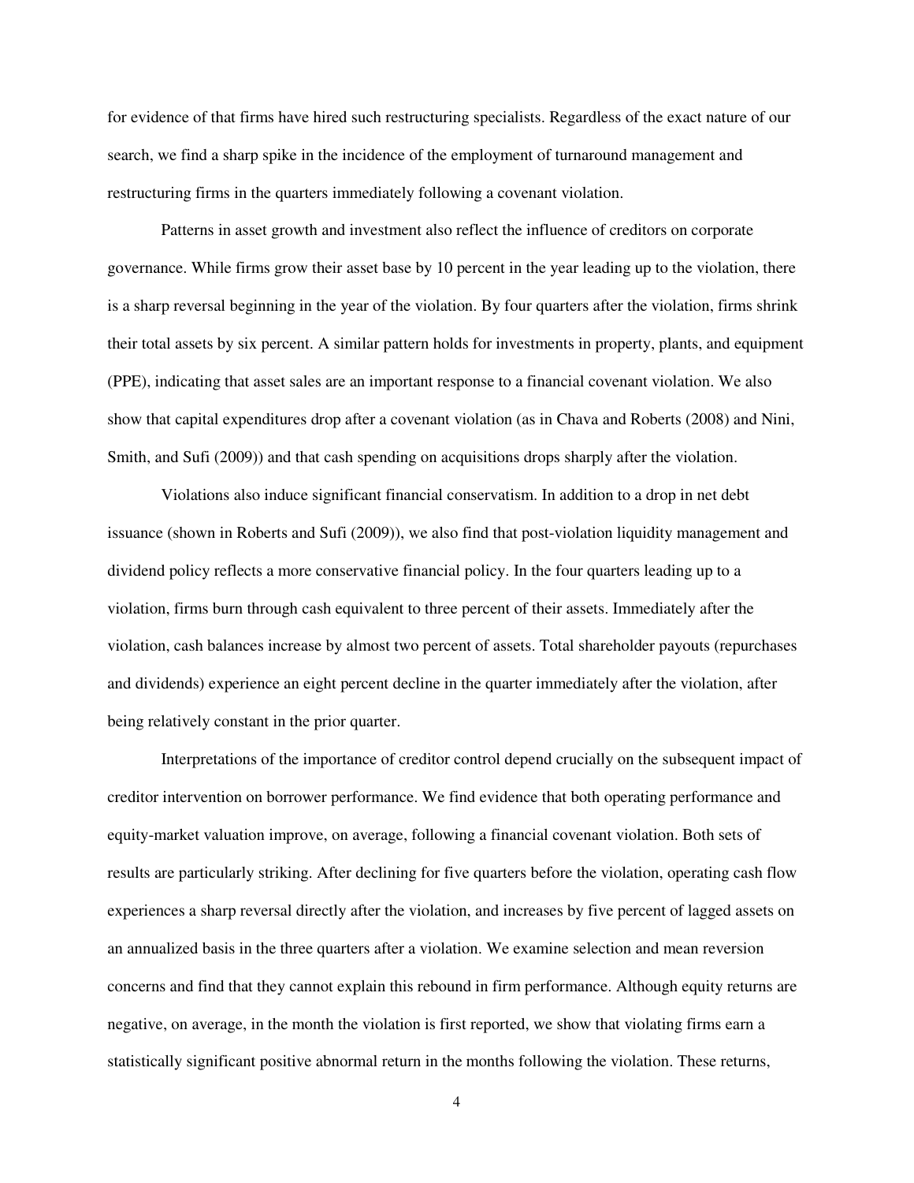for evidence of that firms have hired such restructuring specialists. Regardless of the exact nature of our search, we find a sharp spike in the incidence of the employment of turnaround management and restructuring firms in the quarters immediately following a covenant violation.

Patterns in asset growth and investment also reflect the influence of creditors on corporate governance. While firms grow their asset base by 10 percent in the year leading up to the violation, there is a sharp reversal beginning in the year of the violation. By four quarters after the violation, firms shrink their total assets by six percent. A similar pattern holds for investments in property, plants, and equipment (PPE), indicating that asset sales are an important response to a financial covenant violation. We also show that capital expenditures drop after a covenant violation (as in Chava and Roberts (2008) and Nini, Smith, and Sufi (2009)) and that cash spending on acquisitions drops sharply after the violation.

Violations also induce significant financial conservatism. In addition to a drop in net debt issuance (shown in Roberts and Sufi (2009)), we also find that post-violation liquidity management and dividend policy reflects a more conservative financial policy. In the four quarters leading up to a violation, firms burn through cash equivalent to three percent of their assets. Immediately after the violation, cash balances increase by almost two percent of assets. Total shareholder payouts (repurchases and dividends) experience an eight percent decline in the quarter immediately after the violation, after being relatively constant in the prior quarter.

Interpretations of the importance of creditor control depend crucially on the subsequent impact of creditor intervention on borrower performance. We find evidence that both operating performance and equity-market valuation improve, on average, following a financial covenant violation. Both sets of results are particularly striking. After declining for five quarters before the violation, operating cash flow experiences a sharp reversal directly after the violation, and increases by five percent of lagged assets on an annualized basis in the three quarters after a violation. We examine selection and mean reversion concerns and find that they cannot explain this rebound in firm performance. Although equity returns are negative, on average, in the month the violation is first reported, we show that violating firms earn a statistically significant positive abnormal return in the months following the violation. These returns,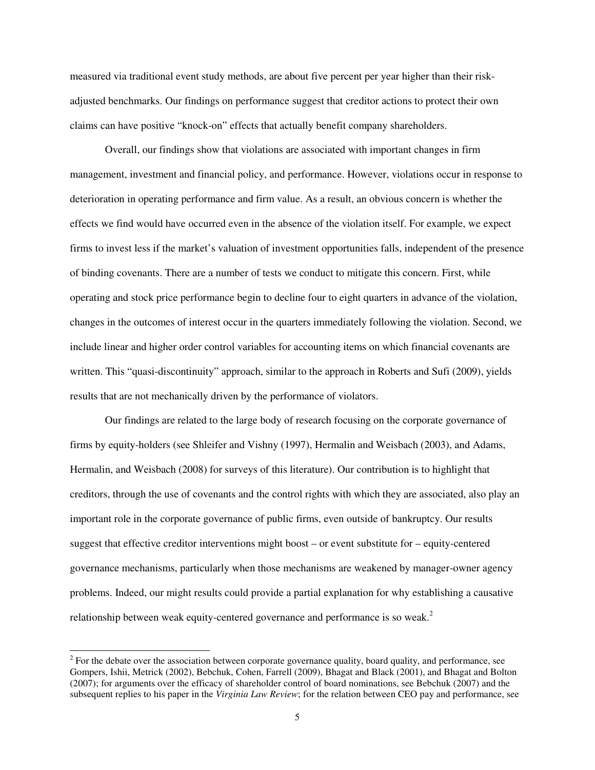measured via traditional event study methods, are about five percent per year higher than their risk-adjusted benchmarks. Our findings on performance suggest that creditor actions to protect their own claims can have positive "knock-on" effects that actually benefit company shareholders.

Overall, our findings show that violations are associated with important changes in firm management, investment and financial policy, and performance. However, violations occur in response to deterioration in operating performance and firm value. As a result, an obvious concern is whether the effects we find would have occurred even in the absence of the violation itself. For example, we expect firms to invest less if the market's valuation of investment opportunities falls, independent of the presence of binding covenants. There are a number of tests we conduct to mitigate this concern. First, while operating and stock price performance begin to decline four to eight quarters in advance of the violation, changes in the outcomes of interest occur in the quarters immediately following the violation. Second, we include linear and higher order control variables for accounting items on which financial covenants are written. This "quasi-discontinuity" approach, similar to the approach in Roberts and Sufi (2009), yields results that are not mechanically driven by the performance of violators.

Our findings are related to the large body of research focusing on the corporate governance of firms by equity-holders (see Shleifer and Vishny (1997), Hermalin and Weisbach (2003), and Adams, Hermalin, and Weisbach (2008) for surveys of this literature). Our contribution is to highlight that creditors, through the use of covenants and the control rights with which they are associated, also play an important role in the corporate governance of public firms, even outside of bankruptcy. Our results suggest that effective creditor interventions might boost – or event substitute for – equity-centered governance mechanisms, particularly when those mechanisms are weakened by manager-owner agency problems. Indeed, our might results could provide a partial explanation for why establishing a causative relationship between weak equity-centered governance and performance is so weak.[2]

[2] For the debate over the association between corporate governance quality, board quality, and performance, see Gompers, Ishii, Metrick (2002), Bebchuk, Cohen, Farrell (2009), Bhagat and Black (2001), and Bhagat and Bolton (2007); for arguments over the efficacy of shareholder control of board nominations, see Bebchuk (2007) and the subsequent replies to his paper in the *Virginia Law Review*; for the relation between CEO pay and performance, see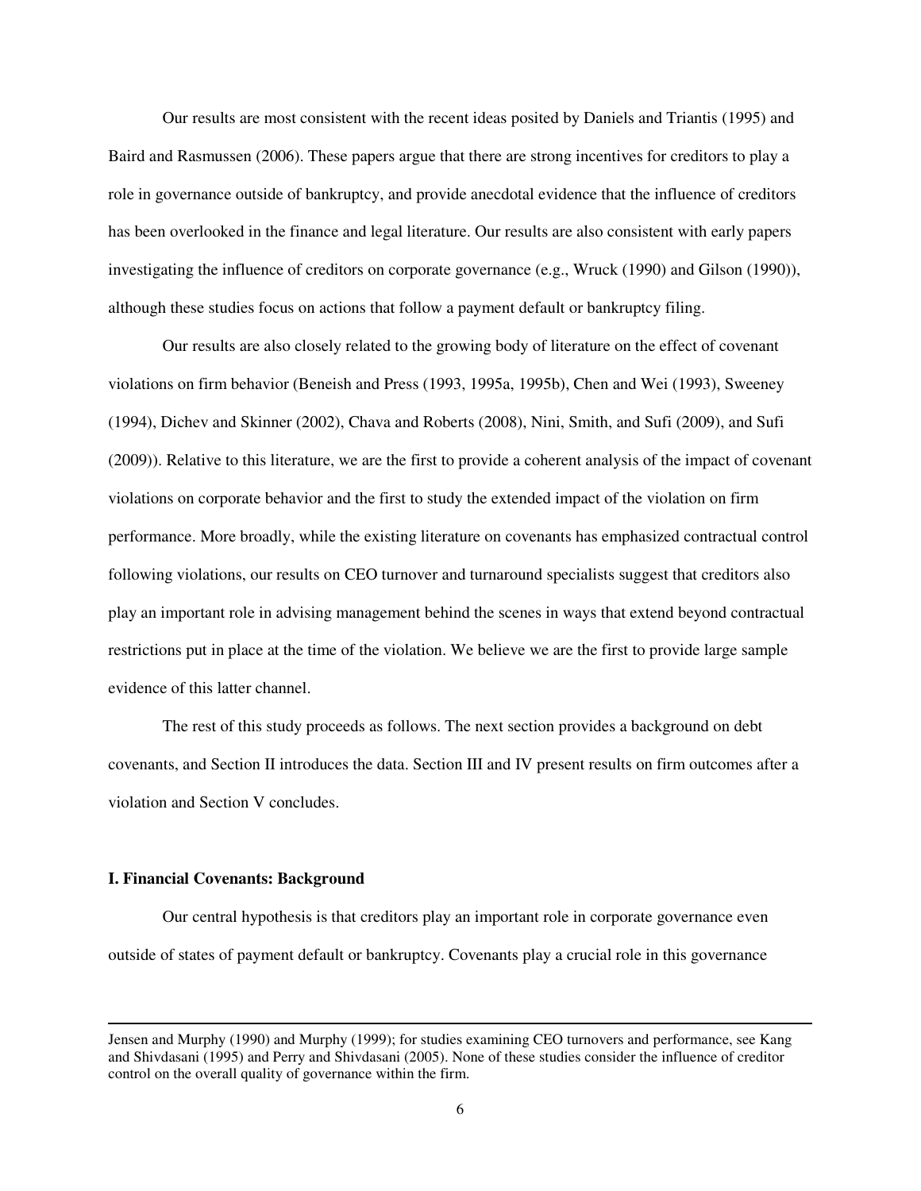Our results are most consistent with the recent ideas posited by Daniels and Triantis (1995) and Baird and Rasmussen (2006). These papers argue that there are strong incentives for creditors to play a role in governance outside of bankruptcy, and provide anecdotal evidence that the influence of creditors has been overlooked in the finance and legal literature. Our results are also consistent with early papers investigating the influence of creditors on corporate governance (e.g., Wruck (1990) and Gilson (1990)), although these studies focus on actions that follow a payment default or bankruptcy filing.

Our results are also closely related to the growing body of literature on the effect of covenant violations on firm behavior (Beneish and Press (1993, 1995a, 1995b), Chen and Wei (1993), Sweeney (1994), Dichev and Skinner (2002), Chava and Roberts (2008), Nini, Smith, and Sufi (2009), and Sufi (2009)). Relative to this literature, we are the first to provide a coherent analysis of the impact of covenant violations on corporate behavior and the first to study the extended impact of the violation on firm performance. More broadly, while the existing literature on covenants has emphasized contractual control following violations, our results on CEO turnover and turnaround specialists suggest that creditors also play an important role in advising management behind the scenes in ways that extend beyond contractual restrictions put in place at the time of the violation. We believe we are the first to provide large sample evidence of this latter channel.

The rest of this study proceeds as follows. The next section provides a background on debt covenants, and Section II introduces the data. Section III and IV present results on firm outcomes after a violation and Section V concludes.

## I. Financial Covenants: Background

Our central hypothesis is that creditors play an important role in corporate governance even outside of states of payment default or bankruptcy. Covenants play a crucial role in this governance

---

Jensen and Murphy (1990) and Murphy (1999); for studies examining CEO turnovers and performance, see Kang and Shivdasani (1995) and Perry and Shivdasani (2005). None of these studies consider the influence of creditor control on the overall quality of governance within the firm.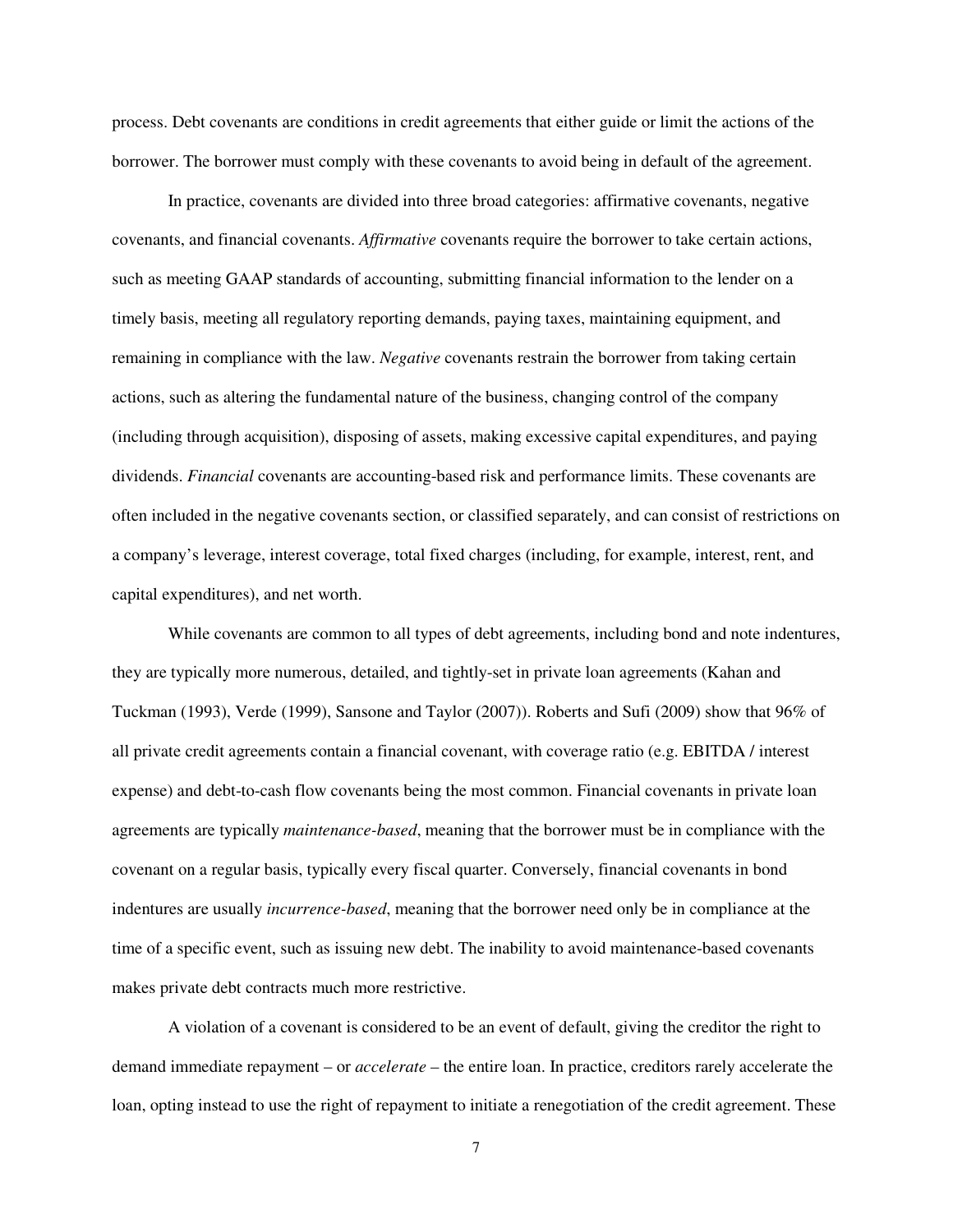process. Debt covenants are conditions in credit agreements that either guide or limit the actions of the borrower. The borrower must comply with these covenants to avoid being in default of the agreement.

In practice, covenants are divided into three broad categories: affirmative covenants, negative covenants, and financial covenants. *Affirmative* covenants require the borrower to take certain actions, such as meeting GAAP standards of accounting, submitting financial information to the lender on a timely basis, meeting all regulatory reporting demands, paying taxes, maintaining equipment, and remaining in compliance with the law. *Negative* covenants restrain the borrower from taking certain actions, such as altering the fundamental nature of the business, changing control of the company (including through acquisition), disposing of assets, making excessive capital expenditures, and paying dividends. *Financial* covenants are accounting-based risk and performance limits. These covenants are often included in the negative covenants section, or classified separately, and can consist of restrictions on a company's leverage, interest coverage, total fixed charges (including, for example, interest, rent, and capital expenditures), and net worth.

While covenants are common to all types of debt agreements, including bond and note indentures, they are typically more numerous, detailed, and tightly-set in private loan agreements (Kahan and Tuckman (1993), Verde (1999), Sansone and Taylor (2007)). Roberts and Sufi (2009) show that 96% of all private credit agreements contain a financial covenant, with coverage ratio (e.g. EBITDA / interest expense) and debt-to-cash flow covenants being the most common. Financial covenants in private loan agreements are typically *maintenance-based*, meaning that the borrower must be in compliance with the covenant on a regular basis, typically every fiscal quarter. Conversely, financial covenants in bond indentures are usually *incurrence-based*, meaning that the borrower need only be in compliance at the time of a specific event, such as issuing new debt. The inability to avoid maintenance-based covenants makes private debt contracts much more restrictive.

A violation of a covenant is considered to be an event of default, giving the creditor the right to demand immediate repayment – or *accelerate* – the entire loan. In practice, creditors rarely accelerate the loan, opting instead to use the right of repayment to initiate a renegotiation of the credit agreement. These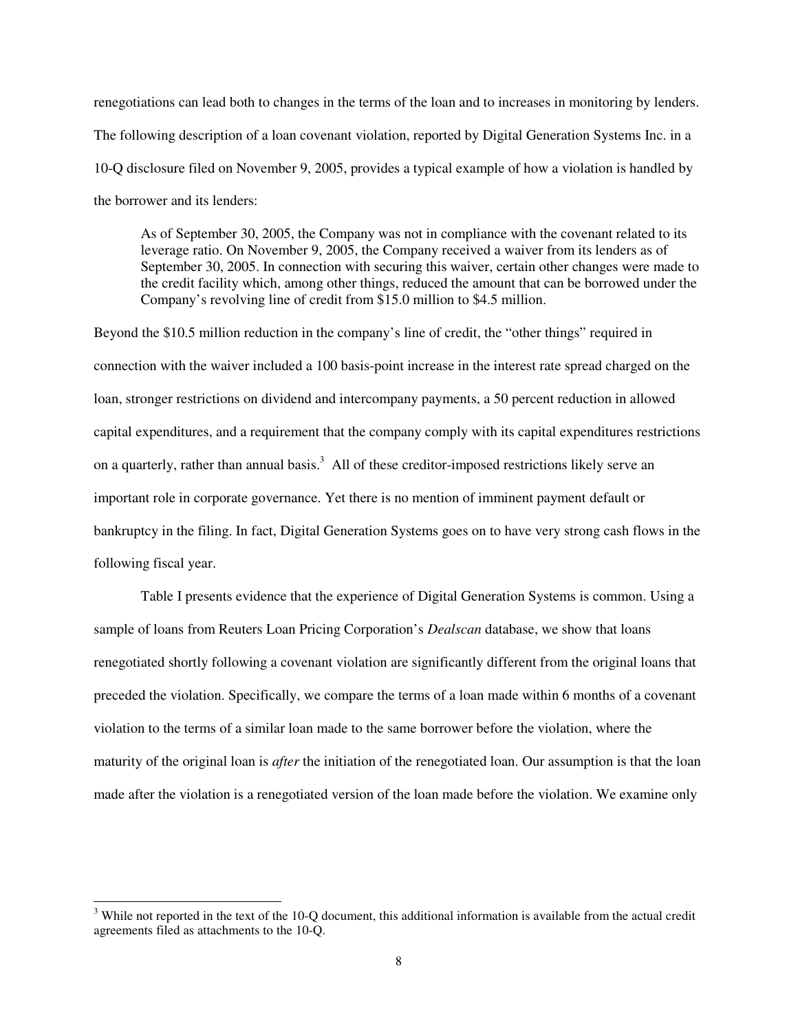renegotiations can lead both to changes in the terms of the loan and to increases in monitoring by lenders. The following description of a loan covenant violation, reported by Digital Generation Systems Inc. in a 10-Q disclosure filed on November 9, 2005, provides a typical example of how a violation is handled by the borrower and its lenders:

> As of September 30, 2005, the Company was not in compliance with the covenant related to its leverage ratio. On November 9, 2005, the Company received a waiver from its lenders as of September 30, 2005. In connection with securing this waiver, certain other changes were made to the credit facility which, among other things, reduced the amount that can be borrowed under the Company's revolving line of credit from $15.0 million to $4.5 million.

Beyond the $10.5 million reduction in the company's line of credit, the "other things" required in connection with the waiver included a 100 basis-point increase in the interest rate spread charged on the loan, stronger restrictions on dividend and intercompany payments, a 50 percent reduction in allowed capital expenditures, and a requirement that the company comply with its capital expenditures restrictions on a quarterly, rather than annual basis.[3] All of these creditor-imposed restrictions likely serve an important role in corporate governance. Yet there is no mention of imminent payment default or bankruptcy in the filing. In fact, Digital Generation Systems goes on to have very strong cash flows in the following fiscal year.

Table I presents evidence that the experience of Digital Generation Systems is common. Using a sample of loans from Reuters Loan Pricing Corporation's *Dealscan* database, we show that loans renegotiated shortly following a covenant violation are significantly different from the original loans that preceded the violation. Specifically, we compare the terms of a loan made within 6 months of a covenant violation to the terms of a similar loan made to the same borrower before the violation, where the maturity of the original loan is *after* the initiation of the renegotiated loan. Our assumption is that the loan made after the violation is a renegotiated version of the loan made before the violation. We examine only

[3] While not reported in the text of the 10-Q document, this additional information is available from the actual credit agreements filed as attachments to the 10-Q.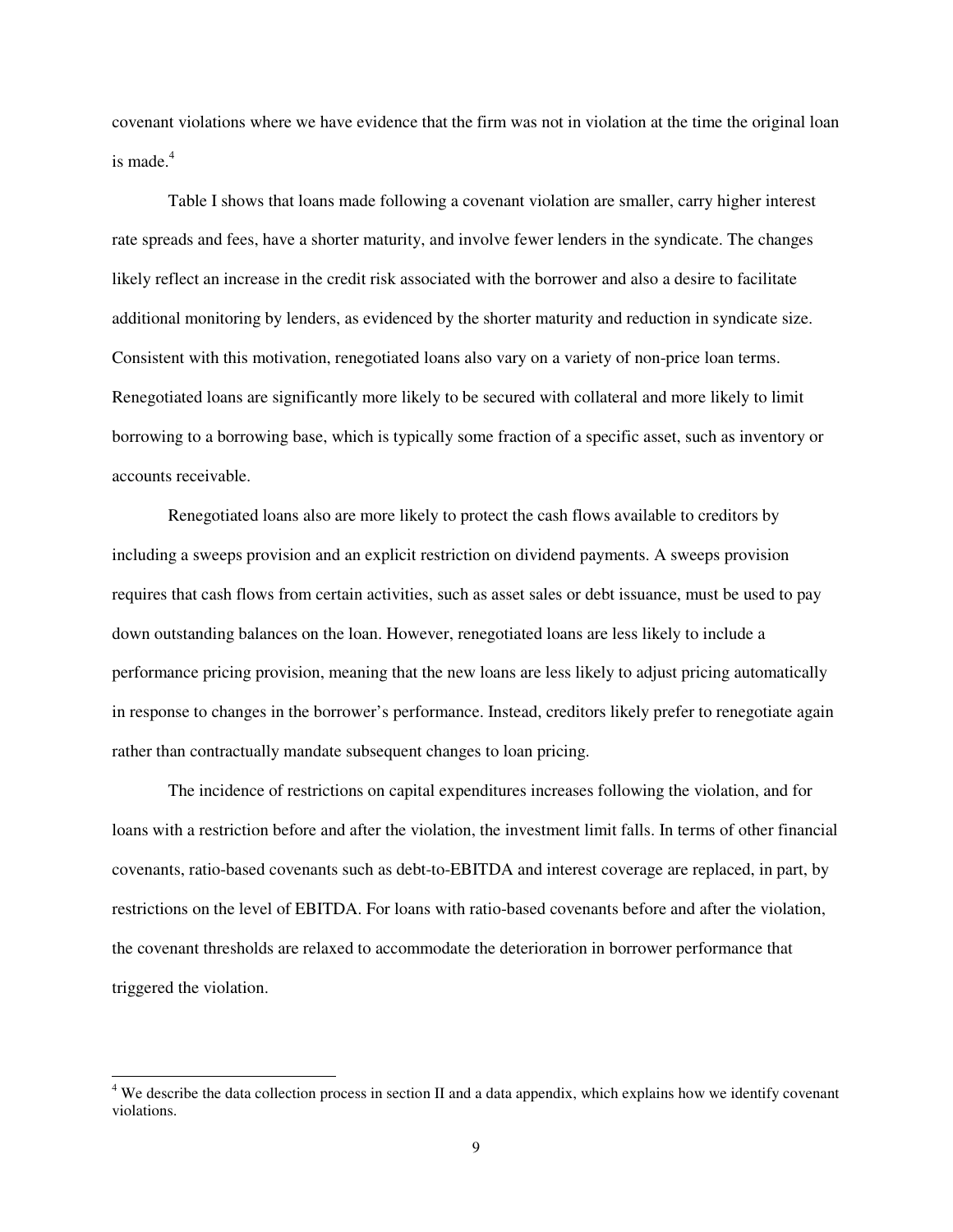covenant violations where we have evidence that the firm was not in violation at the time the original loan is made.[4]

Table I shows that loans made following a covenant violation are smaller, carry higher interest rate spreads and fees, have a shorter maturity, and involve fewer lenders in the syndicate. The changes likely reflect an increase in the credit risk associated with the borrower and also a desire to facilitate additional monitoring by lenders, as evidenced by the shorter maturity and reduction in syndicate size. Consistent with this motivation, renegotiated loans also vary on a variety of non-price loan terms. Renegotiated loans are significantly more likely to be secured with collateral and more likely to limit borrowing to a borrowing base, which is typically some fraction of a specific asset, such as inventory or accounts receivable.

Renegotiated loans also are more likely to protect the cash flows available to creditors by including a sweeps provision and an explicit restriction on dividend payments. A sweeps provision requires that cash flows from certain activities, such as asset sales or debt issuance, must be used to pay down outstanding balances on the loan. However, renegotiated loans are less likely to include a performance pricing provision, meaning that the new loans are less likely to adjust pricing automatically in response to changes in the borrower's performance. Instead, creditors likely prefer to renegotiate again rather than contractually mandate subsequent changes to loan pricing.

The incidence of restrictions on capital expenditures increases following the violation, and for loans with a restriction before and after the violation, the investment limit falls. In terms of other financial covenants, ratio-based covenants such as debt-to-EBITDA and interest coverage are replaced, in part, by restrictions on the level of EBITDA. For loans with ratio-based covenants before and after the violation, the covenant thresholds are relaxed to accommodate the deterioration in borrower performance that triggered the violation.

[4] We describe the data collection process in section II and a data appendix, which explains how we identify covenant violations.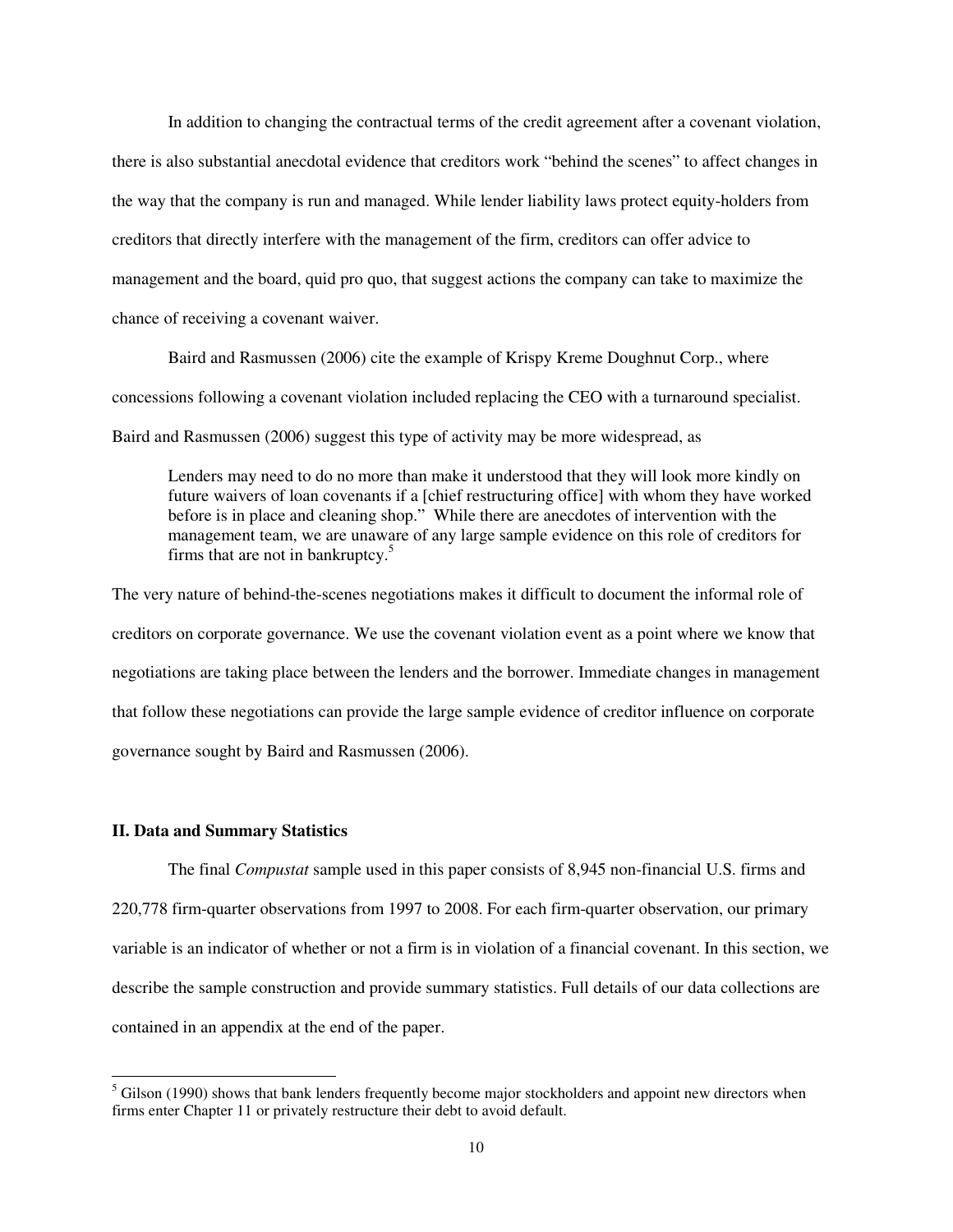In addition to changing the contractual terms of the credit agreement after a covenant violation, there is also substantial anecdotal evidence that creditors work "behind the scenes" to affect changes in the way that the company is run and managed. While lender liability laws protect equity-holders from creditors that directly interfere with the management of the firm, creditors can offer advice to management and the board, quid pro quo, that suggest actions the company can take to maximize the chance of receiving a covenant waiver.

Baird and Rasmussen (2006) cite the example of Krispy Kreme Doughnut Corp., where concessions following a covenant violation included replacing the CEO with a turnaround specialist. Baird and Rasmussen (2006) suggest this type of activity may be more widespread, as

> Lenders may need to do no more than make it understood that they will look more kindly on future waivers of loan covenants if a [chief restructuring office] with whom they have worked before is in place and cleaning shop." While there are anecdotes of intervention with the management team, we are unaware of any large sample evidence on this role of creditors for firms that are not in bankruptcy.[5]

The very nature of behind-the-scenes negotiations makes it difficult to document the informal role of creditors on corporate governance. We use the covenant violation event as a point where we know that negotiations are taking place between the lenders and the borrower. Immediate changes in management that follow these negotiations can provide the large sample evidence of creditor influence on corporate governance sought by Baird and Rasmussen (2006).

## II. Data and Summary Statistics

The final *Compustat* sample used in this paper consists of 8,945 non-financial U.S. firms and 220,778 firm-quarter observations from 1997 to 2008. For each firm-quarter observation, our primary variable is an indicator of whether or not a firm is in violation of a financial covenant. In this section, we describe the sample construction and provide summary statistics. Full details of our data collections are contained in an appendix at the end of the paper.

[5] Gilson (1990) shows that bank lenders frequently become major stockholders and appoint new directors when firms enter Chapter 11 or privately restructure their debt to avoid default.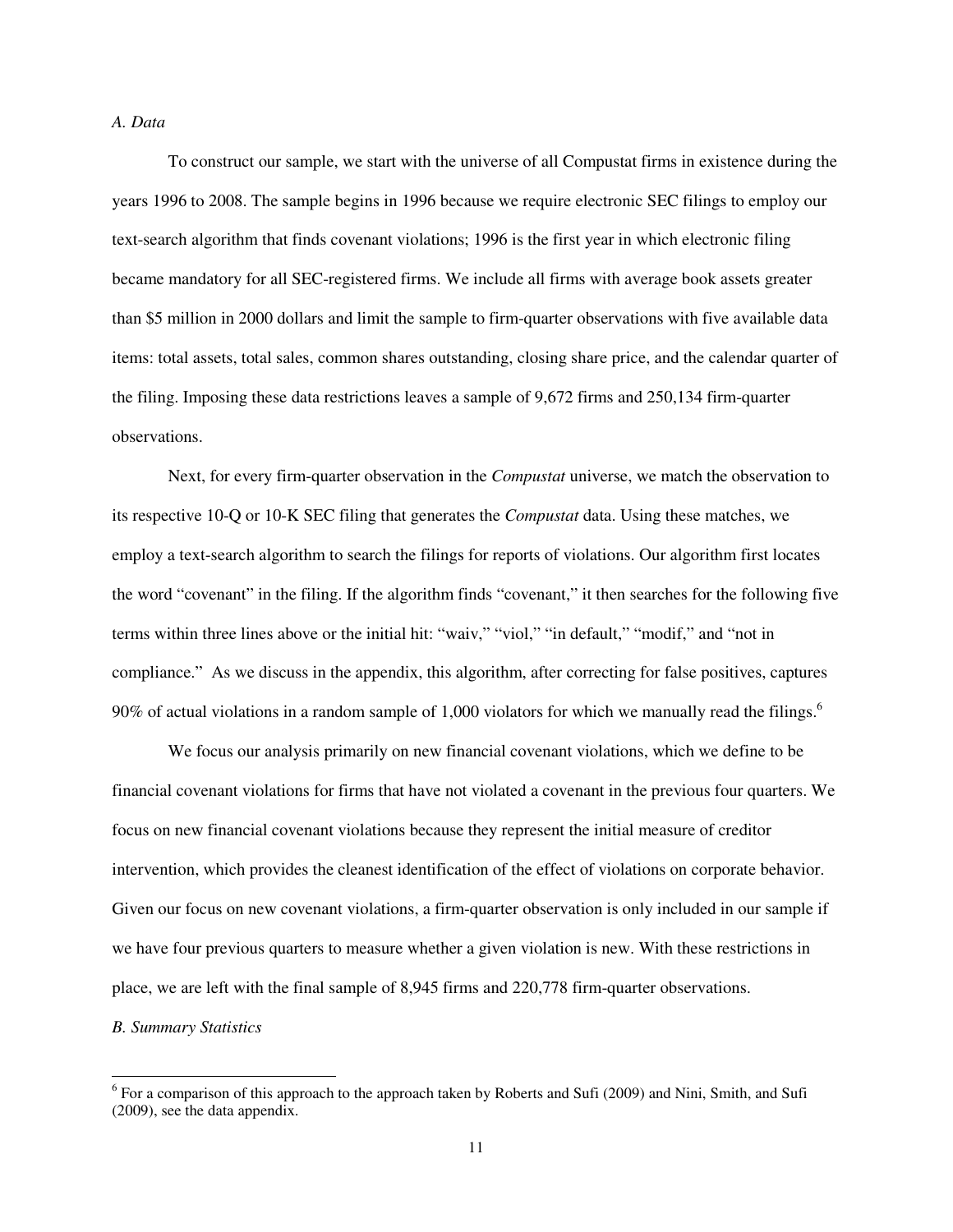*A. Data*

To construct our sample, we start with the universe of all Compustat firms in existence during the years 1996 to 2008. The sample begins in 1996 because we require electronic SEC filings to employ our text-search algorithm that finds covenant violations; 1996 is the first year in which electronic filing became mandatory for all SEC-registered firms. We include all firms with average book assets greater than $5 million in 2000 dollars and limit the sample to firm-quarter observations with five available data items: total assets, total sales, common shares outstanding, closing share price, and the calendar quarter of the filing. Imposing these data restrictions leaves a sample of 9,672 firms and 250,134 firm-quarter observations.

Next, for every firm-quarter observation in the *Compustat* universe, we match the observation to its respective 10-Q or 10-K SEC filing that generates the *Compustat* data. Using these matches, we employ a text-search algorithm to search the filings for reports of violations. Our algorithm first locates the word "covenant" in the filing. If the algorithm finds "covenant," it then searches for the following five terms within three lines above or the initial hit: "waiv," "viol," "in default," "modif," and "not in compliance." As we discuss in the appendix, this algorithm, after correcting for false positives, captures 90% of actual violations in a random sample of 1,000 violators for which we manually read the filings.[6]

We focus our analysis primarily on new financial covenant violations, which we define to be financial covenant violations for firms that have not violated a covenant in the previous four quarters. We focus on new financial covenant violations because they represent the initial measure of creditor intervention, which provides the cleanest identification of the effect of violations on corporate behavior. Given our focus on new covenant violations, a firm-quarter observation is only included in our sample if we have four previous quarters to measure whether a given violation is new. With these restrictions in place, we are left with the final sample of 8,945 firms and 220,778 firm-quarter observations.

*B. Summary Statistics*

[6] For a comparison of this approach to the approach taken by Roberts and Sufi (2009) and Nini, Smith, and Sufi (2009), see the data appendix.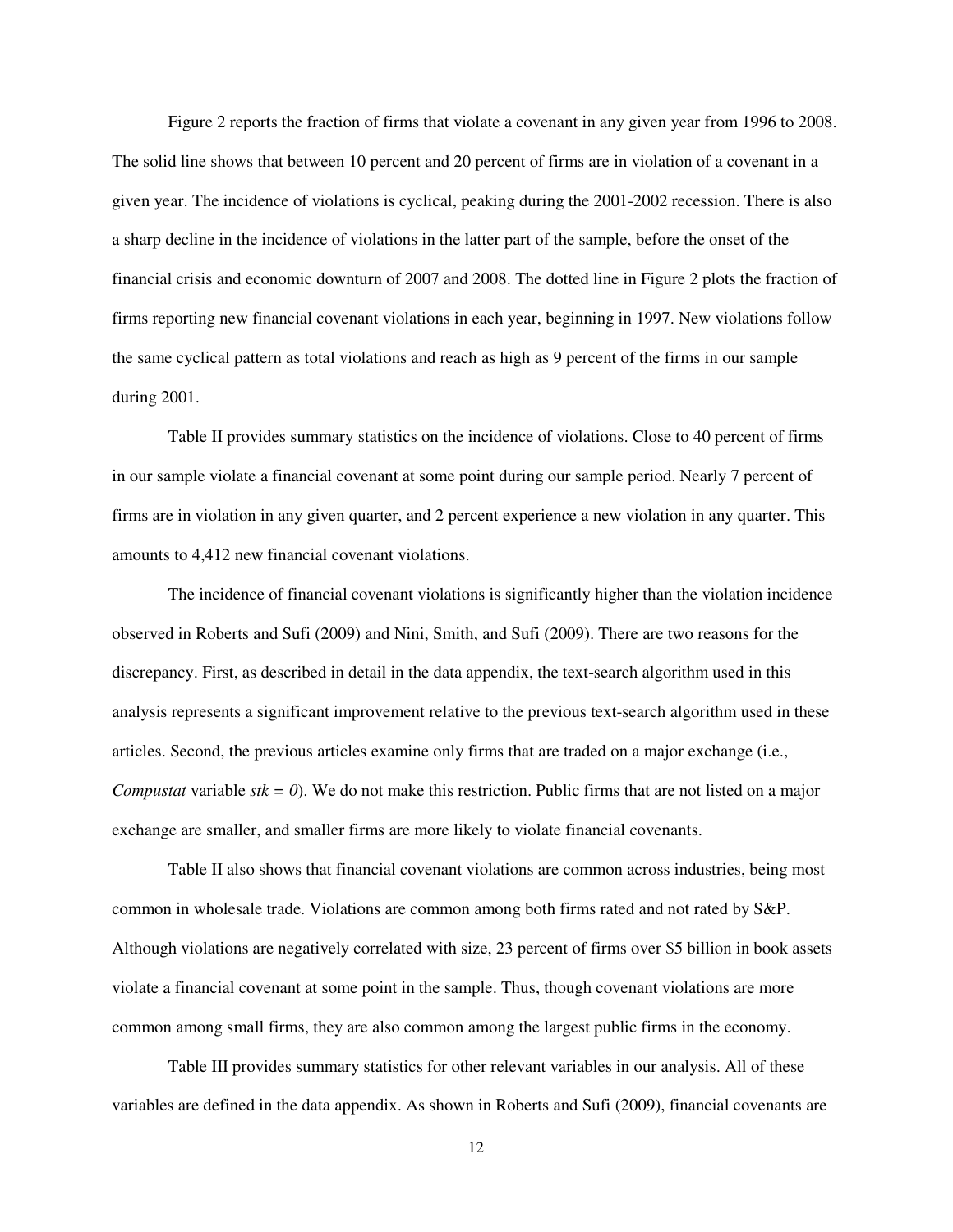Figure 2 reports the fraction of firms that violate a covenant in any given year from 1996 to 2008. The solid line shows that between 10 percent and 20 percent of firms are in violation of a covenant in a given year. The incidence of violations is cyclical, peaking during the 2001-2002 recession. There is also a sharp decline in the incidence of violations in the latter part of the sample, before the onset of the financial crisis and economic downturn of 2007 and 2008. The dotted line in Figure 2 plots the fraction of firms reporting new financial covenant violations in each year, beginning in 1997. New violations follow the same cyclical pattern as total violations and reach as high as 9 percent of the firms in our sample during 2001.

Table II provides summary statistics on the incidence of violations. Close to 40 percent of firms in our sample violate a financial covenant at some point during our sample period. Nearly 7 percent of firms are in violation in any given quarter, and 2 percent experience a new violation in any quarter. This amounts to 4,412 new financial covenant violations.

The incidence of financial covenant violations is significantly higher than the violation incidence observed in Roberts and Sufi (2009) and Nini, Smith, and Sufi (2009). There are two reasons for the discrepancy. First, as described in detail in the data appendix, the text-search algorithm used in this analysis represents a significant improvement relative to the previous text-search algorithm used in these articles. Second, the previous articles examine only firms that are traded on a major exchange (i.e., *Compustat* variable *stk = 0*). We do not make this restriction. Public firms that are not listed on a major exchange are smaller, and smaller firms are more likely to violate financial covenants.

Table II also shows that financial covenant violations are common across industries, being most common in wholesale trade. Violations are common among both firms rated and not rated by S&P. Although violations are negatively correlated with size, 23 percent of firms over $5 billion in book assets violate a financial covenant at some point in the sample. Thus, though covenant violations are more common among small firms, they are also common among the largest public firms in the economy.

Table III provides summary statistics for other relevant variables in our analysis. All of these variables are defined in the data appendix. As shown in Roberts and Sufi (2009), financial covenants are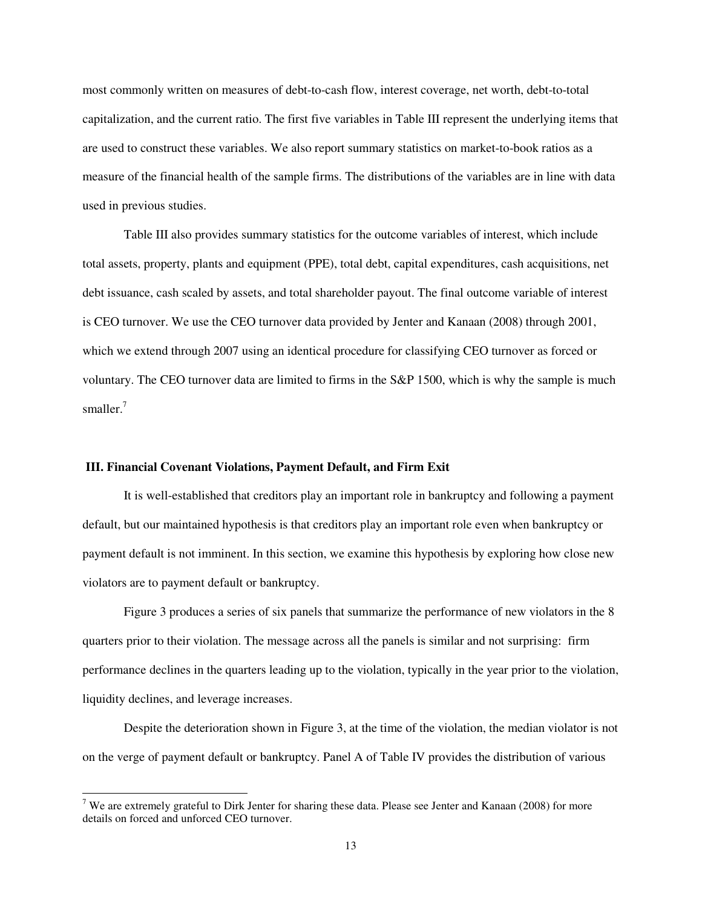most commonly written on measures of debt-to-cash flow, interest coverage, net worth, debt-to-total capitalization, and the current ratio. The first five variables in Table III represent the underlying items that are used to construct these variables. We also report summary statistics on market-to-book ratios as a measure of the financial health of the sample firms. The distributions of the variables are in line with data used in previous studies.

Table III also provides summary statistics for the outcome variables of interest, which include total assets, property, plants and equipment (PPE), total debt, capital expenditures, cash acquisitions, net debt issuance, cash scaled by assets, and total shareholder payout. The final outcome variable of interest is CEO turnover. We use the CEO turnover data provided by Jenter and Kanaan (2008) through 2001, which we extend through 2007 using an identical procedure for classifying CEO turnover as forced or voluntary. The CEO turnover data are limited to firms in the S&P 1500, which is why the sample is much smaller.[7]

## III. Financial Covenant Violations, Payment Default, and Firm Exit

It is well-established that creditors play an important role in bankruptcy and following a payment default, but our maintained hypothesis is that creditors play an important role even when bankruptcy or payment default is not imminent. In this section, we examine this hypothesis by exploring how close new violators are to payment default or bankruptcy.

Figure 3 produces a series of six panels that summarize the performance of new violators in the 8 quarters prior to their violation. The message across all the panels is similar and not surprising: firm performance declines in the quarters leading up to the violation, typically in the year prior to the violation, liquidity declines, and leverage increases.

Despite the deterioration shown in Figure 3, at the time of the violation, the median violator is not on the verge of payment default or bankruptcy. Panel A of Table IV provides the distribution of various

[7] We are extremely grateful to Dirk Jenter for sharing these data. Please see Jenter and Kanaan (2008) for more details on forced and unforced CEO turnover.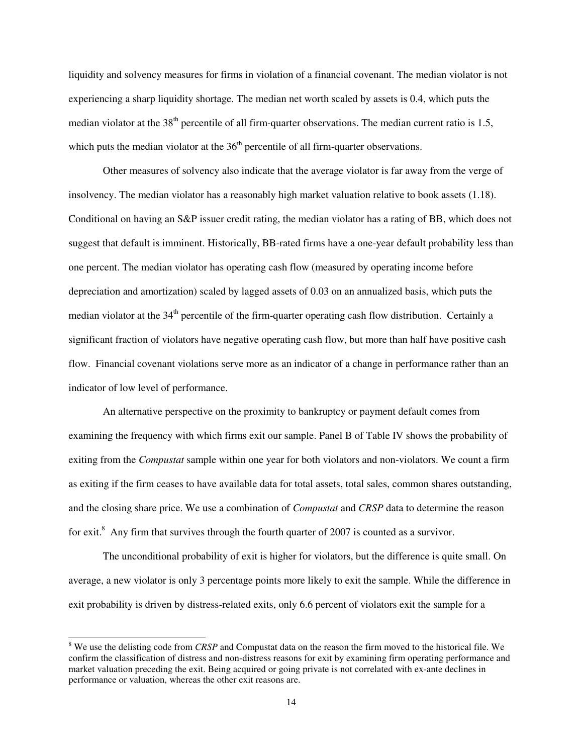liquidity and solvency measures for firms in violation of a financial covenant. The median violator is not experiencing a sharp liquidity shortage. The median net worth scaled by assets is 0.4, which puts the median violator at the 38th percentile of all firm-quarter observations. The median current ratio is 1.5, which puts the median violator at the 36th percentile of all firm-quarter observations.

Other measures of solvency also indicate that the average violator is far away from the verge of insolvency. The median violator has a reasonably high market valuation relative to book assets (1.18). Conditional on having an S&P issuer credit rating, the median violator has a rating of BB, which does not suggest that default is imminent. Historically, BB-rated firms have a one-year default probability less than one percent. The median violator has operating cash flow (measured by operating income before depreciation and amortization) scaled by lagged assets of 0.03 on an annualized basis, which puts the median violator at the 34th percentile of the firm-quarter operating cash flow distribution. Certainly a significant fraction of violators have negative operating cash flow, but more than half have positive cash flow. Financial covenant violations serve more as an indicator of a change in performance rather than an indicator of low level of performance.

An alternative perspective on the proximity to bankruptcy or payment default comes from examining the frequency with which firms exit our sample. Panel B of Table IV shows the probability of exiting from the *Compustat* sample within one year for both violators and non-violators. We count a firm as exiting if the firm ceases to have available data for total assets, total sales, common shares outstanding, and the closing share price. We use a combination of *Compustat* and *CRSP* data to determine the reason for exit.[8] Any firm that survives through the fourth quarter of 2007 is counted as a survivor.

The unconditional probability of exit is higher for violators, but the difference is quite small. On average, a new violator is only 3 percentage points more likely to exit the sample. While the difference in exit probability is driven by distress-related exits, only 6.6 percent of violators exit the sample for a

[8] We use the delisting code from *CRSP* and Compustat data on the reason the firm moved to the historical file. We confirm the classification of distress and non-distress reasons for exit by examining firm operating performance and market valuation preceding the exit. Being acquired or going private is not correlated with ex-ante declines in performance or valuation, whereas the other exit reasons are.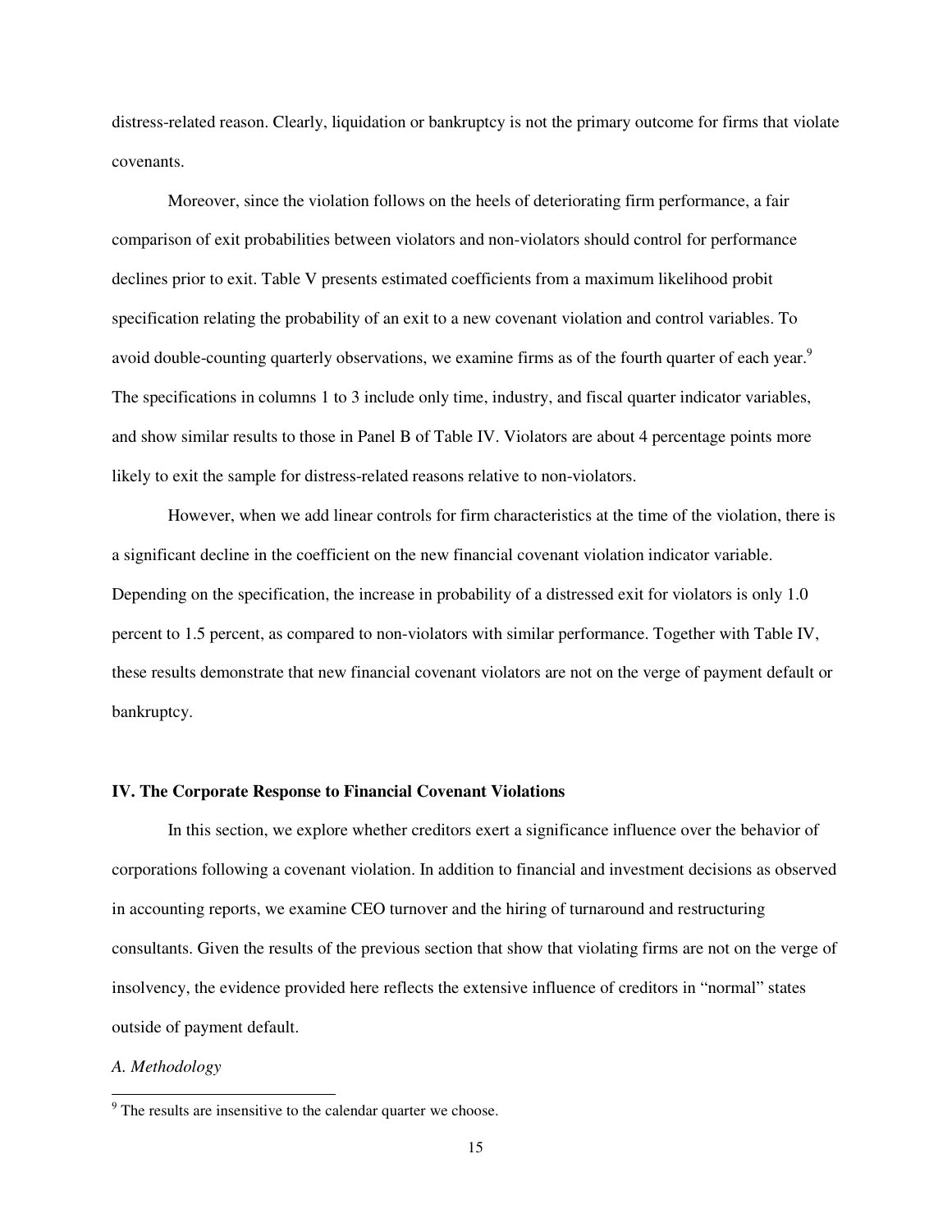distress-related reason. Clearly, liquidation or bankruptcy is not the primary outcome for firms that violate covenants.

Moreover, since the violation follows on the heels of deteriorating firm performance, a fair comparison of exit probabilities between violators and non-violators should control for performance declines prior to exit. Table V presents estimated coefficients from a maximum likelihood probit specification relating the probability of an exit to a new covenant violation and control variables. To avoid double-counting quarterly observations, we examine firms as of the fourth quarter of each year.[9] The specifications in columns 1 to 3 include only time, industry, and fiscal quarter indicator variables, and show similar results to those in Panel B of Table IV. Violators are about 4 percentage points more likely to exit the sample for distress-related reasons relative to non-violators.

However, when we add linear controls for firm characteristics at the time of the violation, there is a significant decline in the coefficient on the new financial covenant violation indicator variable. Depending on the specification, the increase in probability of a distressed exit for violators is only 1.0 percent to 1.5 percent, as compared to non-violators with similar performance. Together with Table IV, these results demonstrate that new financial covenant violators are not on the verge of payment default or bankruptcy.

## IV. The Corporate Response to Financial Covenant Violations

In this section, we explore whether creditors exert a significance influence over the behavior of corporations following a covenant violation. In addition to financial and investment decisions as observed in accounting reports, we examine CEO turnover and the hiring of turnaround and restructuring consultants. Given the results of the previous section that show that violating firms are not on the verge of insolvency, the evidence provided here reflects the extensive influence of creditors in "normal" states outside of payment default.

### *A. Methodology*

[9] The results are insensitive to the calendar quarter we choose.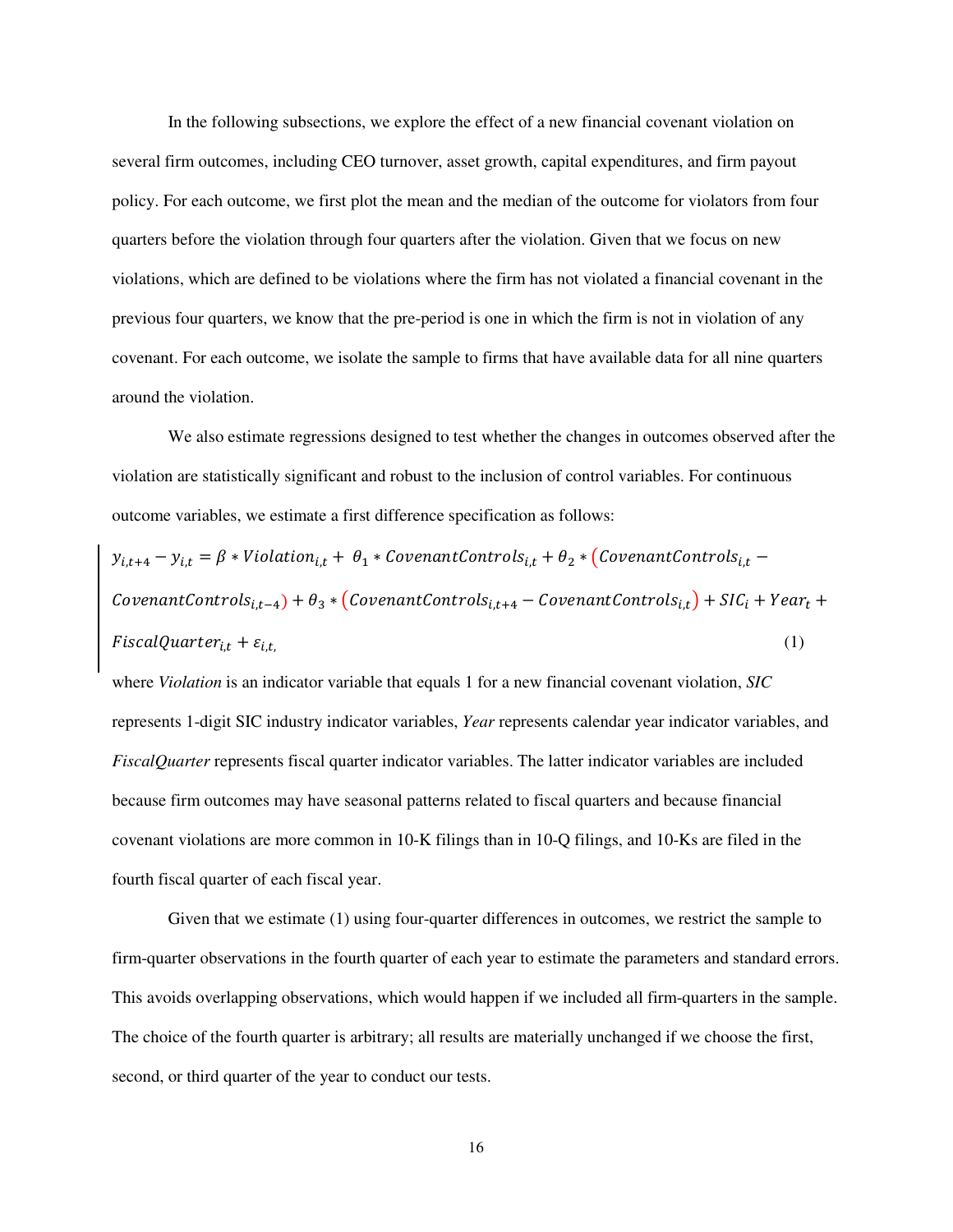In the following subsections, we explore the effect of a new financial covenant violation on several firm outcomes, including CEO turnover, asset growth, capital expenditures, and firm payout policy. For each outcome, we first plot the mean and the median of the outcome for violators from four quarters before the violation through four quarters after the violation. Given that we focus on new violations, which are defined to be violations where the firm has not violated a financial covenant in the previous four quarters, we know that the pre-period is one in which the firm is not in violation of any covenant. For each outcome, we isolate the sample to firms that have available data for all nine quarters around the violation.

We also estimate regressions designed to test whether the changes in outcomes observed after the violation are statistically significant and robust to the inclusion of control variables. For continuous outcome variables, we estimate a first difference specification as follows:

$$y_{i,t+4} - y_{i,t} = \beta * Violation_{i,t} + \theta_1 * CovenantControls_{i,t} + \theta_2 * (CovenantControls_{i,t} - CovenantControls_{i,t-4}) + \theta_3 * (CovenantControls_{i,t+4} - CovenantControls_{i,t}) + SIC_i + Year_t + FiscalQuarter_{i,t} + \varepsilon_{i,t,} \tag{1}$$

where *Violation* is an indicator variable that equals 1 for a new financial covenant violation, *SIC* represents 1-digit SIC industry indicator variables, *Year* represents calendar year indicator variables, and *FiscalQuarter* represents fiscal quarter indicator variables. The latter indicator variables are included because firm outcomes may have seasonal patterns related to fiscal quarters and because financial covenant violations are more common in 10-K filings than in 10-Q filings, and 10-Ks are filed in the fourth fiscal quarter of each fiscal year.

Given that we estimate (1) using four-quarter differences in outcomes, we restrict the sample to firm-quarter observations in the fourth quarter of each year to estimate the parameters and standard errors. This avoids overlapping observations, which would happen if we included all firm-quarters in the sample. The choice of the fourth quarter is arbitrary; all results are materially unchanged if we choose the first, second, or third quarter of the year to conduct our tests.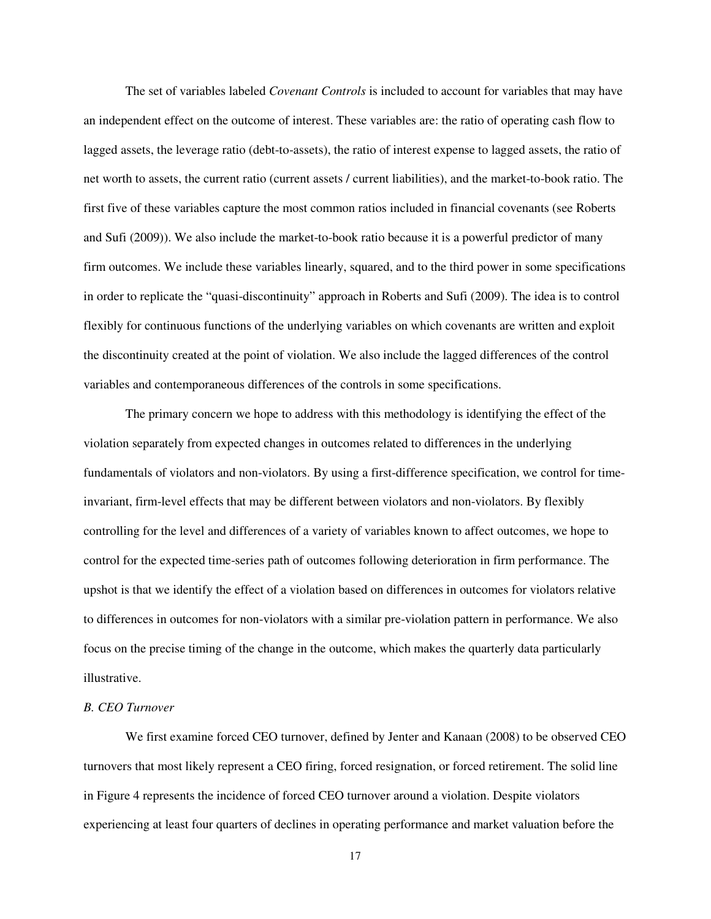The set of variables labeled *Covenant Controls* is included to account for variables that may have an independent effect on the outcome of interest. These variables are: the ratio of operating cash flow to lagged assets, the leverage ratio (debt-to-assets), the ratio of interest expense to lagged assets, the ratio of net worth to assets, the current ratio (current assets / current liabilities), and the market-to-book ratio. The first five of these variables capture the most common ratios included in financial covenants (see Roberts and Sufi (2009)). We also include the market-to-book ratio because it is a powerful predictor of many firm outcomes. We include these variables linearly, squared, and to the third power in some specifications in order to replicate the "quasi-discontinuity" approach in Roberts and Sufi (2009). The idea is to control flexibly for continuous functions of the underlying variables on which covenants are written and exploit the discontinuity created at the point of violation. We also include the lagged differences of the control variables and contemporaneous differences of the controls in some specifications.

The primary concern we hope to address with this methodology is identifying the effect of the violation separately from expected changes in outcomes related to differences in the underlying fundamentals of violators and non-violators. By using a first-difference specification, we control for time-invariant, firm-level effects that may be different between violators and non-violators. By flexibly controlling for the level and differences of a variety of variables known to affect outcomes, we hope to control for the expected time-series path of outcomes following deterioration in firm performance. The upshot is that we identify the effect of a violation based on differences in outcomes for violators relative to differences in outcomes for non-violators with a similar pre-violation pattern in performance. We also focus on the precise timing of the change in the outcome, which makes the quarterly data particularly illustrative.

*B. CEO Turnover*

We first examine forced CEO turnover, defined by Jenter and Kanaan (2008) to be observed CEO turnovers that most likely represent a CEO firing, forced resignation, or forced retirement. The solid line in Figure 4 represents the incidence of forced CEO turnover around a violation. Despite violators experiencing at least four quarters of declines in operating performance and market valuation before the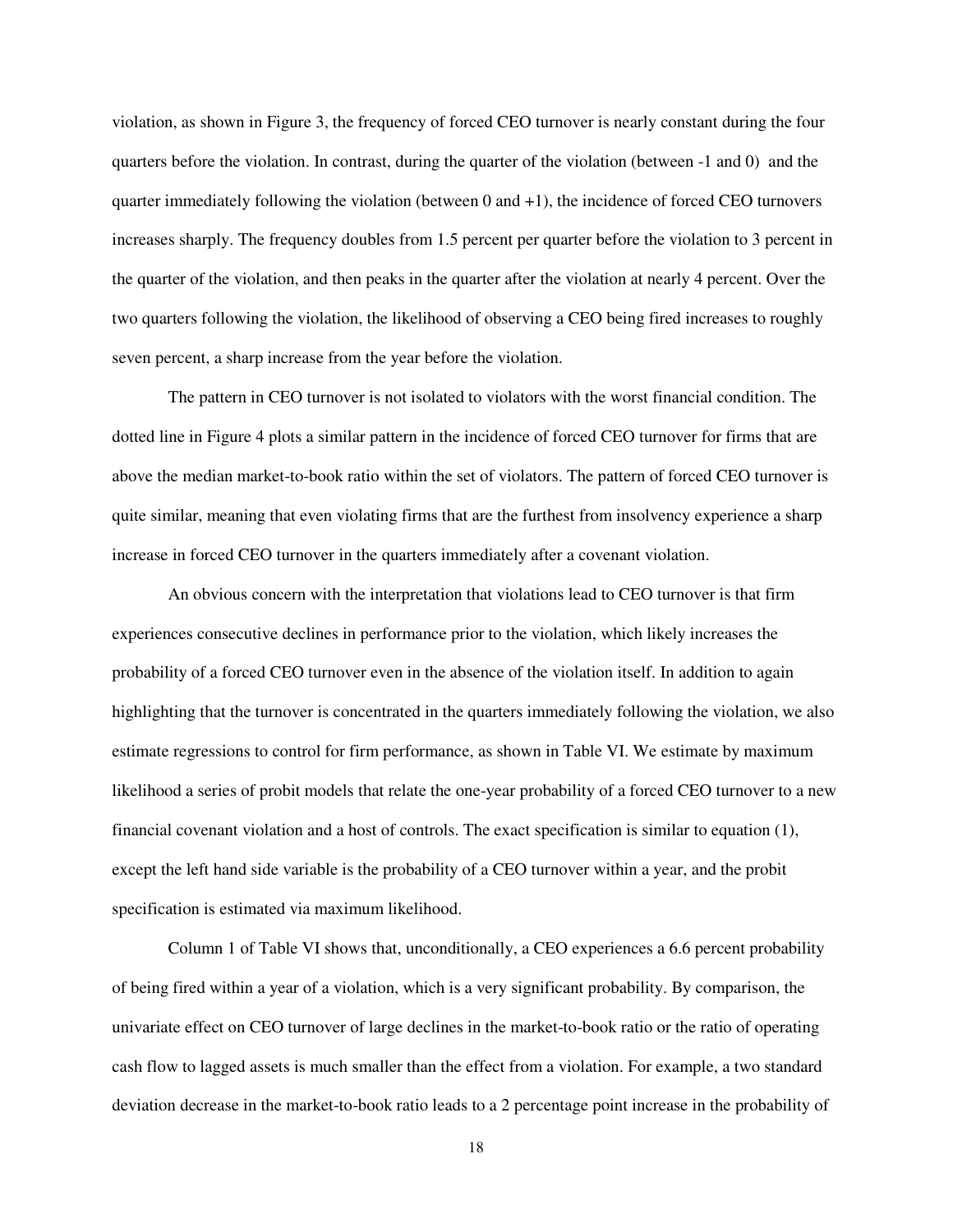violation, as shown in Figure 3, the frequency of forced CEO turnover is nearly constant during the four quarters before the violation. In contrast, during the quarter of the violation (between -1 and 0) and the quarter immediately following the violation (between 0 and +1), the incidence of forced CEO turnovers increases sharply. The frequency doubles from 1.5 percent per quarter before the violation to 3 percent in the quarter of the violation, and then peaks in the quarter after the violation at nearly 4 percent. Over the two quarters following the violation, the likelihood of observing a CEO being fired increases to roughly seven percent, a sharp increase from the year before the violation.

The pattern in CEO turnover is not isolated to violators with the worst financial condition. The dotted line in Figure 4 plots a similar pattern in the incidence of forced CEO turnover for firms that are above the median market-to-book ratio within the set of violators. The pattern of forced CEO turnover is quite similar, meaning that even violating firms that are the furthest from insolvency experience a sharp increase in forced CEO turnover in the quarters immediately after a covenant violation.

An obvious concern with the interpretation that violations lead to CEO turnover is that firm experiences consecutive declines in performance prior to the violation, which likely increases the probability of a forced CEO turnover even in the absence of the violation itself. In addition to again highlighting that the turnover is concentrated in the quarters immediately following the violation, we also estimate regressions to control for firm performance, as shown in Table VI. We estimate by maximum likelihood a series of probit models that relate the one-year probability of a forced CEO turnover to a new financial covenant violation and a host of controls. The exact specification is similar to equation (1), except the left hand side variable is the probability of a CEO turnover within a year, and the probit specification is estimated via maximum likelihood.

Column 1 of Table VI shows that, unconditionally, a CEO experiences a 6.6 percent probability of being fired within a year of a violation, which is a very significant probability. By comparison, the univariate effect on CEO turnover of large declines in the market-to-book ratio or the ratio of operating cash flow to lagged assets is much smaller than the effect from a violation. For example, a two standard deviation decrease in the market-to-book ratio leads to a 2 percentage point increase in the probability of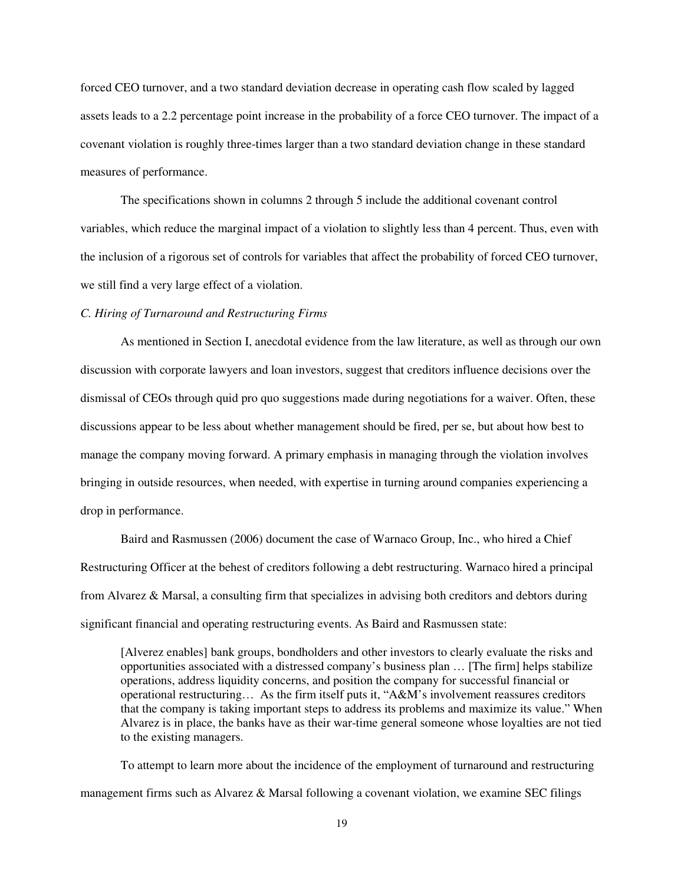forced CEO turnover, and a two standard deviation decrease in operating cash flow scaled by lagged assets leads to a 2.2 percentage point increase in the probability of a force CEO turnover. The impact of a covenant violation is roughly three-times larger than a two standard deviation change in these standard measures of performance.

The specifications shown in columns 2 through 5 include the additional covenant control variables, which reduce the marginal impact of a violation to slightly less than 4 percent. Thus, even with the inclusion of a rigorous set of controls for variables that affect the probability of forced CEO turnover, we still find a very large effect of a violation.

*C. Hiring of Turnaround and Restructuring Firms*

As mentioned in Section I, anecdotal evidence from the law literature, as well as through our own discussion with corporate lawyers and loan investors, suggest that creditors influence decisions over the dismissal of CEOs through quid pro quo suggestions made during negotiations for a waiver. Often, these discussions appear to be less about whether management should be fired, per se, but about how best to manage the company moving forward. A primary emphasis in managing through the violation involves bringing in outside resources, when needed, with expertise in turning around companies experiencing a drop in performance.

Baird and Rasmussen (2006) document the case of Warnaco Group, Inc., who hired a Chief Restructuring Officer at the behest of creditors following a debt restructuring. Warnaco hired a principal from Alvarez & Marsal, a consulting firm that specializes in advising both creditors and debtors during significant financial and operating restructuring events. As Baird and Rasmussen state:

> [Alverez enables] bank groups, bondholders and other investors to clearly evaluate the risks and opportunities associated with a distressed company's business plan … [The firm] helps stabilize operations, address liquidity concerns, and position the company for successful financial or operational restructuring… As the firm itself puts it, "A&M's involvement reassures creditors that the company is taking important steps to address its problems and maximize its value." When Alvarez is in place, the banks have as their war-time general someone whose loyalties are not tied to the existing managers.

To attempt to learn more about the incidence of the employment of turnaround and restructuring management firms such as Alvarez & Marsal following a covenant violation, we examine SEC filings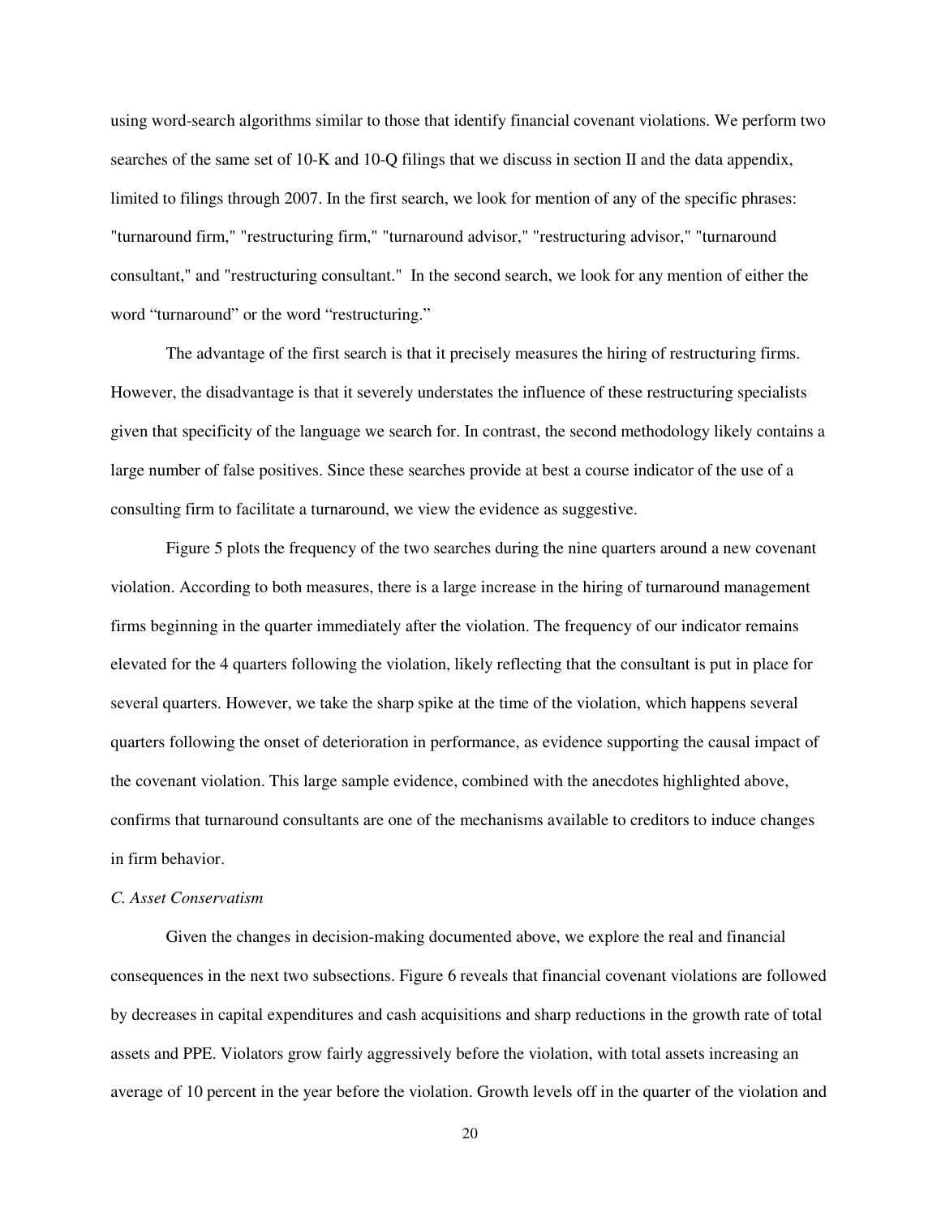using word-search algorithms similar to those that identify financial covenant violations. We perform two searches of the same set of 10-K and 10-Q filings that we discuss in section II and the data appendix, limited to filings through 2007. In the first search, we look for mention of any of the specific phrases: "turnaround firm," "restructuring firm," "turnaround advisor," "restructuring advisor," "turnaround consultant," and "restructuring consultant." In the second search, we look for any mention of either the word "turnaround" or the word "restructuring."

The advantage of the first search is that it precisely measures the hiring of restructuring firms. However, the disadvantage is that it severely understates the influence of these restructuring specialists given that specificity of the language we search for. In contrast, the second methodology likely contains a large number of false positives. Since these searches provide at best a course indicator of the use of a consulting firm to facilitate a turnaround, we view the evidence as suggestive.

Figure 5 plots the frequency of the two searches during the nine quarters around a new covenant violation. According to both measures, there is a large increase in the hiring of turnaround management firms beginning in the quarter immediately after the violation. The frequency of our indicator remains elevated for the 4 quarters following the violation, likely reflecting that the consultant is put in place for several quarters. However, we take the sharp spike at the time of the violation, which happens several quarters following the onset of deterioration in performance, as evidence supporting the causal impact of the covenant violation. This large sample evidence, combined with the anecdotes highlighted above, confirms that turnaround consultants are one of the mechanisms available to creditors to induce changes in firm behavior.

*C. Asset Conservatism*

Given the changes in decision-making documented above, we explore the real and financial consequences in the next two subsections. Figure 6 reveals that financial covenant violations are followed by decreases in capital expenditures and cash acquisitions and sharp reductions in the growth rate of total assets and PPE. Violators grow fairly aggressively before the violation, with total assets increasing an average of 10 percent in the year before the violation. Growth levels off in the quarter of the violation and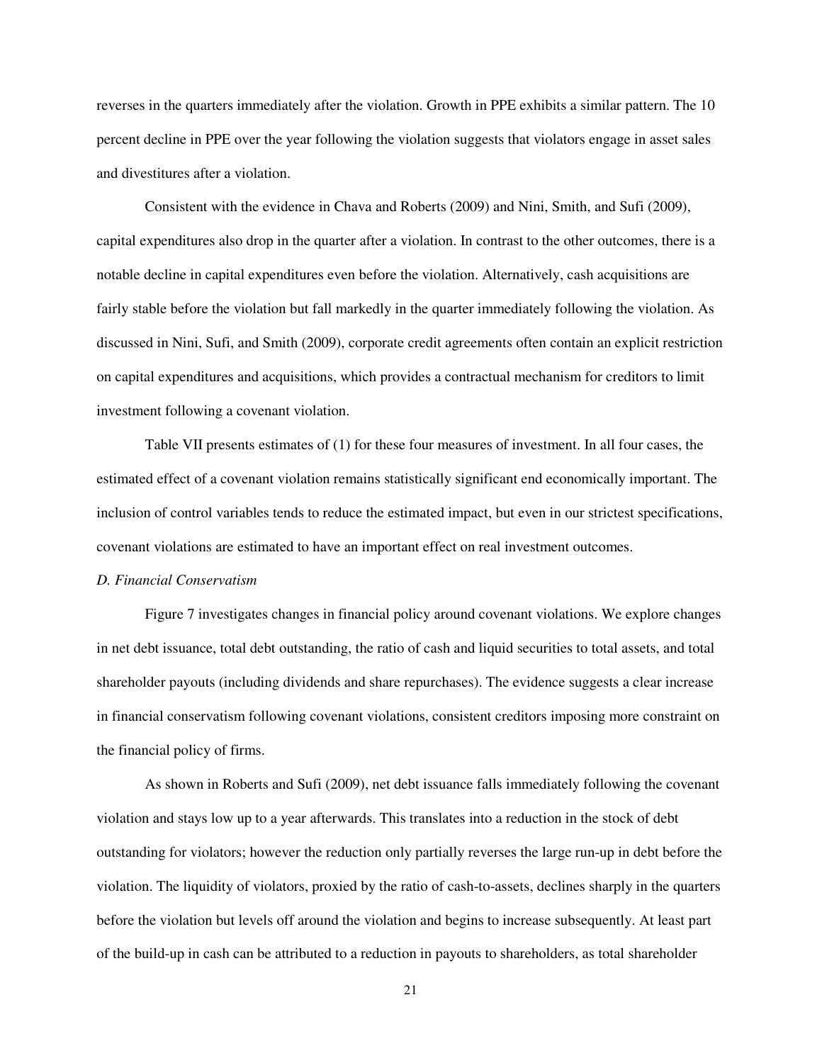reverses in the quarters immediately after the violation. Growth in PPE exhibits a similar pattern. The 10 percent decline in PPE over the year following the violation suggests that violators engage in asset sales and divestitures after a violation.

Consistent with the evidence in Chava and Roberts (2009) and Nini, Smith, and Sufi (2009), capital expenditures also drop in the quarter after a violation. In contrast to the other outcomes, there is a notable decline in capital expenditures even before the violation. Alternatively, cash acquisitions are fairly stable before the violation but fall markedly in the quarter immediately following the violation. As discussed in Nini, Sufi, and Smith (2009), corporate credit agreements often contain an explicit restriction on capital expenditures and acquisitions, which provides a contractual mechanism for creditors to limit investment following a covenant violation.

Table VII presents estimates of (1) for these four measures of investment. In all four cases, the estimated effect of a covenant violation remains statistically significant end economically important. The inclusion of control variables tends to reduce the estimated impact, but even in our strictest specifications, covenant violations are estimated to have an important effect on real investment outcomes.

*D. Financial Conservatism*

Figure 7 investigates changes in financial policy around covenant violations. We explore changes in net debt issuance, total debt outstanding, the ratio of cash and liquid securities to total assets, and total shareholder payouts (including dividends and share repurchases). The evidence suggests a clear increase in financial conservatism following covenant violations, consistent creditors imposing more constraint on the financial policy of firms.

As shown in Roberts and Sufi (2009), net debt issuance falls immediately following the covenant violation and stays low up to a year afterwards. This translates into a reduction in the stock of debt outstanding for violators; however the reduction only partially reverses the large run-up in debt before the violation. The liquidity of violators, proxied by the ratio of cash-to-assets, declines sharply in the quarters before the violation but levels off around the violation and begins to increase subsequently. At least part of the build-up in cash can be attributed to a reduction in payouts to shareholders, as total shareholder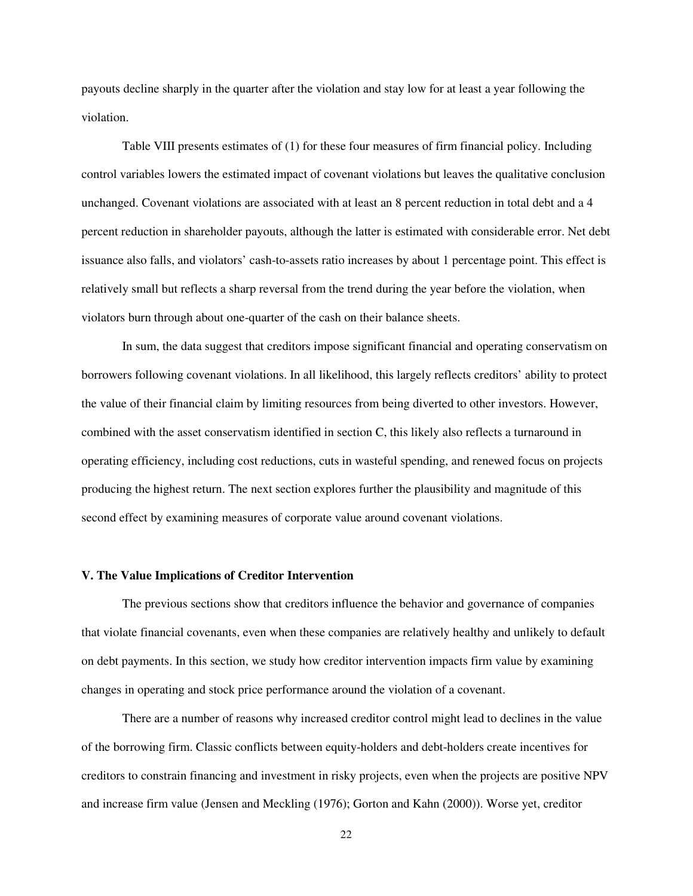payouts decline sharply in the quarter after the violation and stay low for at least a year following the violation.

Table VIII presents estimates of (1) for these four measures of firm financial policy. Including control variables lowers the estimated impact of covenant violations but leaves the qualitative conclusion unchanged. Covenant violations are associated with at least an 8 percent reduction in total debt and a 4 percent reduction in shareholder payouts, although the latter is estimated with considerable error. Net debt issuance also falls, and violators' cash-to-assets ratio increases by about 1 percentage point. This effect is relatively small but reflects a sharp reversal from the trend during the year before the violation, when violators burn through about one-quarter of the cash on their balance sheets.

In sum, the data suggest that creditors impose significant financial and operating conservatism on borrowers following covenant violations. In all likelihood, this largely reflects creditors' ability to protect the value of their financial claim by limiting resources from being diverted to other investors. However, combined with the asset conservatism identified in section C, this likely also reflects a turnaround in operating efficiency, including cost reductions, cuts in wasteful spending, and renewed focus on projects producing the highest return. The next section explores further the plausibility and magnitude of this second effect by examining measures of corporate value around covenant violations.

## V. The Value Implications of Creditor Intervention

The previous sections show that creditors influence the behavior and governance of companies that violate financial covenants, even when these companies are relatively healthy and unlikely to default on debt payments. In this section, we study how creditor intervention impacts firm value by examining changes in operating and stock price performance around the violation of a covenant.

There are a number of reasons why increased creditor control might lead to declines in the value of the borrowing firm. Classic conflicts between equity-holders and debt-holders create incentives for creditors to constrain financing and investment in risky projects, even when the projects are positive NPV and increase firm value (Jensen and Meckling (1976); Gorton and Kahn (2000)). Worse yet, creditor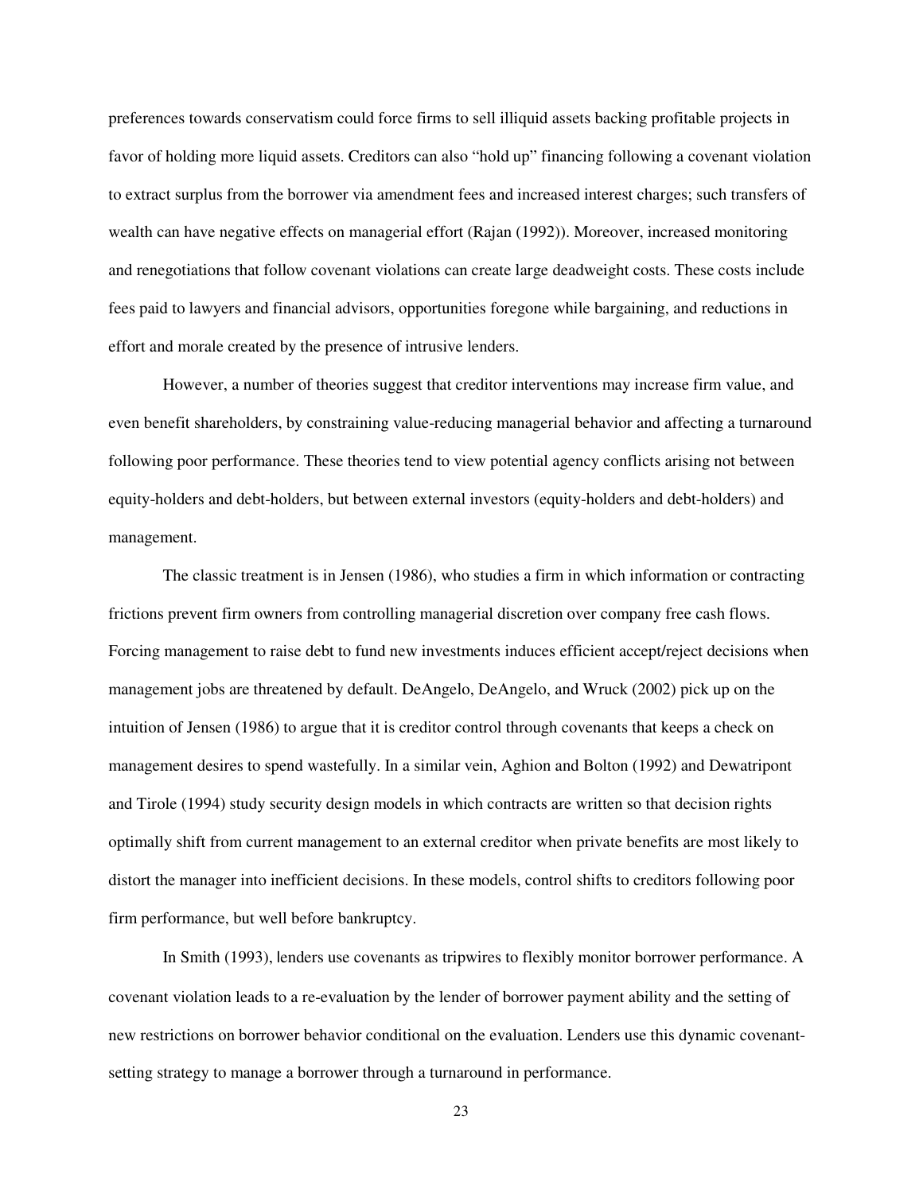preferences towards conservatism could force firms to sell illiquid assets backing profitable projects in favor of holding more liquid assets. Creditors can also "hold up" financing following a covenant violation to extract surplus from the borrower via amendment fees and increased interest charges; such transfers of wealth can have negative effects on managerial effort (Rajan (1992)). Moreover, increased monitoring and renegotiations that follow covenant violations can create large deadweight costs. These costs include fees paid to lawyers and financial advisors, opportunities foregone while bargaining, and reductions in effort and morale created by the presence of intrusive lenders.

However, a number of theories suggest that creditor interventions may increase firm value, and even benefit shareholders, by constraining value-reducing managerial behavior and affecting a turnaround following poor performance. These theories tend to view potential agency conflicts arising not between equity-holders and debt-holders, but between external investors (equity-holders and debt-holders) and management.

The classic treatment is in Jensen (1986), who studies a firm in which information or contracting frictions prevent firm owners from controlling managerial discretion over company free cash flows. Forcing management to raise debt to fund new investments induces efficient accept/reject decisions when management jobs are threatened by default. DeAngelo, DeAngelo, and Wruck (2002) pick up on the intuition of Jensen (1986) to argue that it is creditor control through covenants that keeps a check on management desires to spend wastefully. In a similar vein, Aghion and Bolton (1992) and Dewatripont and Tirole (1994) study security design models in which contracts are written so that decision rights optimally shift from current management to an external creditor when private benefits are most likely to distort the manager into inefficient decisions. In these models, control shifts to creditors following poor firm performance, but well before bankruptcy.

In Smith (1993), lenders use covenants as tripwires to flexibly monitor borrower performance. A covenant violation leads to a re-evaluation by the lender of borrower payment ability and the setting of new restrictions on borrower behavior conditional on the evaluation. Lenders use this dynamic covenant-setting strategy to manage a borrower through a turnaround in performance.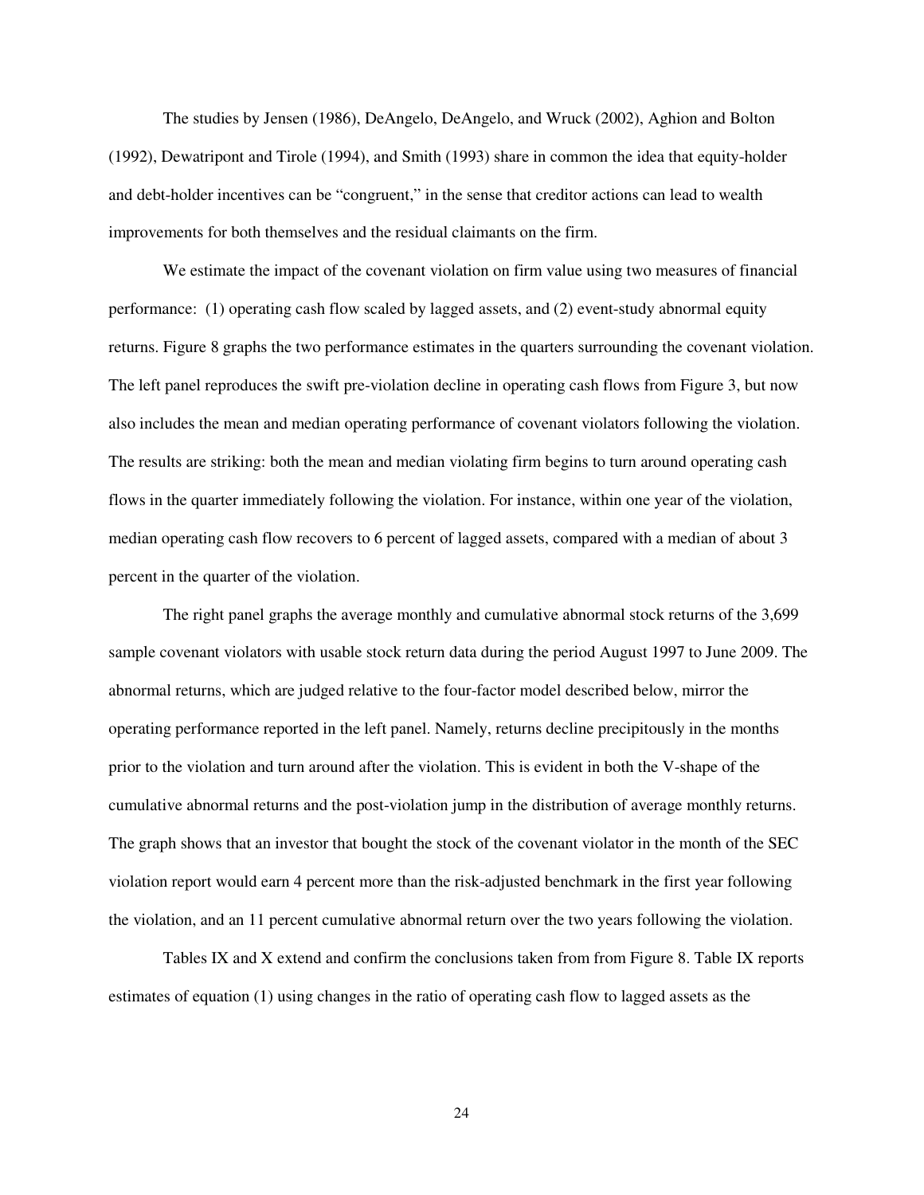The studies by Jensen (1986), DeAngelo, DeAngelo, and Wruck (2002), Aghion and Bolton (1992), Dewatripont and Tirole (1994), and Smith (1993) share in common the idea that equity-holder and debt-holder incentives can be "congruent," in the sense that creditor actions can lead to wealth improvements for both themselves and the residual claimants on the firm.

We estimate the impact of the covenant violation on firm value using two measures of financial performance: (1) operating cash flow scaled by lagged assets, and (2) event-study abnormal equity returns. Figure 8 graphs the two performance estimates in the quarters surrounding the covenant violation. The left panel reproduces the swift pre-violation decline in operating cash flows from Figure 3, but now also includes the mean and median operating performance of covenant violators following the violation. The results are striking: both the mean and median violating firm begins to turn around operating cash flows in the quarter immediately following the violation. For instance, within one year of the violation, median operating cash flow recovers to 6 percent of lagged assets, compared with a median of about 3 percent in the quarter of the violation.

The right panel graphs the average monthly and cumulative abnormal stock returns of the 3,699 sample covenant violators with usable stock return data during the period August 1997 to June 2009. The abnormal returns, which are judged relative to the four-factor model described below, mirror the operating performance reported in the left panel. Namely, returns decline precipitously in the months prior to the violation and turn around after the violation. This is evident in both the V-shape of the cumulative abnormal returns and the post-violation jump in the distribution of average monthly returns. The graph shows that an investor that bought the stock of the covenant violator in the month of the SEC violation report would earn 4 percent more than the risk-adjusted benchmark in the first year following the violation, and an 11 percent cumulative abnormal return over the two years following the violation.

Tables IX and X extend and confirm the conclusions taken from from Figure 8. Table IX reports estimates of equation (1) using changes in the ratio of operating cash flow to lagged assets as the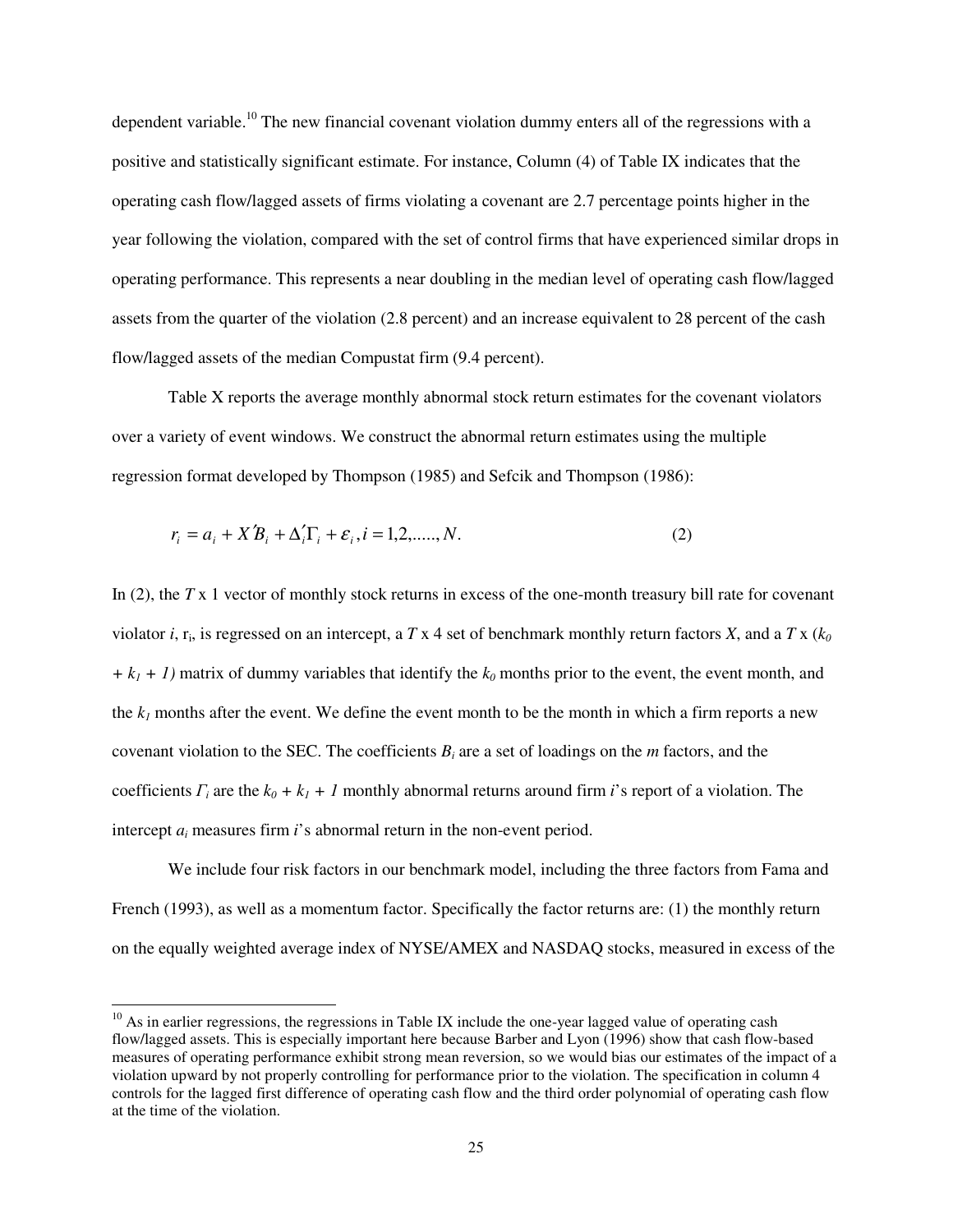dependent variable.[10] The new financial covenant violation dummy enters all of the regressions with a positive and statistically significant estimate. For instance, Column (4) of Table IX indicates that the operating cash flow/lagged assets of firms violating a covenant are 2.7 percentage points higher in the year following the violation, compared with the set of control firms that have experienced similar drops in operating performance. This represents a near doubling in the median level of operating cash flow/lagged assets from the quarter of the violation (2.8 percent) and an increase equivalent to 28 percent of the cash flow/lagged assets of the median Compustat firm (9.4 percent).

Table X reports the average monthly abnormal stock return estimates for the covenant violators over a variety of event windows. We construct the abnormal return estimates using the multiple regression format developed by Thompson (1985) and Sefcik and Thompson (1986):

$$r_i = a_i + X'B_i + \Delta_i'\Gamma_i + \varepsilon_i, i = 1,2,.....,N. \tag{2}$$

In (2), the $T$ x 1 vector of monthly stock returns in excess of the one-month treasury bill rate for covenant violator $i$, $r_i$, is regressed on an intercept, a $T$ x 4 set of benchmark monthly return factors $X$, and a $T$ x $(k_0 + k_1 + 1)$ matrix of dummy variables that identify the $k_0$ months prior to the event, the event month, and the $k_1$ months after the event. We define the event month to be the month in which a firm reports a new covenant violation to the SEC. The coefficients $B_i$ are a set of loadings on the $m$ factors, and the coefficients $\Gamma_i$ are the $k_0 + k_1 + 1$ monthly abnormal returns around firm $i$'s report of a violation. The intercept $a_i$ measures firm $i$'s abnormal return in the non-event period.

We include four risk factors in our benchmark model, including the three factors from Fama and French (1993), as well as a momentum factor. Specifically the factor returns are: (1) the monthly return on the equally weighted average index of NYSE/AMEX and NASDAQ stocks, measured in excess of the

[10] As in earlier regressions, the regressions in Table IX include the one-year lagged value of operating cash flow/lagged assets. This is especially important here because Barber and Lyon (1996) show that cash flow-based measures of operating performance exhibit strong mean reversion, so we would bias our estimates of the impact of a violation upward by not properly controlling for performance prior to the violation. The specification in column 4 controls for the lagged first difference of operating cash flow and the third order polynomial of operating cash flow at the time of the violation.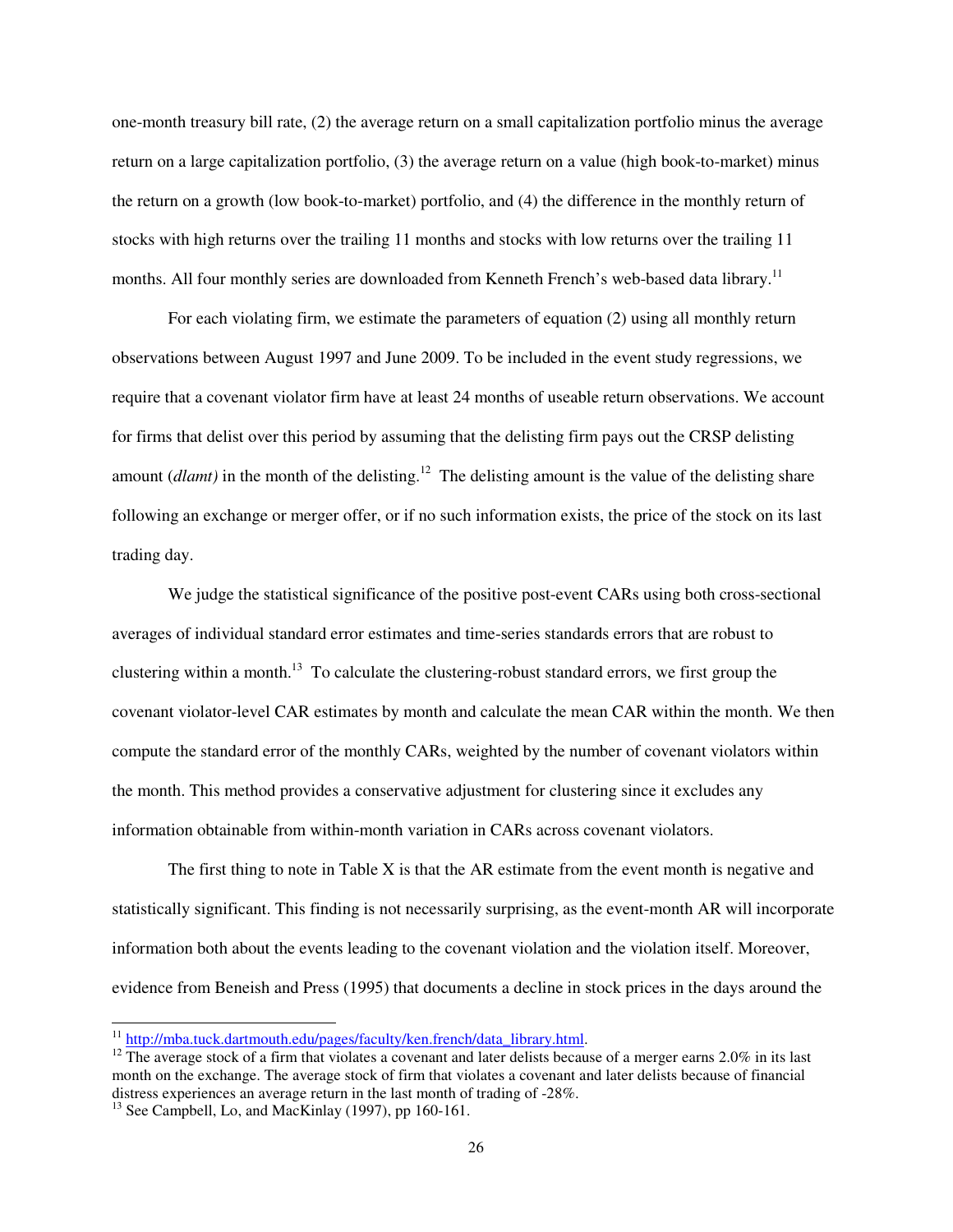one-month treasury bill rate, (2) the average return on a small capitalization portfolio minus the average return on a large capitalization portfolio, (3) the average return on a value (high book-to-market) minus the return on a growth (low book-to-market) portfolio, and (4) the difference in the monthly return of stocks with high returns over the trailing 11 months and stocks with low returns over the trailing 11 months. All four monthly series are downloaded from Kenneth French's web-based data library.[11]

For each violating firm, we estimate the parameters of equation (2) using all monthly return observations between August 1997 and June 2009. To be included in the event study regressions, we require that a covenant violator firm have at least 24 months of useable return observations. We account for firms that delist over this period by assuming that the delisting firm pays out the CRSP delisting amount (*dlamt)* in the month of the delisting.[12] The delisting amount is the value of the delisting share following an exchange or merger offer, or if no such information exists, the price of the stock on its last trading day.

We judge the statistical significance of the positive post-event CARs using both cross-sectional averages of individual standard error estimates and time-series standards errors that are robust to clustering within a month.[13] To calculate the clustering-robust standard errors, we first group the covenant violator-level CAR estimates by month and calculate the mean CAR within the month. We then compute the standard error of the monthly CARs, weighted by the number of covenant violators within the month. This method provides a conservative adjustment for clustering since it excludes any information obtainable from within-month variation in CARs across covenant violators.

The first thing to note in Table X is that the AR estimate from the event month is negative and statistically significant. This finding is not necessarily surprising, as the event-month AR will incorporate information both about the events leading to the covenant violation and the violation itself. Moreover, evidence from Beneish and Press (1995) that documents a decline in stock prices in the days around the

---

[11] http://mba.tuck.dartmouth.edu/pages/faculty/ken.french/data_library.html.

[12] The average stock of a firm that violates a covenant and later delists because of a merger earns 2.0% in its last month on the exchange. The average stock of firm that violates a covenant and later delists because of financial distress experiences an average return in the last month of trading of -28%.

[13] See Campbell, Lo, and MacKinlay (1997), pp 160-161.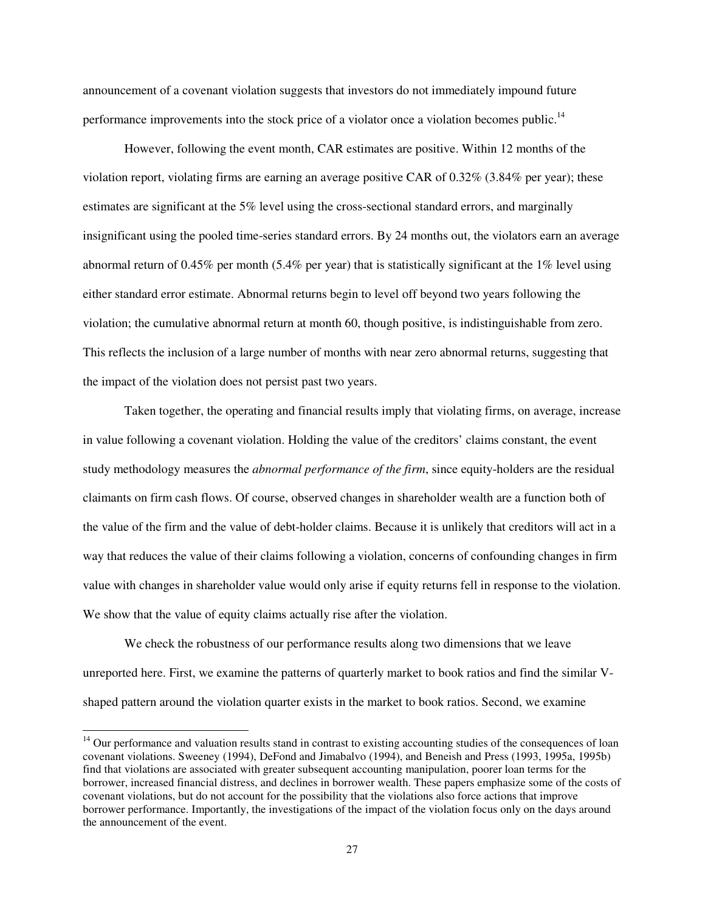announcement of a covenant violation suggests that investors do not immediately impound future performance improvements into the stock price of a violator once a violation becomes public.[14]

However, following the event month, CAR estimates are positive. Within 12 months of the violation report, violating firms are earning an average positive CAR of 0.32% (3.84% per year); these estimates are significant at the 5% level using the cross-sectional standard errors, and marginally insignificant using the pooled time-series standard errors. By 24 months out, the violators earn an average abnormal return of 0.45% per month (5.4% per year) that is statistically significant at the 1% level using either standard error estimate. Abnormal returns begin to level off beyond two years following the violation; the cumulative abnormal return at month 60, though positive, is indistinguishable from zero. This reflects the inclusion of a large number of months with near zero abnormal returns, suggesting that the impact of the violation does not persist past two years.

Taken together, the operating and financial results imply that violating firms, on average, increase in value following a covenant violation. Holding the value of the creditors' claims constant, the event study methodology measures the *abnormal performance of the firm*, since equity-holders are the residual claimants on firm cash flows. Of course, observed changes in shareholder wealth are a function both of the value of the firm and the value of debt-holder claims. Because it is unlikely that creditors will act in a way that reduces the value of their claims following a violation, concerns of confounding changes in firm value with changes in shareholder value would only arise if equity returns fell in response to the violation. We show that the value of equity claims actually rise after the violation.

We check the robustness of our performance results along two dimensions that we leave unreported here. First, we examine the patterns of quarterly market to book ratios and find the similar V-shaped pattern around the violation quarter exists in the market to book ratios. Second, we examine

[14] Our performance and valuation results stand in contrast to existing accounting studies of the consequences of loan covenant violations. Sweeney (1994), DeFond and Jimabalvo (1994), and Beneish and Press (1993, 1995a, 1995b) find that violations are associated with greater subsequent accounting manipulation, poorer loan terms for the borrower, increased financial distress, and declines in borrower wealth. These papers emphasize some of the costs of covenant violations, but do not account for the possibility that the violations also force actions that improve borrower performance. Importantly, the investigations of the impact of the violation focus only on the days around the announcement of the event.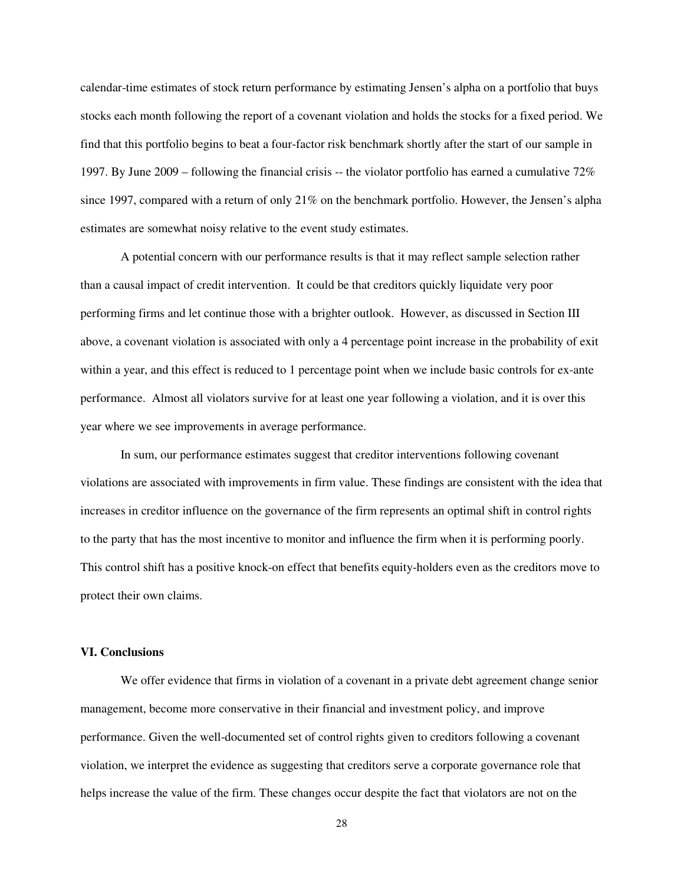calendar-time estimates of stock return performance by estimating Jensen's alpha on a portfolio that buys stocks each month following the report of a covenant violation and holds the stocks for a fixed period. We find that this portfolio begins to beat a four-factor risk benchmark shortly after the start of our sample in 1997. By June 2009 – following the financial crisis -- the violator portfolio has earned a cumulative 72% since 1997, compared with a return of only 21% on the benchmark portfolio. However, the Jensen's alpha estimates are somewhat noisy relative to the event study estimates.

A potential concern with our performance results is that it may reflect sample selection rather than a causal impact of credit intervention. It could be that creditors quickly liquidate very poor performing firms and let continue those with a brighter outlook. However, as discussed in Section III above, a covenant violation is associated with only a 4 percentage point increase in the probability of exit within a year, and this effect is reduced to 1 percentage point when we include basic controls for ex-ante performance. Almost all violators survive for at least one year following a violation, and it is over this year where we see improvements in average performance.

In sum, our performance estimates suggest that creditor interventions following covenant violations are associated with improvements in firm value. These findings are consistent with the idea that increases in creditor influence on the governance of the firm represents an optimal shift in control rights to the party that has the most incentive to monitor and influence the firm when it is performing poorly. This control shift has a positive knock-on effect that benefits equity-holders even as the creditors move to protect their own claims.

## VI. Conclusions

We offer evidence that firms in violation of a covenant in a private debt agreement change senior management, become more conservative in their financial and investment policy, and improve performance. Given the well-documented set of control rights given to creditors following a covenant violation, we interpret the evidence as suggesting that creditors serve a corporate governance role that helps increase the value of the firm. These changes occur despite the fact that violators are not on the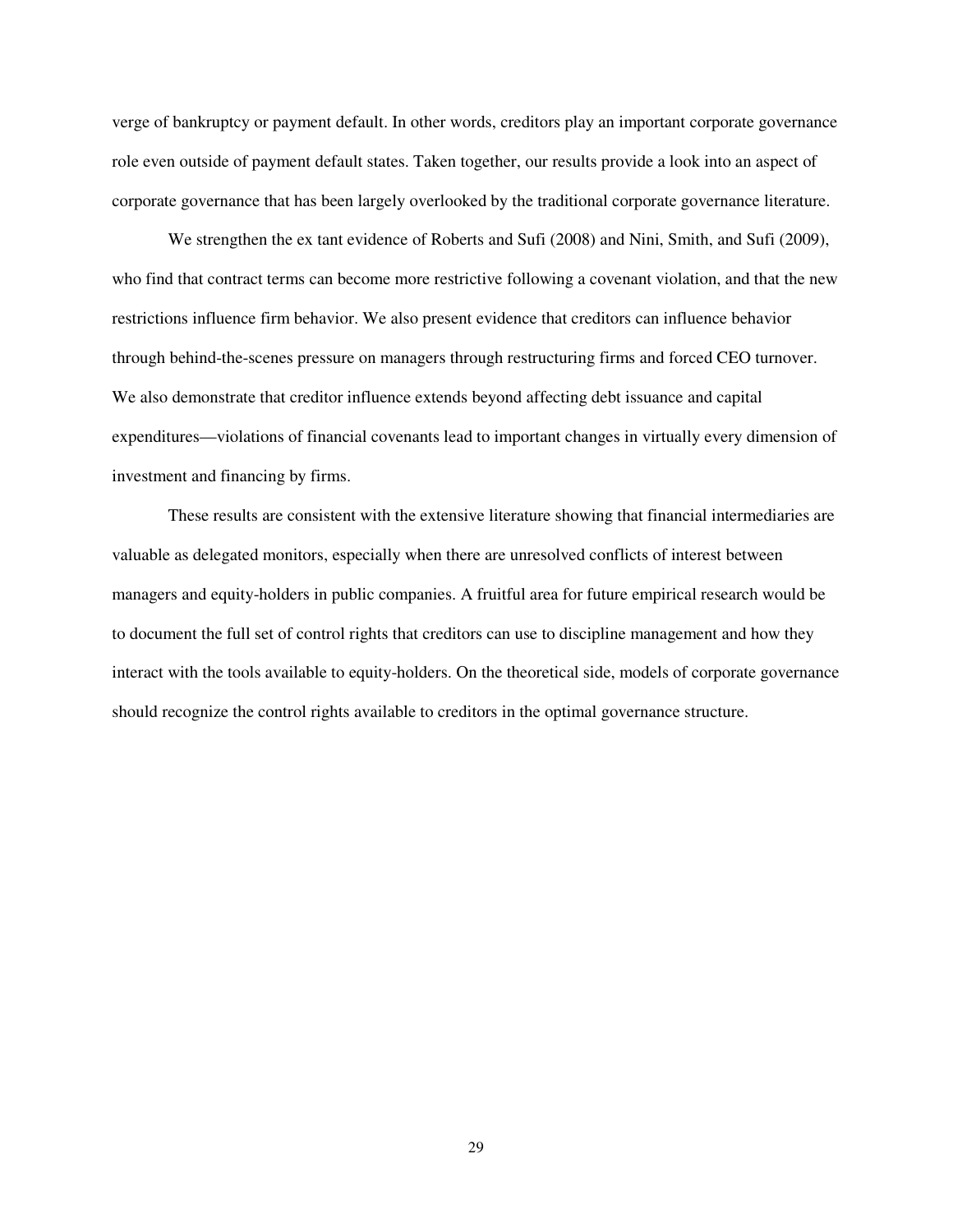verge of bankruptcy or payment default. In other words, creditors play an important corporate governance role even outside of payment default states. Taken together, our results provide a look into an aspect of corporate governance that has been largely overlooked by the traditional corporate governance literature.

We strengthen the ex tant evidence of Roberts and Sufi (2008) and Nini, Smith, and Sufi (2009), who find that contract terms can become more restrictive following a covenant violation, and that the new restrictions influence firm behavior. We also present evidence that creditors can influence behavior through behind-the-scenes pressure on managers through restructuring firms and forced CEO turnover. We also demonstrate that creditor influence extends beyond affecting debt issuance and capital expenditures—violations of financial covenants lead to important changes in virtually every dimension of investment and financing by firms.

These results are consistent with the extensive literature showing that financial intermediaries are valuable as delegated monitors, especially when there are unresolved conflicts of interest between managers and equity-holders in public companies. A fruitful area for future empirical research would be to document the full set of control rights that creditors can use to discipline management and how they interact with the tools available to equity-holders. On the theoretical side, models of corporate governance should recognize the control rights available to creditors in the optimal governance structure.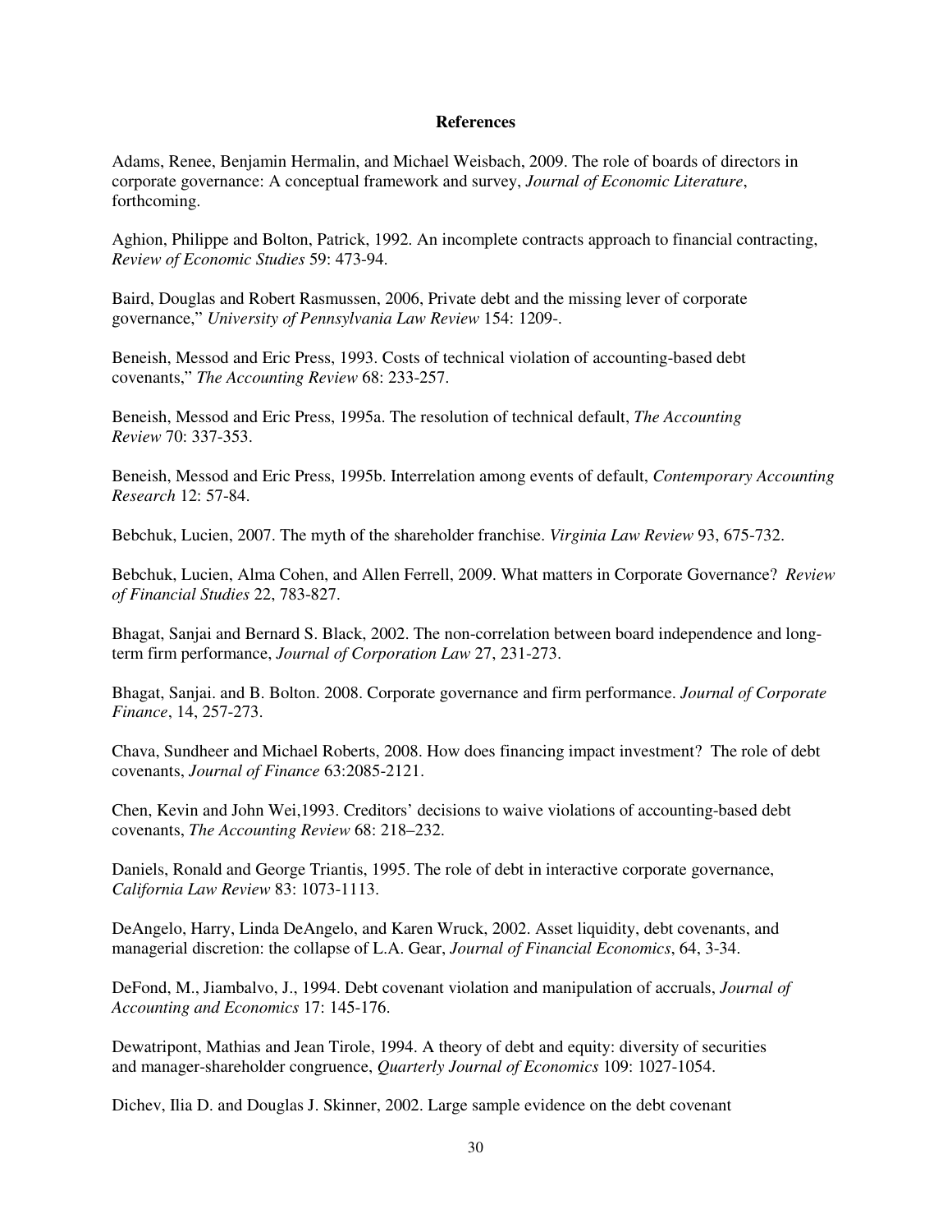# References

Adams, Renee, Benjamin Hermalin, and Michael Weisbach, 2009. The role of boards of directors in corporate governance: A conceptual framework and survey, *Journal of Economic Literature*, forthcoming.

Aghion, Philippe and Bolton, Patrick, 1992. An incomplete contracts approach to financial contracting, *Review of Economic Studies* 59: 473-94.

Baird, Douglas and Robert Rasmussen, 2006, Private debt and the missing lever of corporate governance," *University of Pennsylvania Law Review* 154: 1209-.

Beneish, Messod and Eric Press, 1993. Costs of technical violation of accounting-based debt covenants," *The Accounting Review* 68: 233-257.

Beneish, Messod and Eric Press, 1995a. The resolution of technical default, *The Accounting Review* 70: 337-353.

Beneish, Messod and Eric Press, 1995b. Interrelation among events of default, *Contemporary Accounting Research* 12: 57-84.

Bebchuk, Lucien, 2007. The myth of the shareholder franchise. *Virginia Law Review* 93, 675-732.

Bebchuk, Lucien, Alma Cohen, and Allen Ferrell, 2009. What matters in Corporate Governance? *Review of Financial Studies* 22, 783-827.

Bhagat, Sanjai and Bernard S. Black, 2002. The non-correlation between board independence and long-term firm performance, *Journal of Corporation Law* 27, 231-273.

Bhagat, Sanjai. and B. Bolton. 2008. Corporate governance and firm performance. *Journal of Corporate Finance*, 14, 257-273.

Chava, Sundheer and Michael Roberts, 2008. How does financing impact investment? The role of debt covenants, *Journal of Finance* 63:2085-2121.

Chen, Kevin and John Wei,1993. Creditors' decisions to waive violations of accounting-based debt covenants, *The Accounting Review* 68: 218–232.

Daniels, Ronald and George Triantis, 1995. The role of debt in interactive corporate governance, *California Law Review* 83: 1073-1113.

DeAngelo, Harry, Linda DeAngelo, and Karen Wruck, 2002. Asset liquidity, debt covenants, and managerial discretion: the collapse of L.A. Gear, *Journal of Financial Economics*, 64, 3-34.

DeFond, M., Jiambalvo, J., 1994. Debt covenant violation and manipulation of accruals, *Journal of Accounting and Economics* 17: 145-176.

Dewatripont, Mathias and Jean Tirole, 1994. A theory of debt and equity: diversity of securities and manager-shareholder congruence, *Quarterly Journal of Economics* 109: 1027-1054.

Dichev, Ilia D. and Douglas J. Skinner, 2002. Large sample evidence on the debt covenant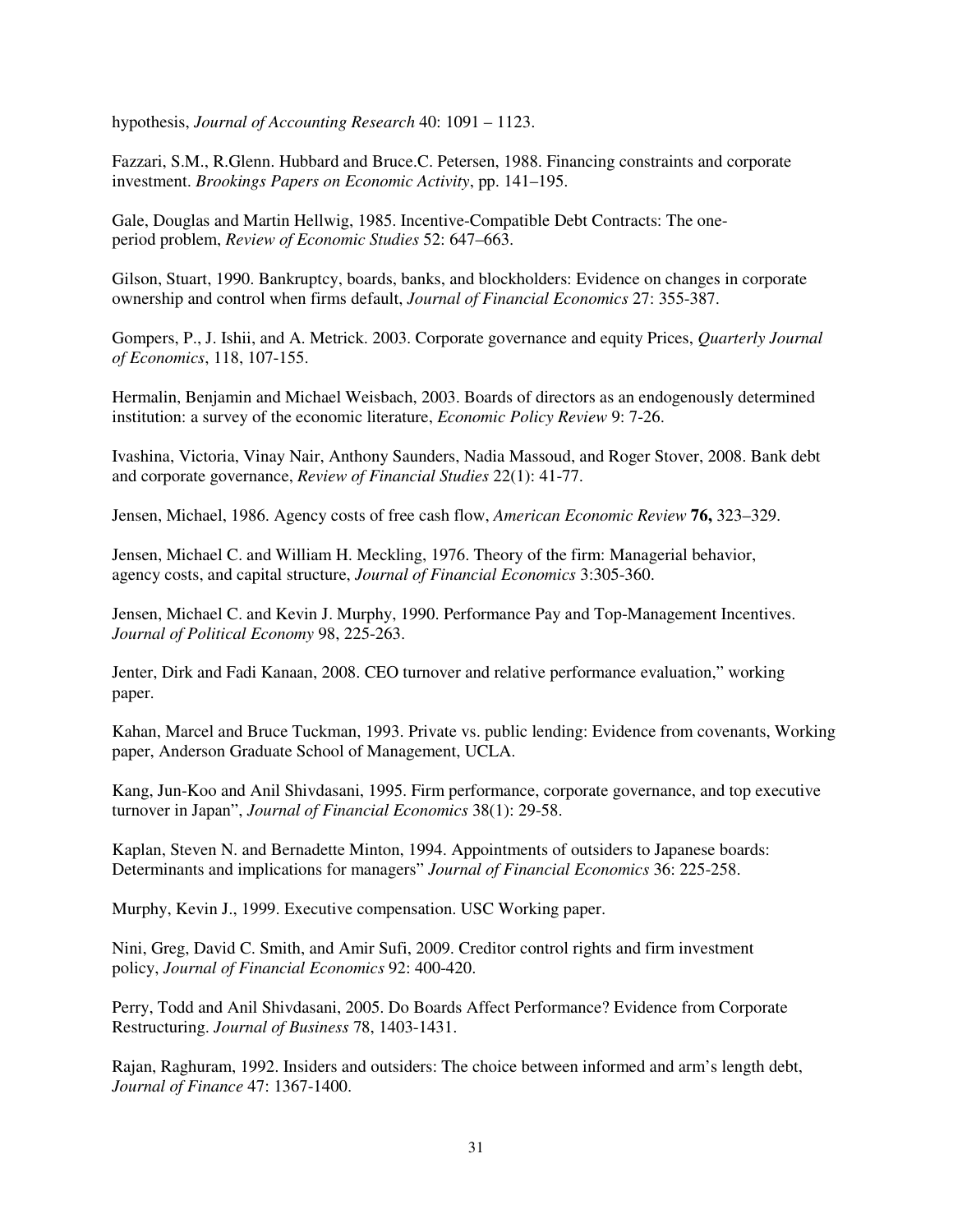hypothesis, *Journal of Accounting Research* 40: 1091 – 1123.

Fazzari, S.M., R.Glenn. Hubbard and Bruce.C. Petersen, 1988. Financing constraints and corporate investment. *Brookings Papers on Economic Activity*, pp. 141–195.

Gale, Douglas and Martin Hellwig, 1985. Incentive-Compatible Debt Contracts: The one-period problem, *Review of Economic Studies* 52: 647–663.

Gilson, Stuart, 1990. Bankruptcy, boards, banks, and blockholders: Evidence on changes in corporate ownership and control when firms default, *Journal of Financial Economics* 27: 355-387.

Gompers, P., J. Ishii, and A. Metrick. 2003. Corporate governance and equity Prices, *Quarterly Journal of Economics*, 118, 107-155.

Hermalin, Benjamin and Michael Weisbach, 2003. Boards of directors as an endogenously determined institution: a survey of the economic literature, *Economic Policy Review* 9: 7-26.

Ivashina, Victoria, Vinay Nair, Anthony Saunders, Nadia Massoud, and Roger Stover, 2008. Bank debt and corporate governance, *Review of Financial Studies* 22(1): 41-77.

Jensen, Michael, 1986. Agency costs of free cash flow, *American Economic Review* **76,** 323–329.

Jensen, Michael C. and William H. Meckling, 1976. Theory of the firm: Managerial behavior, agency costs, and capital structure, *Journal of Financial Economics* 3:305-360.

Jensen, Michael C. and Kevin J. Murphy, 1990. Performance Pay and Top-Management Incentives. *Journal of Political Economy* 98, 225-263.

Jenter, Dirk and Fadi Kanaan, 2008. CEO turnover and relative performance evaluation," working paper.

Kahan, Marcel and Bruce Tuckman, 1993. Private vs. public lending: Evidence from covenants, Working paper, Anderson Graduate School of Management, UCLA.

Kang, Jun-Koo and Anil Shivdasani, 1995. Firm performance, corporate governance, and top executive turnover in Japan", *Journal of Financial Economics* 38(1): 29-58.

Kaplan, Steven N. and Bernadette Minton, 1994. Appointments of outsiders to Japanese boards: Determinants and implications for managers" *Journal of Financial Economics* 36: 225-258.

Murphy, Kevin J., 1999. Executive compensation. USC Working paper.

Nini, Greg, David C. Smith, and Amir Sufi, 2009. Creditor control rights and firm investment policy, *Journal of Financial Economics* 92: 400-420.

Perry, Todd and Anil Shivdasani, 2005. Do Boards Affect Performance? Evidence from Corporate Restructuring. *Journal of Business* 78, 1403-1431.

Rajan, Raghuram, 1992. Insiders and outsiders: The choice between informed and arm's length debt, *Journal of Finance* 47: 1367-1400.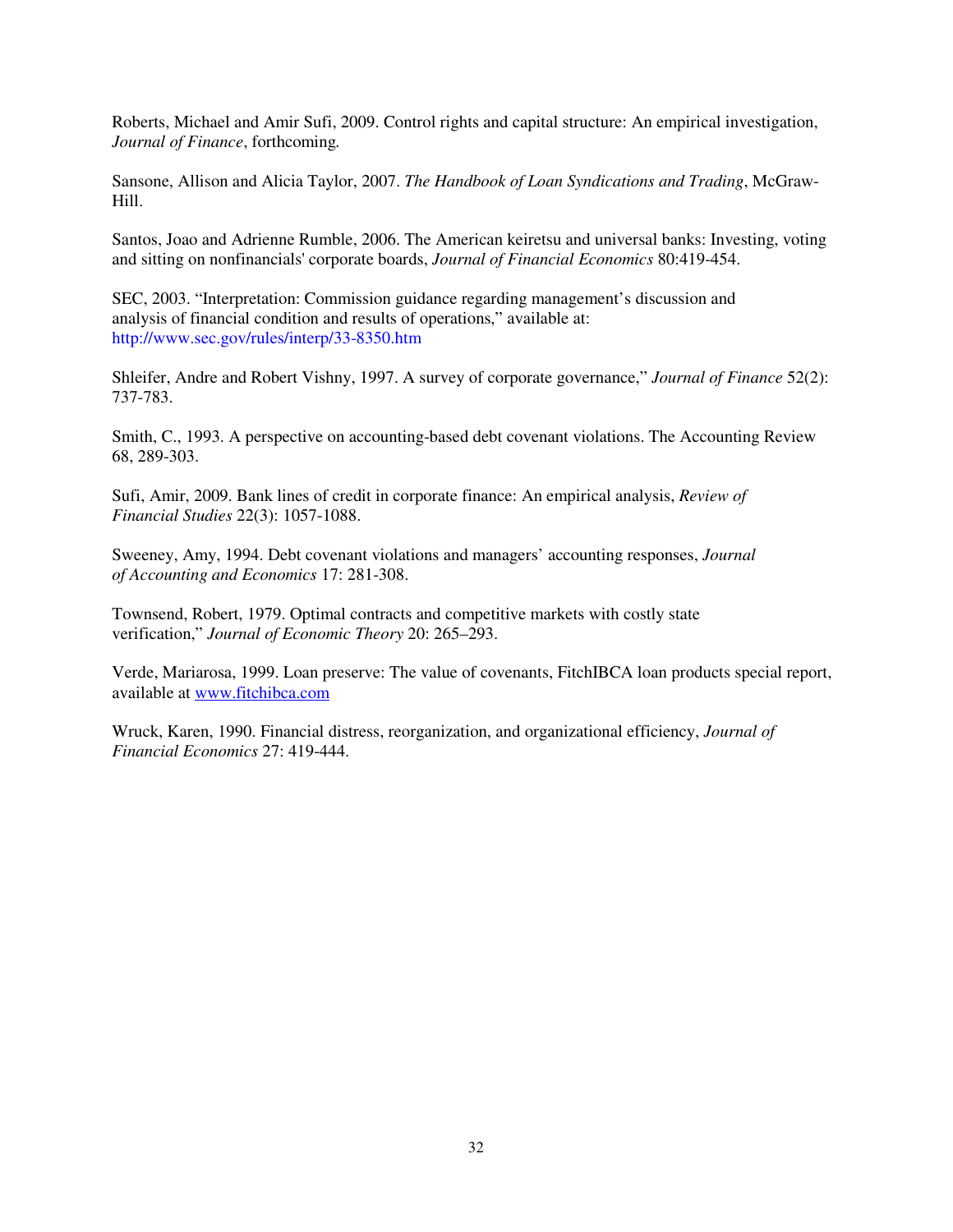Roberts, Michael and Amir Sufi, 2009. Control rights and capital structure: An empirical investigation, *Journal of Finance*, forthcoming.

Sansone, Allison and Alicia Taylor, 2007. *The Handbook of Loan Syndications and Trading*, McGraw-Hill.

Santos, Joao and Adrienne Rumble, 2006. The American keiretsu and universal banks: Investing, voting and sitting on nonfinancials' corporate boards, *Journal of Financial Economics* 80:419-454.

SEC, 2003. "Interpretation: Commission guidance regarding management's discussion and analysis of financial condition and results of operations," available at: http://www.sec.gov/rules/interp/33-8350.htm

Shleifer, Andre and Robert Vishny, 1997. A survey of corporate governance," *Journal of Finance* 52(2): 737-783.

Smith, C., 1993. A perspective on accounting-based debt covenant violations. The Accounting Review 68, 289-303.

Sufi, Amir, 2009. Bank lines of credit in corporate finance: An empirical analysis, *Review of Financial Studies* 22(3): 1057-1088.

Sweeney, Amy, 1994. Debt covenant violations and managers' accounting responses, *Journal of Accounting and Economics* 17: 281-308.

Townsend, Robert, 1979. Optimal contracts and competitive markets with costly state verification," *Journal of Economic Theory* 20: 265–293.

Verde, Mariarosa, 1999. Loan preserve: The value of covenants, FitchIBCA loan products special report, available at www.fitchibca.com

Wruck, Karen, 1990. Financial distress, reorganization, and organizational efficiency, *Journal of Financial Economics* 27: 419-444.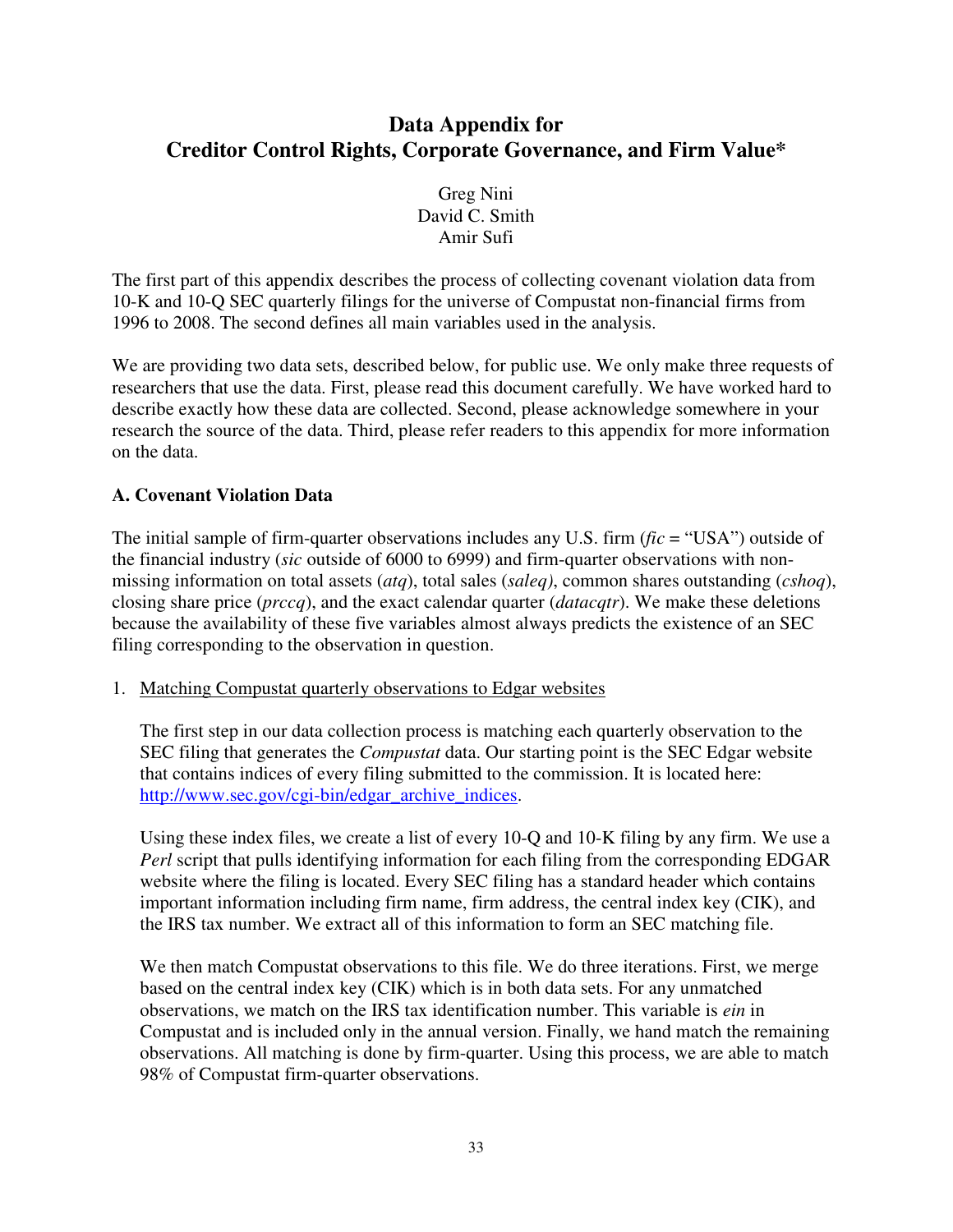# Data Appendix for Creditor Control Rights, Corporate Governance, and Firm Value*

Greg Nini
David C. Smith
Amir Sufi

The first part of this appendix describes the process of collecting covenant violation data from 10-K and 10-Q SEC quarterly filings for the universe of Compustat non-financial firms from 1996 to 2008. The second defines all main variables used in the analysis.

We are providing two data sets, described below, for public use. We only make three requests of researchers that use the data. First, please read this document carefully. We have worked hard to describe exactly how these data are collected. Second, please acknowledge somewhere in your research the source of the data. Third, please refer readers to this appendix for more information on the data.

### A. Covenant Violation Data

The initial sample of firm-quarter observations includes any U.S. firm (*fic* = "USA") outside of the financial industry (*sic* outside of 6000 to 6999) and firm-quarter observations with non-missing information on total assets (*atq*), total sales (*saleq)*, common shares outstanding (*cshoq*), closing share price (*prccq*), and the exact calendar quarter (*datacqtr*). We make these deletions because the availability of these five variables almost always predicts the existence of an SEC filing corresponding to the observation in question.

1. Matching Compustat quarterly observations to Edgar websites

   The first step in our data collection process is matching each quarterly observation to the SEC filing that generates the *Compustat* data. Our starting point is the SEC Edgar website that contains indices of every filing submitted to the commission. It is located here: http://www.sec.gov/cgi-bin/edgar_archive_indices.

   Using these index files, we create a list of every 10-Q and 10-K filing by any firm. We use a *Perl* script that pulls identifying information for each filing from the corresponding EDGAR website where the filing is located. Every SEC filing has a standard header which contains important information including firm name, firm address, the central index key (CIK), and the IRS tax number. We extract all of this information to form an SEC matching file.

   We then match Compustat observations to this file. We do three iterations. First, we merge based on the central index key (CIK) which is in both data sets. For any unmatched observations, we match on the IRS tax identification number. This variable is *ein* in Compustat and is included only in the annual version. Finally, we hand match the remaining observations. All matching is done by firm-quarter. Using this process, we are able to match 98% of Compustat firm-quarter observations.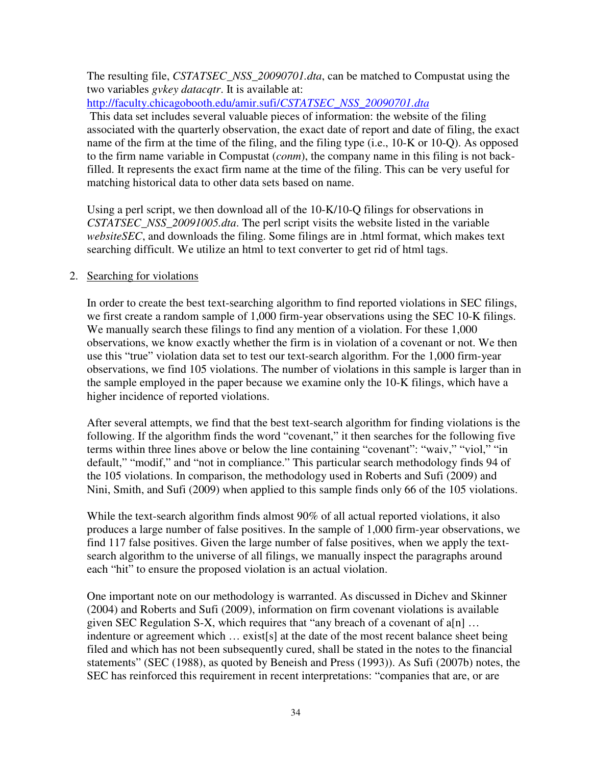The resulting file, *CSTATSEC_NSS_20090701.dta*, can be matched to Compustat using the two variables *gvkey datacqtr*. It is available at: [http://faculty.chicagobooth.edu/amir.sufi/CSTATSEC_NSS_20090701.dta](http://faculty.chicagobooth.edu/amir.sufi/CSTATSEC_NSS_20090701.dta)

This data set includes several valuable pieces of information: the website of the filing associated with the quarterly observation, the exact date of report and date of filing, the exact name of the firm at the time of the filing, and the filing type (i.e., 10-K or 10-Q). As opposed to the firm name variable in Compustat (*conm*), the company name in this filing is not back-filled. It represents the exact firm name at the time of the filing. This can be very useful for matching historical data to other data sets based on name.

Using a perl script, we then download all of the 10-K/10-Q filings for observations in *CSTATSEC_NSS_20091005.dta*. The perl script visits the website listed in the variable *websiteSEC*, and downloads the filing. Some filings are in .html format, which makes text searching difficult. We utilize an html to text converter to get rid of html tags.

2. Searching for violations

In order to create the best text-searching algorithm to find reported violations in SEC filings, we first create a random sample of 1,000 firm-year observations using the SEC 10-K filings. We manually search these filings to find any mention of a violation. For these 1,000 observations, we know exactly whether the firm is in violation of a covenant or not. We then use this "true" violation data set to test our text-search algorithm. For the 1,000 firm-year observations, we find 105 violations. The number of violations in this sample is larger than in the sample employed in the paper because we examine only the 10-K filings, which have a higher incidence of reported violations.

After several attempts, we find that the best text-search algorithm for finding violations is the following. If the algorithm finds the word "covenant," it then searches for the following five terms within three lines above or below the line containing "covenant": "waiv," "viol," "in default," "modif," and "not in compliance." This particular search methodology finds 94 of the 105 violations. In comparison, the methodology used in Roberts and Sufi (2009) and Nini, Smith, and Sufi (2009) when applied to this sample finds only 66 of the 105 violations.

While the text-search algorithm finds almost 90% of all actual reported violations, it also produces a large number of false positives. In the sample of 1,000 firm-year observations, we find 117 false positives. Given the large number of false positives, when we apply the text-search algorithm to the universe of all filings, we manually inspect the paragraphs around each "hit" to ensure the proposed violation is an actual violation.

One important note on our methodology is warranted. As discussed in Dichev and Skinner (2004) and Roberts and Sufi (2009), information on firm covenant violations is available given SEC Regulation S-X, which requires that "any breach of a covenant of a[n] … indenture or agreement which … exist[s] at the date of the most recent balance sheet being filed and which has not been subsequently cured, shall be stated in the notes to the financial statements" (SEC (1988), as quoted by Beneish and Press (1993)). As Sufi (2007b) notes, the SEC has reinforced this requirement in recent interpretations: "companies that are, or are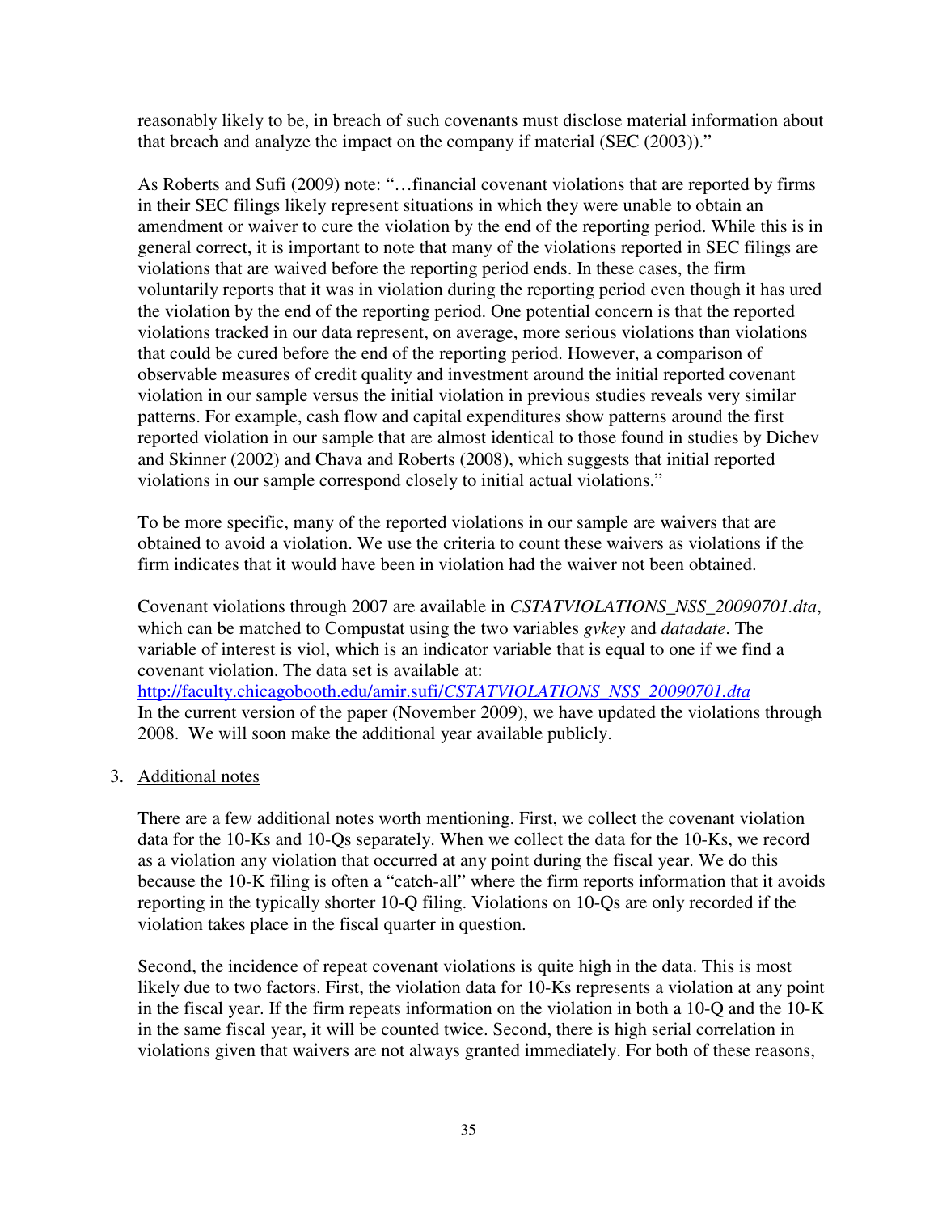reasonably likely to be, in breach of such covenants must disclose material information about that breach and analyze the impact on the company if material (SEC (2003))."

As Roberts and Sufi (2009) note: "…financial covenant violations that are reported by firms in their SEC filings likely represent situations in which they were unable to obtain an amendment or waiver to cure the violation by the end of the reporting period. While this is in general correct, it is important to note that many of the violations reported in SEC filings are violations that are waived before the reporting period ends. In these cases, the firm voluntarily reports that it was in violation during the reporting period even though it has ured the violation by the end of the reporting period. One potential concern is that the reported violations tracked in our data represent, on average, more serious violations than violations that could be cured before the end of the reporting period. However, a comparison of observable measures of credit quality and investment around the initial reported covenant violation in our sample versus the initial violation in previous studies reveals very similar patterns. For example, cash flow and capital expenditures show patterns around the first reported violation in our sample that are almost identical to those found in studies by Dichev and Skinner (2002) and Chava and Roberts (2008), which suggests that initial reported violations in our sample correspond closely to initial actual violations."

To be more specific, many of the reported violations in our sample are waivers that are obtained to avoid a violation. We use the criteria to count these waivers as violations if the firm indicates that it would have been in violation had the waiver not been obtained.

Covenant violations through 2007 are available in *CSTATVIOLATIONS_NSS_20090701.dta*, which can be matched to Compustat using the two variables *gvkey* and *datadate*. The variable of interest is viol, which is an indicator variable that is equal to one if we find a covenant violation. The data set is available at:
http://faculty.chicagobooth.edu/amir.sufi/*CSTATVIOLATIONS_NSS_20090701.dta*
In the current version of the paper (November 2009), we have updated the violations through 2008. We will soon make the additional year available publicly.

3. Additional notes

There are a few additional notes worth mentioning. First, we collect the covenant violation data for the 10-Ks and 10-Qs separately. When we collect the data for the 10-Ks, we record as a violation any violation that occurred at any point during the fiscal year. We do this because the 10-K filing is often a "catch-all" where the firm reports information that it avoids reporting in the typically shorter 10-Q filing. Violations on 10-Qs are only recorded if the violation takes place in the fiscal quarter in question.

Second, the incidence of repeat covenant violations is quite high in the data. This is most likely due to two factors. First, the violation data for 10-Ks represents a violation at any point in the fiscal year. If the firm repeats information on the violation in both a 10-Q and the 10-K in the same fiscal year, it will be counted twice. Second, there is high serial correlation in violations given that waivers are not always granted immediately. For both of these reasons,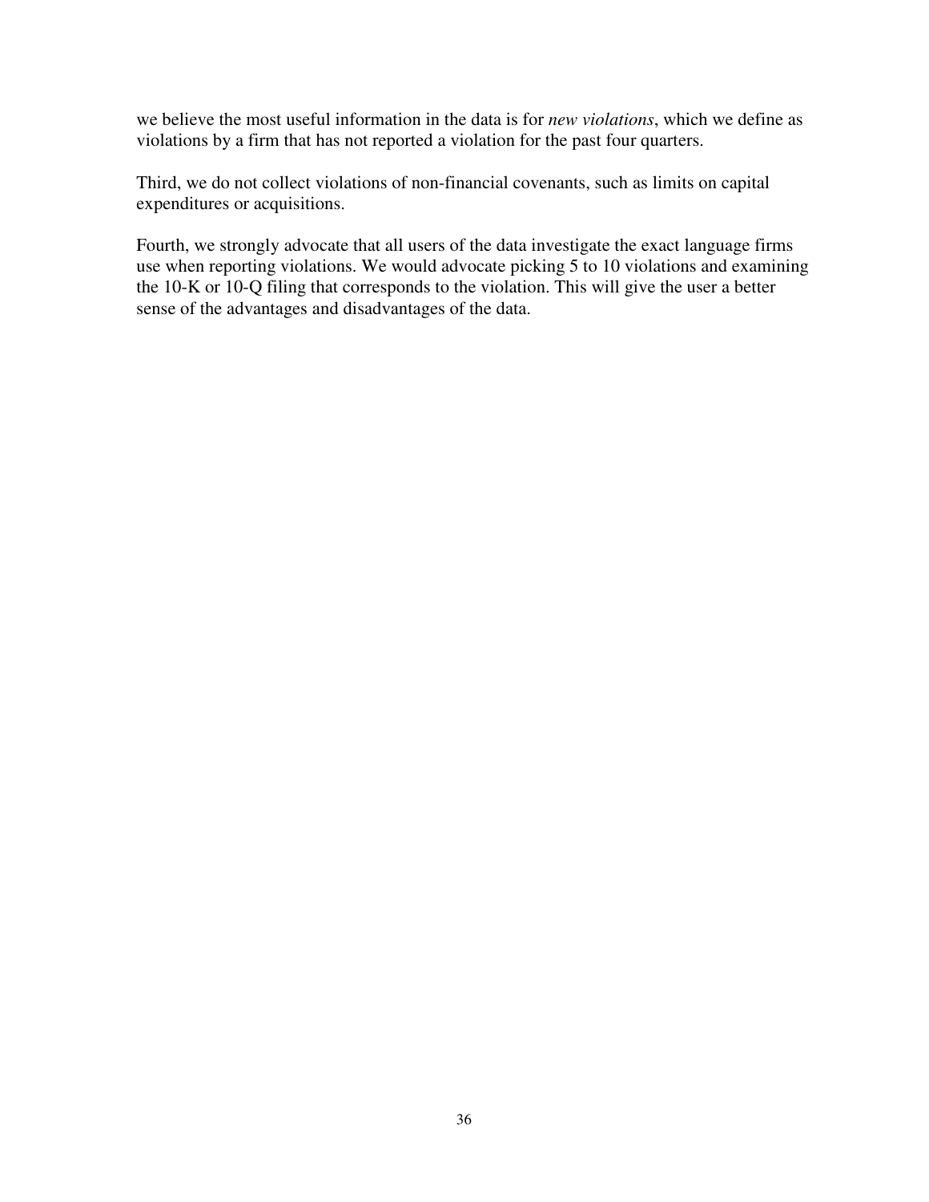we believe the most useful information in the data is for *new violations*, which we define as violations by a firm that has not reported a violation for the past four quarters.

Third, we do not collect violations of non-financial covenants, such as limits on capital expenditures or acquisitions.

Fourth, we strongly advocate that all users of the data investigate the exact language firms use when reporting violations. We would advocate picking 5 to 10 violations and examining the 10-K or 10-Q filing that corresponds to the violation. This will give the user a better sense of the advantages and disadvantages of the data.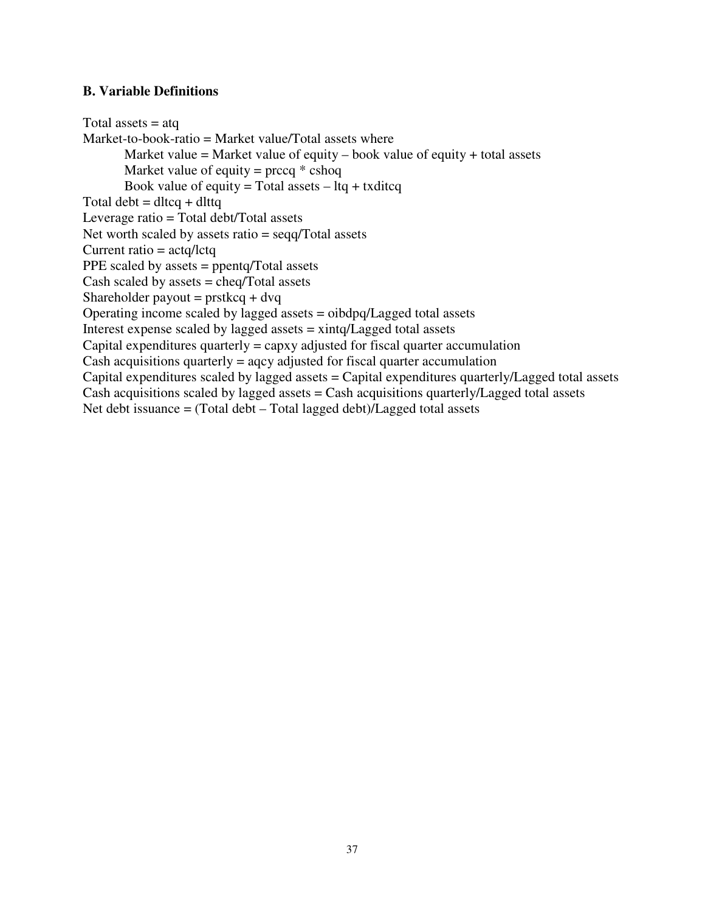### B. Variable Definitions

Total assets = atq

Market-to-book-ratio = Market value/Total assets where

  Market value = Market value of equity – book value of equity + total assets

  Market value of equity = prccq * cshoq

  Book value of equity = Total assets – ltq + txditcq

Total debt = dltcq + dlttq

Leverage ratio = Total debt/Total assets

Net worth scaled by assets ratio = seqq/Total assets

Current ratio = actq/lctq

PPE scaled by assets = ppentq/Total assets

Cash scaled by assets = cheq/Total assets

Shareholder payout = prstkcq + dvq

Operating income scaled by lagged assets = oibdpq/Lagged total assets

Interest expense scaled by lagged assets = xintq/Lagged total assets

Capital expenditures quarterly = capxy adjusted for fiscal quarter accumulation

Cash acquisitions quarterly = aqcy adjusted for fiscal quarter accumulation

Capital expenditures scaled by lagged assets = Capital expenditures quarterly/Lagged total assets

Cash acquisitions scaled by lagged assets = Cash acquisitions quarterly/Lagged total assets

Net debt issuance = (Total debt – Total lagged debt)/Lagged total assets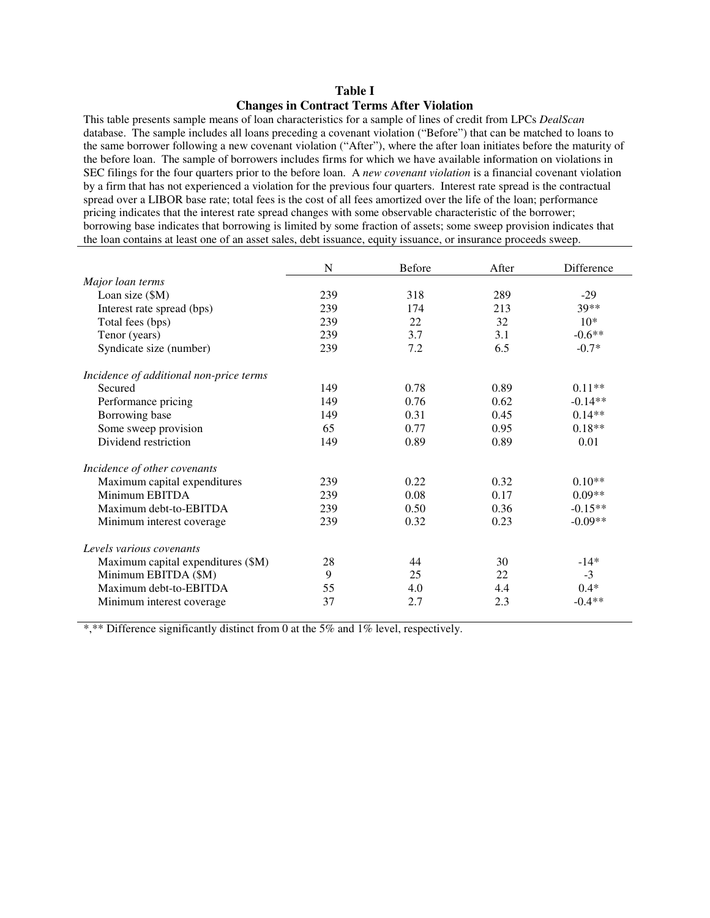**Table I**

**Changes in Contract Terms After Violation**

This table presents sample means of loan characteristics for a sample of lines of credit from LPCs *DealScan* database. The sample includes all loans preceding a covenant violation ("Before") that can be matched to loans to the same borrower following a new covenant violation ("After"), where the after loan initiates before the maturity of the before loan. The sample of borrowers includes firms for which we have available information on violations in SEC filings for the four quarters prior to the before loan. A *new covenant violation* is a financial covenant violation by a firm that has not experienced a violation for the previous four quarters. Interest rate spread is the contractual spread over a LIBOR base rate; total fees is the cost of all fees amortized over the life of the loan; performance pricing indicates that the interest rate spread changes with some observable characteristic of the borrower; borrowing base indicates that borrowing is limited by some fraction of assets; some sweep provision indicates that the loan contains at least one of an asset sales, debt issuance, equity issuance, or insurance proceeds sweep.

| | N | Before | After | Difference |
|---|---|---|---|---|
| *Major loan terms* | | | | |
| Loan size ($M) | 239 | 318 | 289 | -29 |
| Interest rate spread (bps) | 239 | 174 | 213 | 39** |
| Total fees (bps) | 239 | 22 | 32 | 10* |
| Tenor (years) | 239 | 3.7 | 3.1 | -0.6** |
| Syndicate size (number) | 239 | 7.2 | 6.5 | -0.7* |
| *Incidence of additional non-price terms* | | | | |
| Secured | 149 | 0.78 | 0.89 | 0.11** |
| Performance pricing | 149 | 0.76 | 0.62 | -0.14** |
| Borrowing base | 149 | 0.31 | 0.45 | 0.14** |
| Some sweep provision | 65 | 0.77 | 0.95 | 0.18** |
| Dividend restriction | 149 | 0.89 | 0.89 | 0.01 |
| *Incidence of other covenants* | | | | |
| Maximum capital expenditures | 239 | 0.22 | 0.32 | 0.10** |
| Minimum EBITDA | 239 | 0.08 | 0.17 | 0.09** |
| Maximum debt-to-EBITDA | 239 | 0.50 | 0.36 | -0.15** |
| Minimum interest coverage | 239 | 0.32 | 0.23 | -0.09** |
| *Levels various covenants* | | | | |
| Maximum capital expenditures ($M) | 28 | 44 | 30 | -14* |
| Minimum EBITDA ($M) | 9 | 25 | 22 | -3 |
| Maximum debt-to-EBITDA | 55 | 4.0 | 4.4 | 0.4* |
| Minimum interest coverage | 37 | 2.7 | 2.3 | -0.4** |

*,** Difference significantly distinct from 0 at the 5% and 1% level, respectively.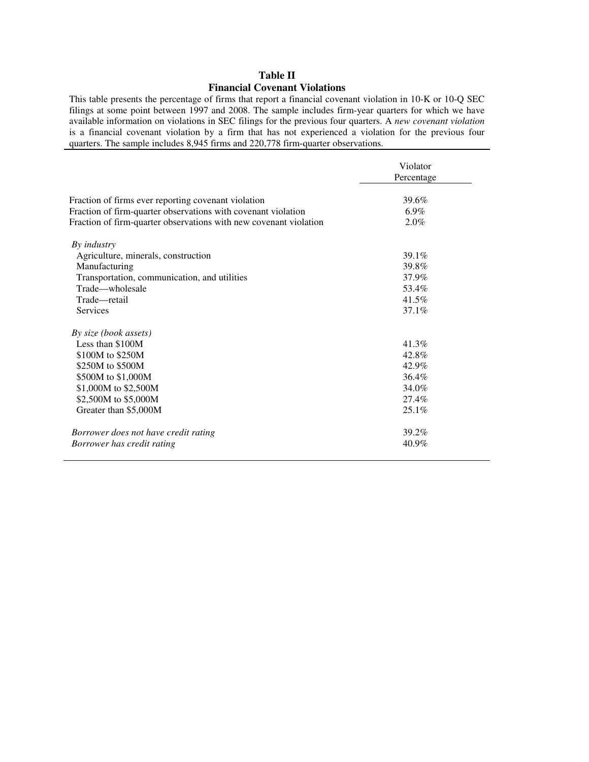**Table II**
**Financial Covenant Violations**

This table presents the percentage of firms that report a financial covenant violation in 10-K or 10-Q SEC filings at some point between 1997 and 2008. The sample includes firm-year quarters for which we have available information on violations in SEC filings for the previous four quarters. A *new covenant violation* is a financial covenant violation by a firm that has not experienced a violation for the previous four quarters. The sample includes 8,945 firms and 220,778 firm-quarter observations.

| | Violator Percentage |
|---|---|
| Fraction of firms ever reporting covenant violation | 39.6% |
| Fraction of firm-quarter observations with covenant violation | 6.9% |
| Fraction of firm-quarter observations with new covenant violation | 2.0% |
| *By industry* | |
| Agriculture, minerals, construction | 39.1% |
| Manufacturing | 39.8% |
| Transportation, communication, and utilities | 37.9% |
| Trade—wholesale | 53.4% |
| Trade—retail | 41.5% |
| Services | 37.1% |
| *By size (book assets)* | |
| Less than $100M | 41.3% |
| $100M to $250M | 42.8% |
| $250M to $500M | 42.9% |
| $500M to $1,000M | 36.4% |
| $1,000M to $2,500M | 34.0% |
| $2,500M to $5,000M | 27.4% |
| Greater than $5,000M | 25.1% |
| *Borrower does not have credit rating* | 39.2% |
| *Borrower has credit rating* | 40.9% |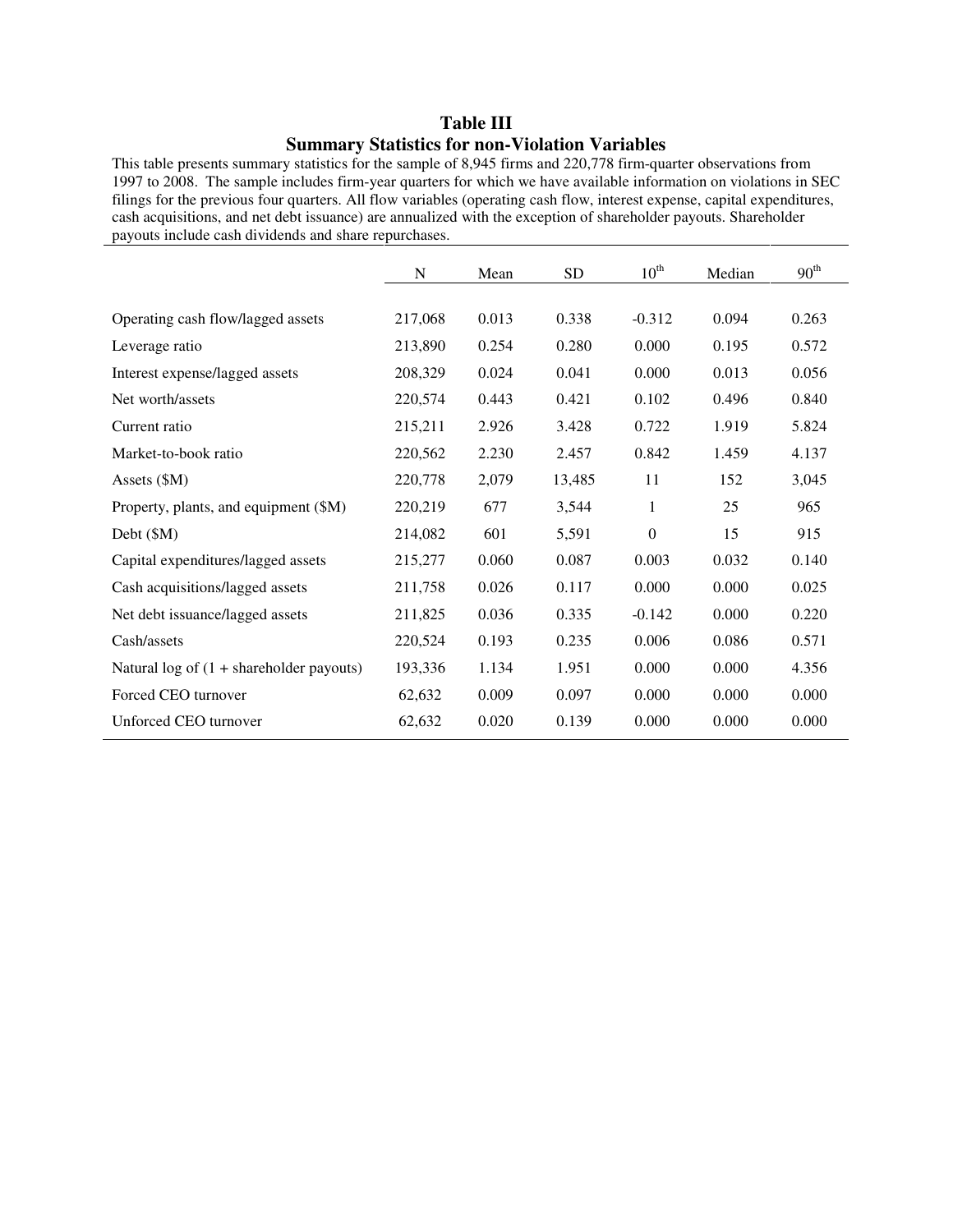# Table III
## Summary Statistics for non-Violation Variables

This table presents summary statistics for the sample of 8,945 firms and 220,778 firm-quarter observations from 1997 to 2008. The sample includes firm-year quarters for which we have available information on violations in SEC filings for the previous four quarters. All flow variables (operating cash flow, interest expense, capital expenditures, cash acquisitions, and net debt issuance) are annualized with the exception of shareholder payouts. Shareholder payouts include cash dividends and share repurchases.

| | N | Mean | SD | 10th | Median | 90th |
|---|---|---|---|---|---|---|
| Operating cash flow/lagged assets | 217,068 | 0.013 | 0.338 | -0.312 | 0.094 | 0.263 |
| Leverage ratio | 213,890 | 0.254 | 0.280 | 0.000 | 0.195 | 0.572 |
| Interest expense/lagged assets | 208,329 | 0.024 | 0.041 | 0.000 | 0.013 | 0.056 |
| Net worth/assets | 220,574 | 0.443 | 0.421 | 0.102 | 0.496 | 0.840 |
| Current ratio | 215,211 | 2.926 | 3.428 | 0.722 | 1.919 | 5.824 |
| Market-to-book ratio | 220,562 | 2.230 | 2.457 | 0.842 | 1.459 | 4.137 |
| Assets ($M) | 220,778 | 2,079 | 13,485 | 11 | 152 | 3,045 |
| Property, plants, and equipment ($M) | 220,219 | 677 | 3,544 | 1 | 25 | 965 |
| Debt ($M) | 214,082 | 601 | 5,591 | 0 | 15 | 915 |
| Capital expenditures/lagged assets | 215,277 | 0.060 | 0.087 | 0.003 | 0.032 | 0.140 |
| Cash acquisitions/lagged assets | 211,758 | 0.026 | 0.117 | 0.000 | 0.000 | 0.025 |
| Net debt issuance/lagged assets | 211,825 | 0.036 | 0.335 | -0.142 | 0.000 | 0.220 |
| Cash/assets | 220,524 | 0.193 | 0.235 | 0.006 | 0.086 | 0.571 |
| Natural log of (1 + shareholder payouts) | 193,336 | 1.134 | 1.951 | 0.000 | 0.000 | 4.356 |
| Forced CEO turnover | 62,632 | 0.009 | 0.097 | 0.000 | 0.000 | 0.000 |
| Unforced CEO turnover | 62,632 | 0.020 | 0.139 | 0.000 | 0.000 | 0.000 |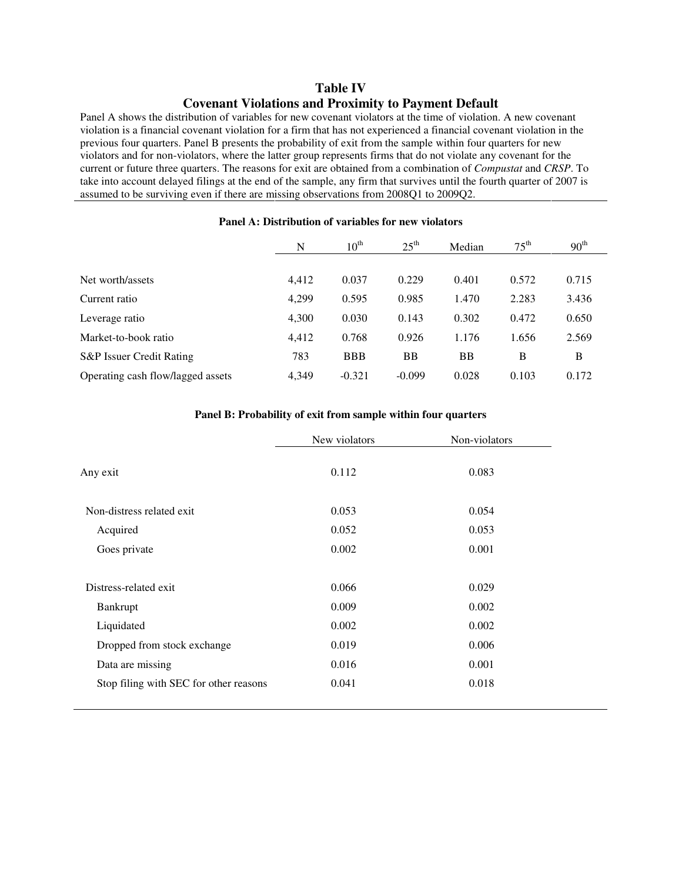# Table IV

## Covenant Violations and Proximity to Payment Default

Panel A shows the distribution of variables for new covenant violators at the time of violation. A new covenant violation is a financial covenant violation for a firm that has not experienced a financial covenant violation in the previous four quarters. Panel B presents the probability of exit from the sample within four quarters for new violators and for non-violators, where the latter group represents firms that do not violate any covenant for the current or future three quarters. The reasons for exit are obtained from a combination of *Compustat* and *CRSP*. To take into account delayed filings at the end of the sample, any firm that survives until the fourth quarter of 2007 is assumed to be surviving even if there are missing observations from 2008Q1 to 2009Q2.

**Panel A: Distribution of variables for new violators**

| | N | 10th | 25th | Median | 75th | 90th |
|---|---|---|---|---|---|---|
| Net worth/assets | 4,412 | 0.037 | 0.229 | 0.401 | 0.572 | 0.715 |
| Current ratio | 4,299 | 0.595 | 0.985 | 1.470 | 2.283 | 3.436 |
| Leverage ratio | 4,300 | 0.030 | 0.143 | 0.302 | 0.472 | 0.650 |
| Market-to-book ratio | 4,412 | 0.768 | 0.926 | 1.176 | 1.656 | 2.569 |
| S&P Issuer Credit Rating | 783 | BBB | BB | BB | B | B |
| Operating cash flow/lagged assets | 4,349 | -0.321 | -0.099 | 0.028 | 0.103 | 0.172 |

**Panel B: Probability of exit from sample within four quarters**

| | New violators | Non-violators |
|---|---|---|
| Any exit | 0.112 | 0.083 |
| Non-distress related exit | 0.053 | 0.054 |
| Acquired | 0.052 | 0.053 |
| Goes private | 0.002 | 0.001 |
| Distress-related exit | 0.066 | 0.029 |
| Bankrupt | 0.009 | 0.002 |
| Liquidated | 0.002 | 0.002 |
| Dropped from stock exchange | 0.019 | 0.006 |
| Data are missing | 0.016 | 0.001 |
| Stop filing with SEC for other reasons | 0.041 | 0.018 |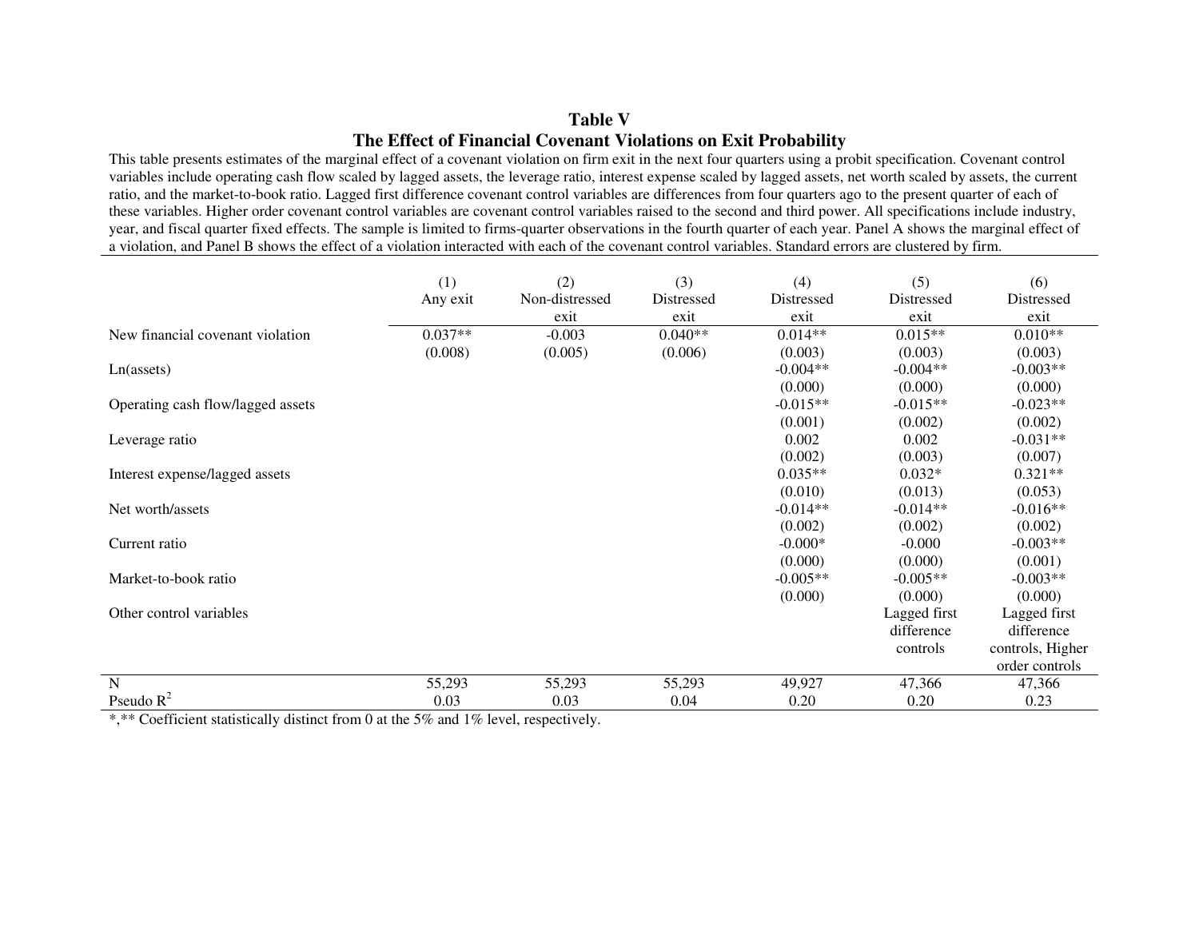**Table V**

**The Effect of Financial Covenant Violations on Exit Probability**

This table presents estimates of the marginal effect of a covenant violation on firm exit in the next four quarters using a probit specification. Covenant control variables include operating cash flow scaled by lagged assets, the leverage ratio, interest expense scaled by lagged assets, net worth scaled by assets, the current ratio, and the market-to-book ratio. Lagged first difference covenant control variables are differences from four quarters ago to the present quarter of each of these variables. Higher order covenant control variables are covenant control variables raised to the second and third power. All specifications include industry, year, and fiscal quarter fixed effects. The sample is limited to firms-quarter observations in the fourth quarter of each year. Panel A shows the marginal effect of a violation, and Panel B shows the effect of a violation interacted with each of the covenant control variables. Standard errors are clustered by firm.

| | (1) Any exit | (2) Non-distressed exit | (3) Distressed exit | (4) Distressed exit | (5) Distressed exit | (6) Distressed exit |
|---|---|---|---|---|---|---|
| New financial covenant violation | 0.037** | -0.003 | 0.040** | 0.014** | 0.015** | 0.010** |
| | (0.008) | (0.005) | (0.006) | (0.003) | (0.003) | (0.003) |
| Ln(assets) | | | | -0.004** | -0.004** | -0.003** |
| | | | | (0.000) | (0.000) | (0.000) |
| Operating cash flow/lagged assets | | | | -0.015** | -0.015** | -0.023** |
| | | | | (0.001) | (0.002) | (0.002) |
| Leverage ratio | | | | 0.002 | 0.002 | -0.031** |
| | | | | (0.002) | (0.003) | (0.007) |
| Interest expense/lagged assets | | | | 0.035** | 0.032* | 0.321** |
| | | | | (0.010) | (0.013) | (0.053) |
| Net worth/assets | | | | -0.014** | -0.014** | -0.016** |
| | | | | (0.002) | (0.002) | (0.002) |
| Current ratio | | | | -0.000* | -0.000 | -0.003** |
| | | | | (0.000) | (0.000) | (0.001) |
| Market-to-book ratio | | | | -0.005** | -0.005** | -0.003** |
| | | | | (0.000) | (0.000) | (0.000) |
| Other control variables | | | | | Lagged first difference controls | Lagged first difference controls, Higher order controls |
| N | 55,293 | 55,293 | 55,293 | 49,927 | 47,366 | 47,366 |
| Pseudo $R^2$ | 0.03 | 0.03 | 0.04 | 0.20 | 0.20 | 0.23 |

*,** Coefficient statistically distinct from 0 at the 5% and 1% level, respectively.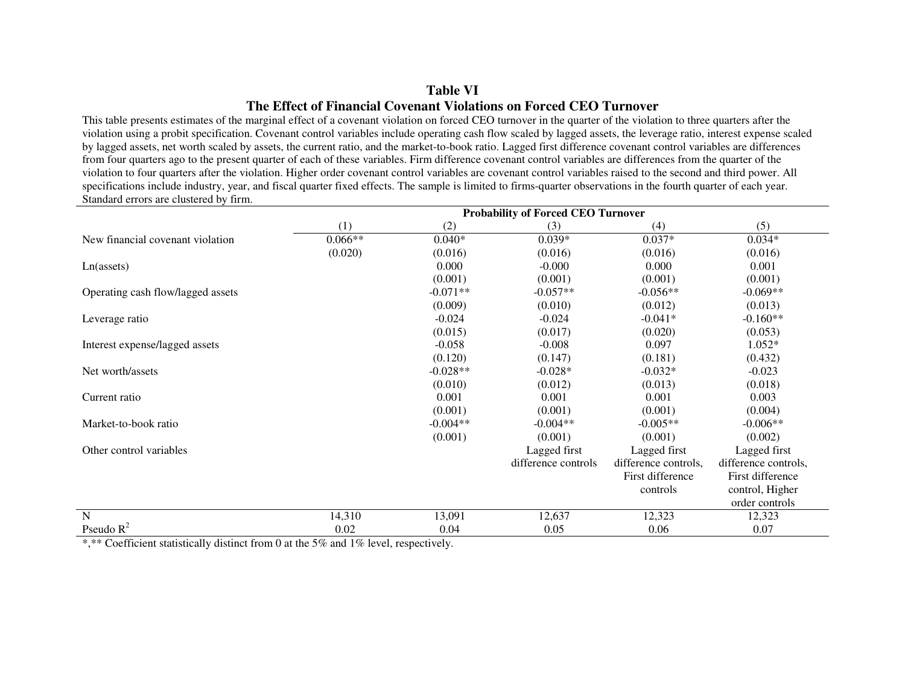## Table VI

## The Effect of Financial Covenant Violations on Forced CEO Turnover

This table presents estimates of the marginal effect of a covenant violation on forced CEO turnover in the quarter of the violation to three quarters after the violation using a probit specification. Covenant control variables include operating cash flow scaled by lagged assets, the leverage ratio, interest expense scaled by lagged assets, net worth scaled by assets, the current ratio, and the market-to-book ratio. Lagged first difference covenant control variables are differences from four quarters ago to the present quarter of each of these variables. Firm difference covenant control variables are differences from the quarter of the violation to four quarters after the violation. Higher order covenant control variables are covenant control variables raised to the second and third power. All specifications include industry, year, and fiscal quarter fixed effects. The sample is limited to firms-quarter observations in the fourth quarter of each year. Standard errors are clustered by firm.

| | Probability of Forced CEO Turnover | | | | |
|---|---|---|---|---|---|
| | (1) | (2) | (3) | (4) | (5) |
| New financial covenant violation | 0.066** | 0.040* | 0.039* | 0.037* | 0.034* |
| | (0.020) | (0.016) | (0.016) | (0.016) | (0.016) |
| Ln(assets) | | 0.000 | -0.000 | 0.000 | 0.001 |
| | | (0.001) | (0.001) | (0.001) | (0.001) |
| Operating cash flow/lagged assets | | -0.071** | -0.057** | -0.056** | -0.069** |
| | | (0.009) | (0.010) | (0.012) | (0.013) |
| Leverage ratio | | -0.024 | -0.024 | -0.041* | -0.160** |
| | | (0.015) | (0.017) | (0.020) | (0.053) |
| Interest expense/lagged assets | | -0.058 | -0.008 | 0.097 | 1.052* |
| | | (0.120) | (0.147) | (0.181) | (0.432) |
| Net worth/assets | | -0.028** | -0.028* | -0.032* | -0.023 |
| | | (0.010) | (0.012) | (0.013) | (0.018) |
| Current ratio | | 0.001 | 0.001 | 0.001 | 0.003 |
| | | (0.001) | (0.001) | (0.001) | (0.004) |
| Market-to-book ratio | | -0.004** | -0.004** | -0.005** | -0.006** |
| | | (0.001) | (0.001) | (0.001) | (0.002) |
| Other control variables | | | Lagged first difference controls | Lagged first difference controls, First difference controls | Lagged first difference controls, First difference control, Higher order controls |
| N | 14,310 | 13,091 | 12,637 | 12,323 | 12,323 |
| Pseudo $R^2$ | 0.02 | 0.04 | 0.05 | 0.06 | 0.07 |

*,** Coefficient statistically distinct from 0 at the 5% and 1% level, respectively.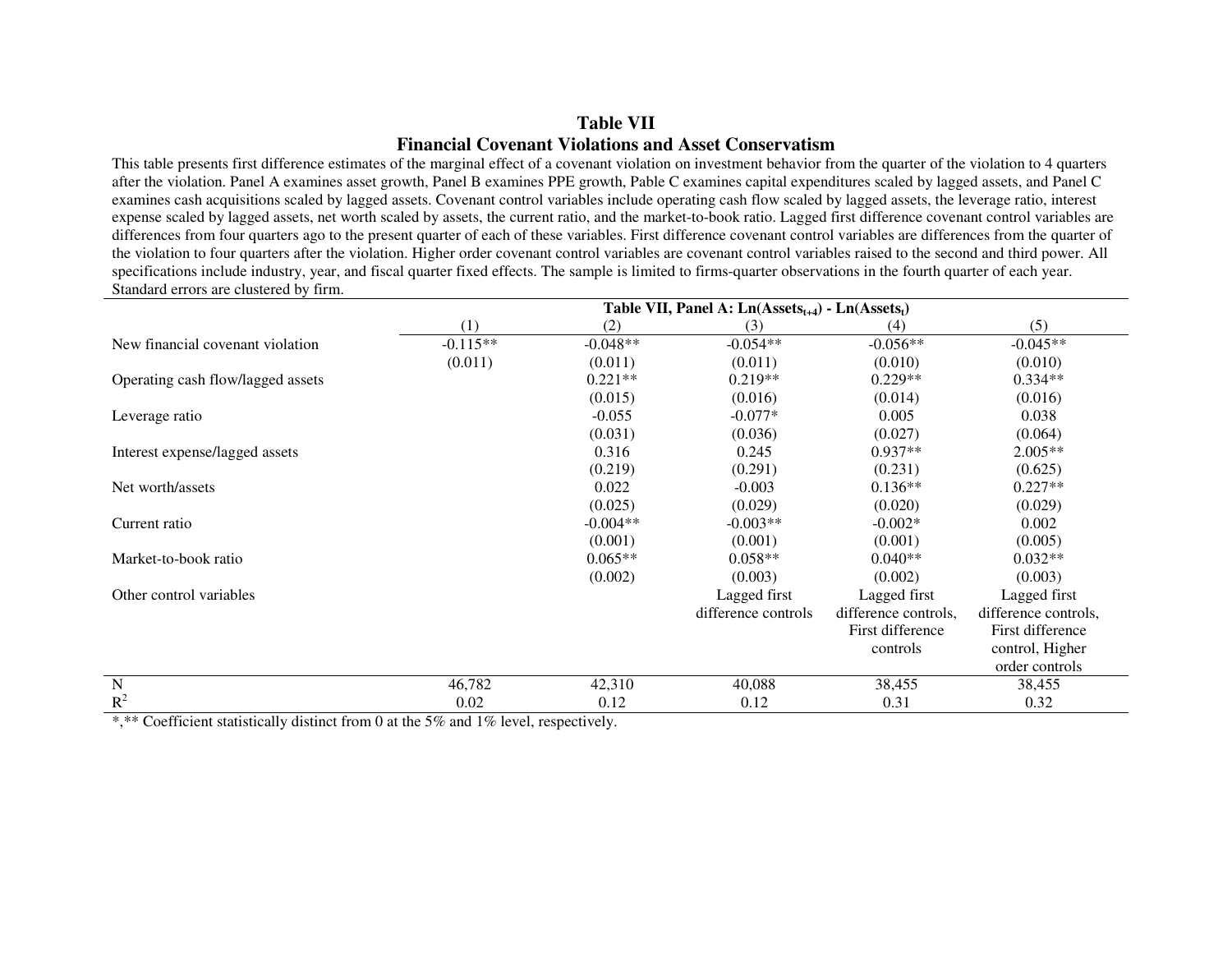# Table VII
## Financial Covenant Violations and Asset Conservatism

This table presents first difference estimates of the marginal effect of a covenant violation on investment behavior from the quarter of the violation to 4 quarters after the violation. Panel A examines asset growth, Panel B examines PPE growth, Pable C examines capital expenditures scaled by lagged assets, and Panel C examines cash acquisitions scaled by lagged assets. Covenant control variables include operating cash flow scaled by lagged assets, the leverage ratio, interest expense scaled by lagged assets, net worth scaled by assets, the current ratio, and the market-to-book ratio. Lagged first difference covenant control variables are differences from four quarters ago to the present quarter of each of these variables. First difference covenant control variables are differences from the quarter of the violation to four quarters after the violation. Higher order covenant control variables are covenant control variables raised to the second and third power. All specifications include industry, year, and fiscal quarter fixed effects. The sample is limited to firms-quarter observations in the fourth quarter of each year. Standard errors are clustered by firm.

| | Table VII, Panel A: $\text{Ln}(\text{Assets}_{t+4}) - \text{Ln}(\text{Assets}_t)$ | | | | |
|---|---|---|---|---|---|
| | (1) | (2) | (3) | (4) | (5) |
| New financial covenant violation | -0.115** | -0.048** | -0.054** | -0.056** | -0.045** |
| | (0.011) | (0.011) | (0.011) | (0.010) | (0.010) |
| Operating cash flow/lagged assets | | 0.221** | 0.219** | 0.229** | 0.334** |
| | | (0.015) | (0.016) | (0.014) | (0.016) |
| Leverage ratio | | -0.055 | -0.077* | 0.005 | 0.038 |
| | | (0.031) | (0.036) | (0.027) | (0.064) |
| Interest expense/lagged assets | | 0.316 | 0.245 | 0.937** | 2.005** |
| | | (0.219) | (0.291) | (0.231) | (0.625) |
| Net worth/assets | | 0.022 | -0.003 | 0.136** | 0.227** |
| | | (0.025) | (0.029) | (0.020) | (0.029) |
| Current ratio | | -0.004** | -0.003** | -0.002* | 0.002 |
| | | (0.001) | (0.001) | (0.001) | (0.005) |
| Market-to-book ratio | | 0.065** | 0.058** | 0.040** | 0.032** |
| | | (0.002) | (0.003) | (0.002) | (0.003) |
| Other control variables | | | Lagged first difference controls | Lagged first difference controls, First difference controls | Lagged first difference controls, First difference control, Higher order controls |
| N | 46,782 | 42,310 | 40,088 | 38,455 | 38,455 |
| $R^2$ | 0.02 | 0.12 | 0.12 | 0.31 | 0.32 |

*,** Coefficient statistically distinct from 0 at the 5% and 1% level, respectively.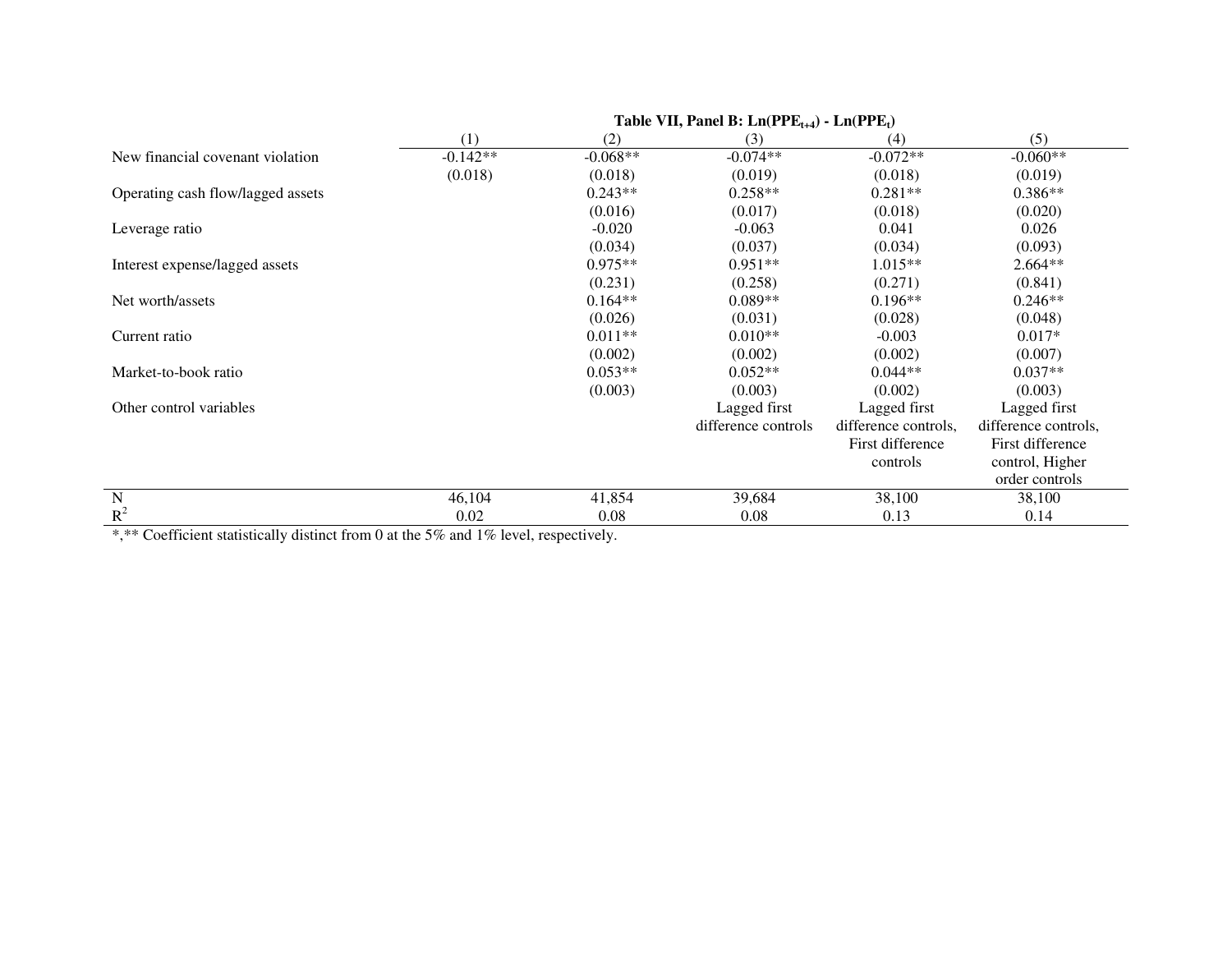**Table VII, Panel B: $Ln(PPE_{t+4}) - Ln(PPE_t)$**

| | (1) | (2) | (3) | (4) | (5) |
|---|---|---|---|---|---|
| New financial covenant violation | -0.142** | -0.068** | -0.074** | -0.072** | -0.060** |
| | (0.018) | (0.018) | (0.019) | (0.018) | (0.019) |
| Operating cash flow/lagged assets | | 0.243** | 0.258** | 0.281** | 0.386** |
| | | (0.016) | (0.017) | (0.018) | (0.020) |
| Leverage ratio | | -0.020 | -0.063 | 0.041 | 0.026 |
| | | (0.034) | (0.037) | (0.034) | (0.093) |
| Interest expense/lagged assets | | 0.975** | 0.951** | 1.015** | 2.664** |
| | | (0.231) | (0.258) | (0.271) | (0.841) |
| Net worth/assets | | 0.164** | 0.089** | 0.196** | 0.246** |
| | | (0.026) | (0.031) | (0.028) | (0.048) |
| Current ratio | | 0.011** | 0.010** | -0.003 | 0.017* |
| | | (0.002) | (0.002) | (0.002) | (0.007) |
| Market-to-book ratio | | 0.053** | 0.052** | 0.044** | 0.037** |
| | | (0.003) | (0.003) | (0.002) | (0.003) |
| Other control variables | | | Lagged first difference controls | Lagged first difference controls, First difference controls | Lagged first difference controls, First difference control, Higher order controls |
| N | 46,104 | 41,854 | 39,684 | 38,100 | 38,100 |
| $R^2$ | 0.02 | 0.08 | 0.08 | 0.13 | 0.14 |

*,** Coefficient statistically distinct from 0 at the 5% and 1% level, respectively.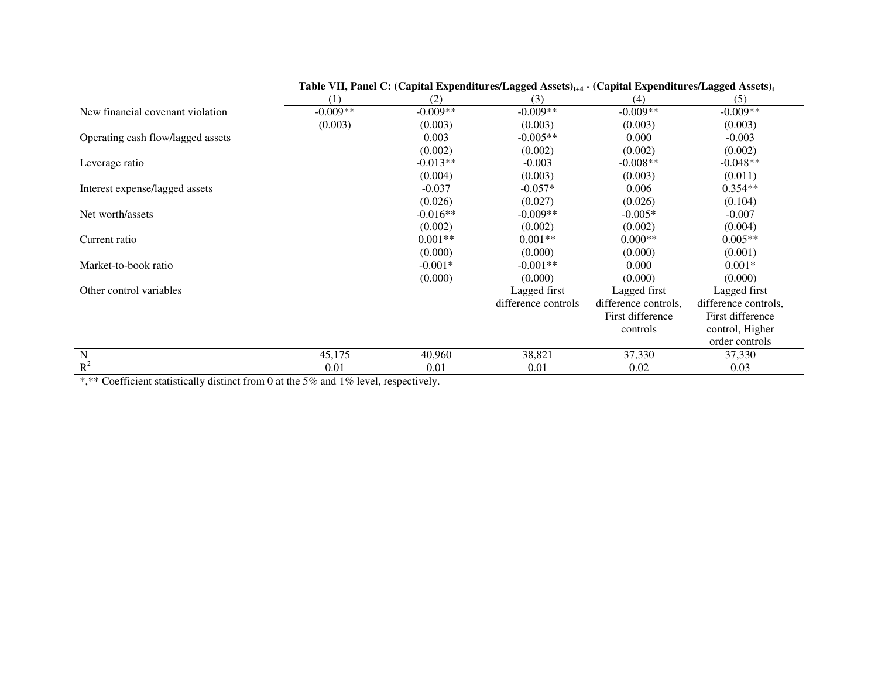**Table VII, Panel C: (Capital Expenditures/Lagged Assets)$_{t+4}$ - (Capital Expenditures/Lagged Assets)$_t$**

| | (1) | (2) | (3) | (4) | (5) |
|---|---|---|---|---|---|
| New financial covenant violation | -0.009** | -0.009** | -0.009** | -0.009** | -0.009** |
| | (0.003) | (0.003) | (0.003) | (0.003) | (0.003) |
| Operating cash flow/lagged assets | | 0.003 | -0.005** | 0.000 | -0.003 |
| | | (0.002) | (0.002) | (0.002) | (0.002) |
| Leverage ratio | | -0.013** | -0.003 | -0.008** | -0.048** |
| | | (0.004) | (0.003) | (0.003) | (0.011) |
| Interest expense/lagged assets | | -0.037 | -0.057* | 0.006 | 0.354** |
| | | (0.026) | (0.027) | (0.026) | (0.104) |
| Net worth/assets | | -0.016** | -0.009** | -0.005* | -0.007 |
| | | (0.002) | (0.002) | (0.002) | (0.004) |
| Current ratio | | 0.001** | 0.001** | 0.000** | 0.005** |
| | | (0.000) | (0.000) | (0.000) | (0.001) |
| Market-to-book ratio | | -0.001* | -0.001** | 0.000 | 0.001* |
| | | (0.000) | (0.000) | (0.000) | (0.000) |
| Other control variables | | | Lagged first difference controls | Lagged first difference controls, First difference controls | Lagged first difference controls, First difference control, Higher order controls |
| N | 45,175 | 40,960 | 38,821 | 37,330 | 37,330 |
| $R^2$ | 0.01 | 0.01 | 0.01 | 0.02 | 0.03 |

*,** Coefficient statistically distinct from 0 at the 5% and 1% level, respectively.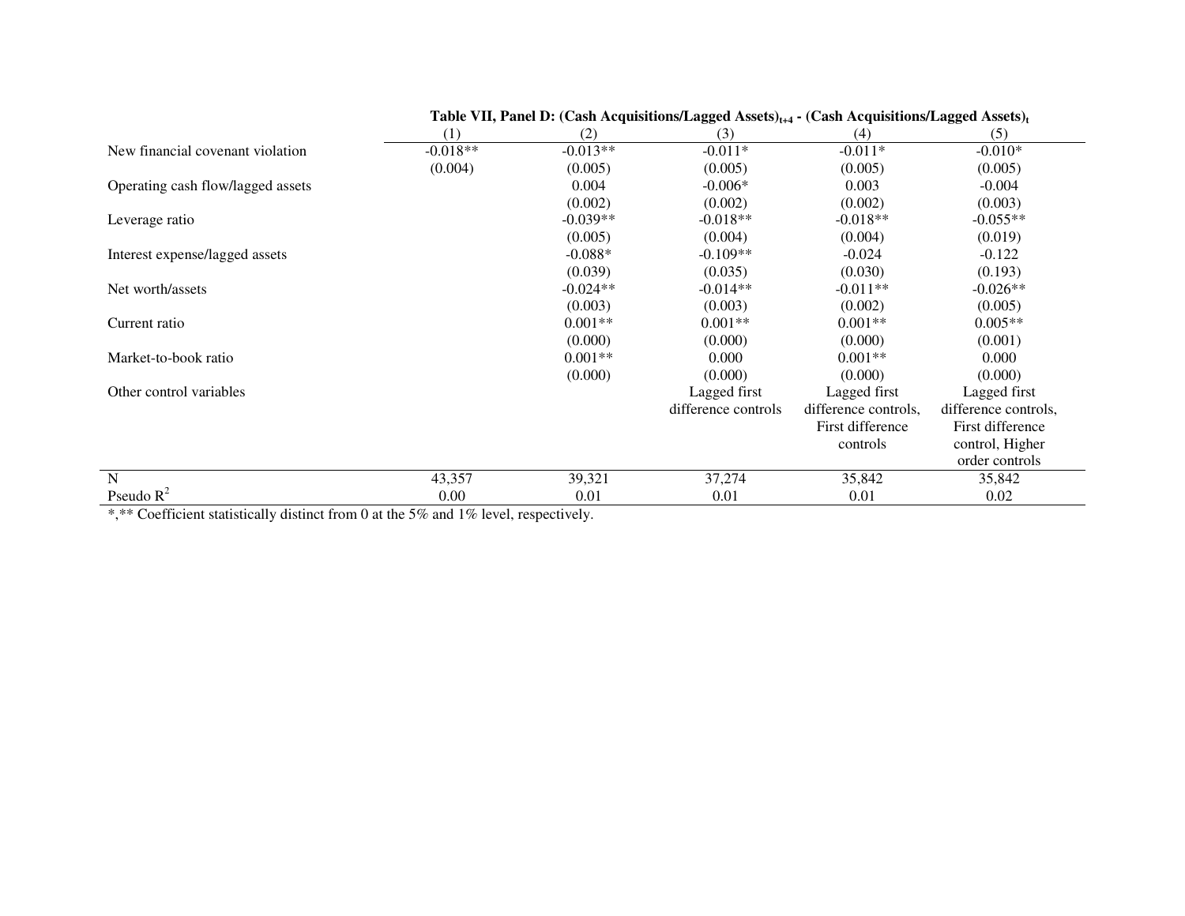**Table VII, Panel D: $(\text{Cash Acquisitions/Lagged Assets})_{t+4}$ - $(\text{Cash Acquisitions/Lagged Assets})_t$**

| | (1) | (2) | (3) | (4) | (5) |
|---|---|---|---|---|---|
| New financial covenant violation | -0.018** | -0.013** | -0.011* | -0.011* | -0.010* |
| | (0.004) | (0.005) | (0.005) | (0.005) | (0.005) |
| Operating cash flow/lagged assets | | 0.004 | -0.006* | 0.003 | -0.004 |
| | | (0.002) | (0.002) | (0.002) | (0.003) |
| Leverage ratio | | -0.039** | -0.018** | -0.018** | -0.055** |
| | | (0.005) | (0.004) | (0.004) | (0.019) |
| Interest expense/lagged assets | | -0.088* | -0.109** | -0.024 | -0.122 |
| | | (0.039) | (0.035) | (0.030) | (0.193) |
| Net worth/assets | | -0.024** | -0.014** | -0.011** | -0.026** |
| | | (0.003) | (0.003) | (0.002) | (0.005) |
| Current ratio | | 0.001** | 0.001** | 0.001** | 0.005** |
| | | (0.000) | (0.000) | (0.000) | (0.001) |
| Market-to-book ratio | | 0.001** | 0.000 | 0.001** | 0.000 |
| | | (0.000) | (0.000) | (0.000) | (0.000) |
| Other control variables | | | Lagged first difference controls | Lagged first difference controls, First difference controls | Lagged first difference controls, First difference control, Higher order controls |
| N | 43,357 | 39,321 | 37,274 | 35,842 | 35,842 |
| Pseudo $R^2$ | 0.00 | 0.01 | 0.01 | 0.01 | 0.02 |

*,** Coefficient statistically distinct from 0 at the 5% and 1% level, respectively.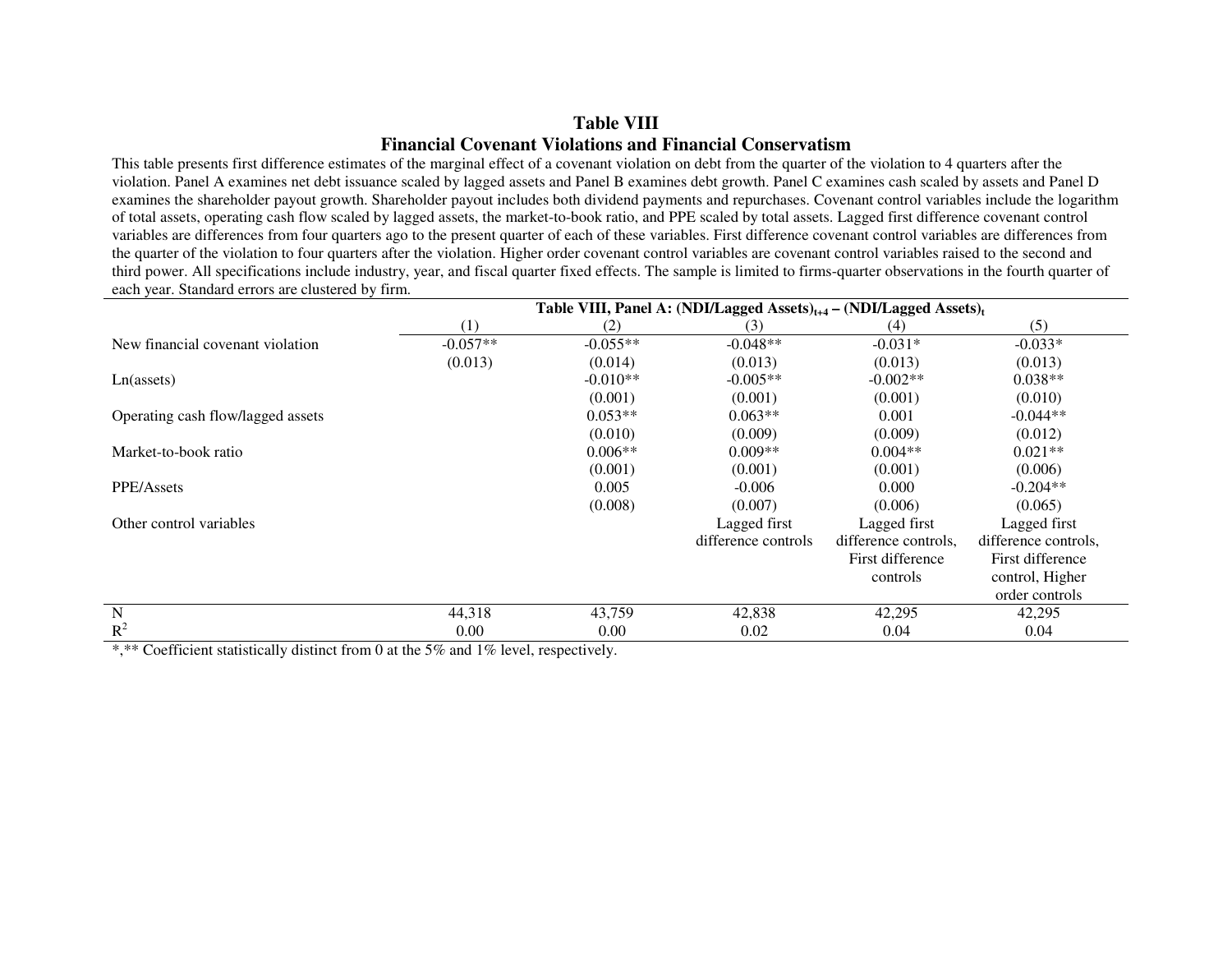# Table VIII
## Financial Covenant Violations and Financial Conservatism

This table presents first difference estimates of the marginal effect of a covenant violation on debt from the quarter of the violation to 4 quarters after the violation. Panel A examines net debt issuance scaled by lagged assets and Panel B examines debt growth. Panel C examines cash scaled by assets and Panel D examines the shareholder payout growth. Shareholder payout includes both dividend payments and repurchases. Covenant control variables include the logarithm of total assets, operating cash flow scaled by lagged assets, the market-to-book ratio, and PPE scaled by total assets. Lagged first difference covenant control variables are differences from four quarters ago to the present quarter of each of these variables. First difference covenant control variables are differences from the quarter of the violation to four quarters after the violation. Higher order covenant control variables are covenant control variables raised to the second and third power. All specifications include industry, year, and fiscal quarter fixed effects. The sample is limited to firms-quarter observations in the fourth quarter of each year. Standard errors are clustered by firm.

| | **Table VIII, Panel A: $(NDI/Lagged\ Assets)_{t+4} - (NDI/Lagged\ Assets)_t$** | | | | |
|---|---|---|---|---|---|
| | (1) | (2) | (3) | (4) | (5) |
| New financial covenant violation | -0.057** | -0.055** | -0.048** | -0.031* | -0.033* |
| | (0.013) | (0.014) | (0.013) | (0.013) | (0.013) |
| Ln(assets) | | -0.010** | -0.005** | -0.002** | 0.038** |
| | | (0.001) | (0.001) | (0.001) | (0.010) |
| Operating cash flow/lagged assets | | 0.053** | 0.063** | 0.001 | -0.044** |
| | | (0.010) | (0.009) | (0.009) | (0.012) |
| Market-to-book ratio | | 0.006** | 0.009** | 0.004** | 0.021** |
| | | (0.001) | (0.001) | (0.001) | (0.006) |
| PPE/Assets | | 0.005 | -0.006 | 0.000 | -0.204** |
| | | (0.008) | (0.007) | (0.006) | (0.065) |
| Other control variables | | | Lagged first difference controls | Lagged first difference controls, First difference controls | Lagged first difference controls, First difference control, Higher order controls |
| N | 44,318 | 43,759 | 42,838 | 42,295 | 42,295 |
| $R^2$ | 0.00 | 0.00 | 0.02 | 0.04 | 0.04 |

*,** Coefficient statistically distinct from 0 at the 5% and 1% level, respectively.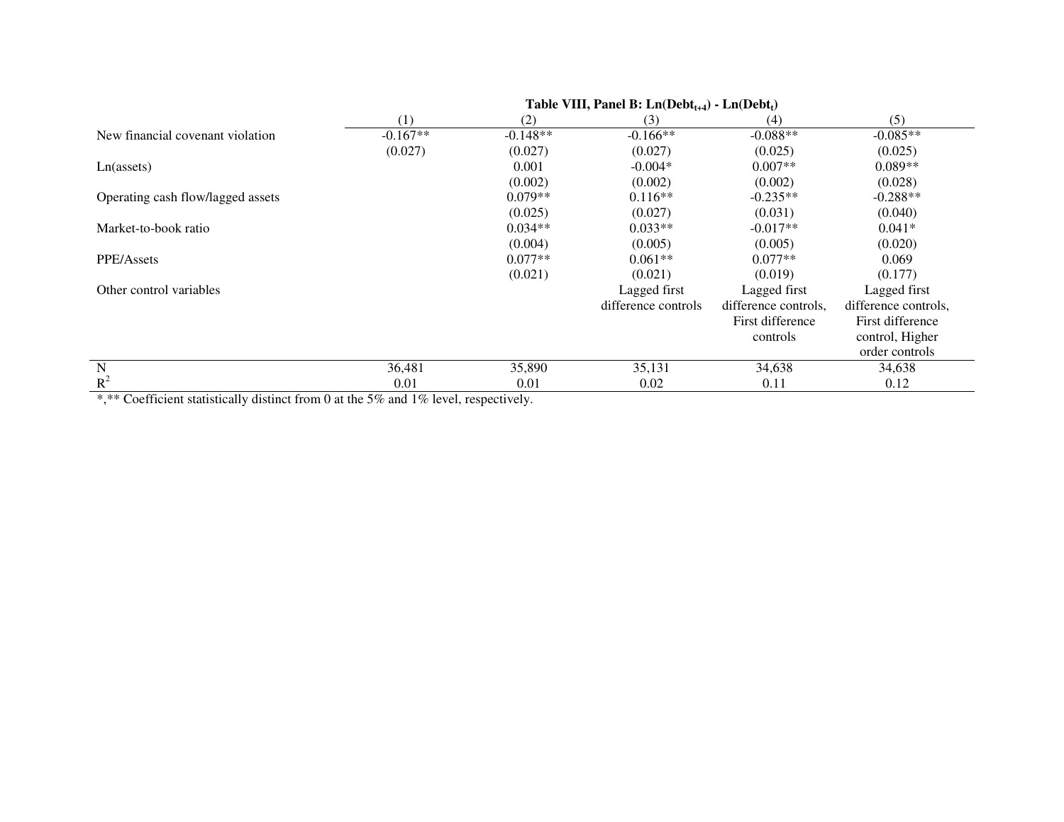**Table VIII, Panel B: Ln($Debt_{t+4}$) - Ln($Debt_t$)**

| | (1) | (2) | (3) | (4) | (5) |
|---|---|---|---|---|---|
| New financial covenant violation | -0.167** | -0.148** | -0.166** | -0.088** | -0.085** |
| | (0.027) | (0.027) | (0.027) | (0.025) | (0.025) |
| Ln(assets) | | 0.001 | -0.004* | 0.007** | 0.089** |
| | | (0.002) | (0.002) | (0.002) | (0.028) |
| Operating cash flow/lagged assets | | 0.079** | 0.116** | -0.235** | -0.288** |
| | | (0.025) | (0.027) | (0.031) | (0.040) |
| Market-to-book ratio | | 0.034** | 0.033** | -0.017** | 0.041* |
| | | (0.004) | (0.005) | (0.005) | (0.020) |
| PPE/Assets | | 0.077** | 0.061** | 0.077** | 0.069 |
| | | (0.021) | (0.021) | (0.019) | (0.177) |
| Other control variables | | | Lagged first difference controls | Lagged first difference controls, First difference controls | Lagged first difference controls, First difference control, Higher order controls |
| N | 36,481 | 35,890 | 35,131 | 34,638 | 34,638 |
| $R^2$ | 0.01 | 0.01 | 0.02 | 0.11 | 0.12 |

*,** Coefficient statistically distinct from 0 at the 5% and 1% level, respectively.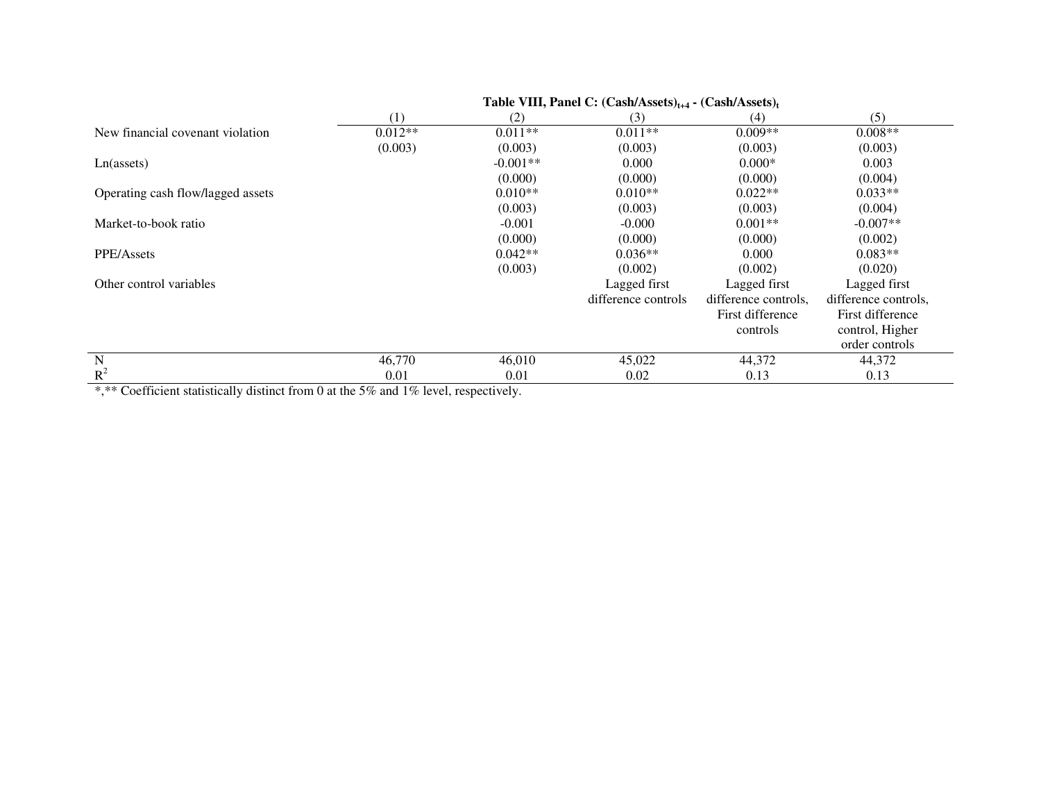**Table VIII, Panel C: $(\text{Cash/Assets})_{t+4}$ - $(\text{Cash/Assets})_t$**

| | (1) | (2) | (3) | (4) | (5) |
|---|---|---|---|---|---|
| New financial covenant violation | 0.012** | 0.011** | 0.011** | 0.009** | 0.008** |
| | (0.003) | (0.003) | (0.003) | (0.003) | (0.003) |
| Ln(assets) | | -0.001** | 0.000 | 0.000* | 0.003 |
| | | (0.000) | (0.000) | (0.000) | (0.004) |
| Operating cash flow/lagged assets | | 0.010** | 0.010** | 0.022** | 0.033** |
| | | (0.003) | (0.003) | (0.003) | (0.004) |
| Market-to-book ratio | | -0.001 | -0.000 | 0.001** | -0.007** |
| | | (0.000) | (0.000) | (0.000) | (0.002) |
| PPE/Assets | | 0.042** | 0.036** | 0.000 | 0.083** |
| | | (0.003) | (0.002) | (0.002) | (0.020) |
| Other control variables | | | Lagged first difference controls | Lagged first difference controls, First difference controls | Lagged first difference controls, First difference control, Higher order controls |
| N | 46,770 | 46,010 | 45,022 | 44,372 | 44,372 |
| $R^2$ | 0.01 | 0.01 | 0.02 | 0.13 | 0.13 |

*,** Coefficient statistically distinct from 0 at the 5% and 1% level, respectively.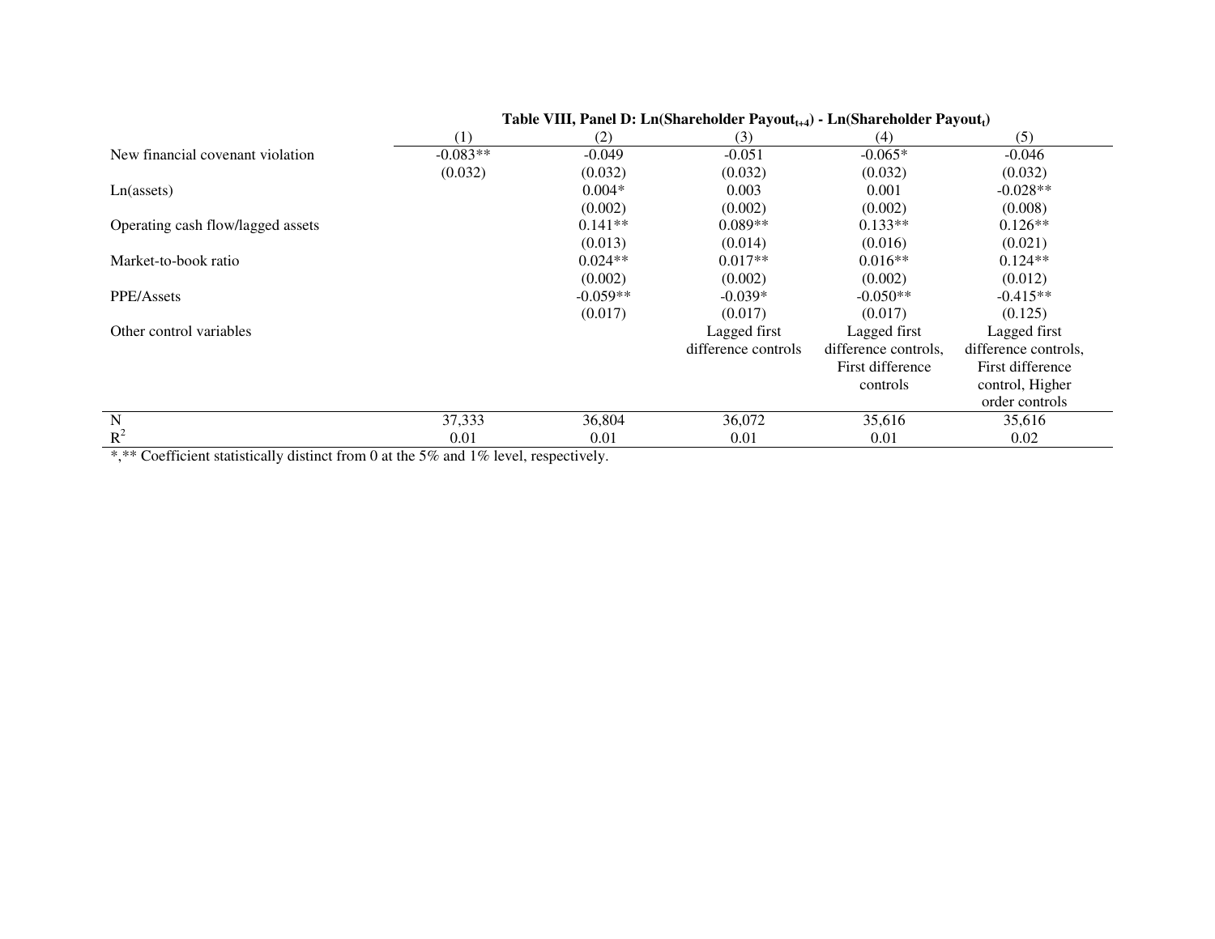**Table VIII, Panel D: Ln(Shareholder Payout$_{t+4}$) - Ln(Shareholder Payout$_t$)**

| | (1) | (2) | (3) | (4) | (5) |
|---|---|---|---|---|---|
| New financial covenant violation | -0.083** | -0.049 | -0.051 | -0.065* | -0.046 |
| | (0.032) | (0.032) | (0.032) | (0.032) | (0.032) |
| Ln(assets) | | 0.004* | 0.003 | 0.001 | -0.028** |
| | | (0.002) | (0.002) | (0.002) | (0.008) |
| Operating cash flow/lagged assets | | 0.141** | 0.089** | 0.133** | 0.126** |
| | | (0.013) | (0.014) | (0.016) | (0.021) |
| Market-to-book ratio | | 0.024** | 0.017** | 0.016** | 0.124** |
| | | (0.002) | (0.002) | (0.002) | (0.012) |
| PPE/Assets | | -0.059** | -0.039* | -0.050** | -0.415** |
| | | (0.017) | (0.017) | (0.017) | (0.125) |
| Other control variables | | | Lagged first difference controls | Lagged first difference controls, First difference controls | Lagged first difference controls, First difference control, Higher order controls |
| N | 37,333 | 36,804 | 36,072 | 35,616 | 35,616 |
| $R^2$ | 0.01 | 0.01 | 0.01 | 0.01 | 0.02 |

*,** Coefficient statistically distinct from 0 at the 5% and 1% level, respectively.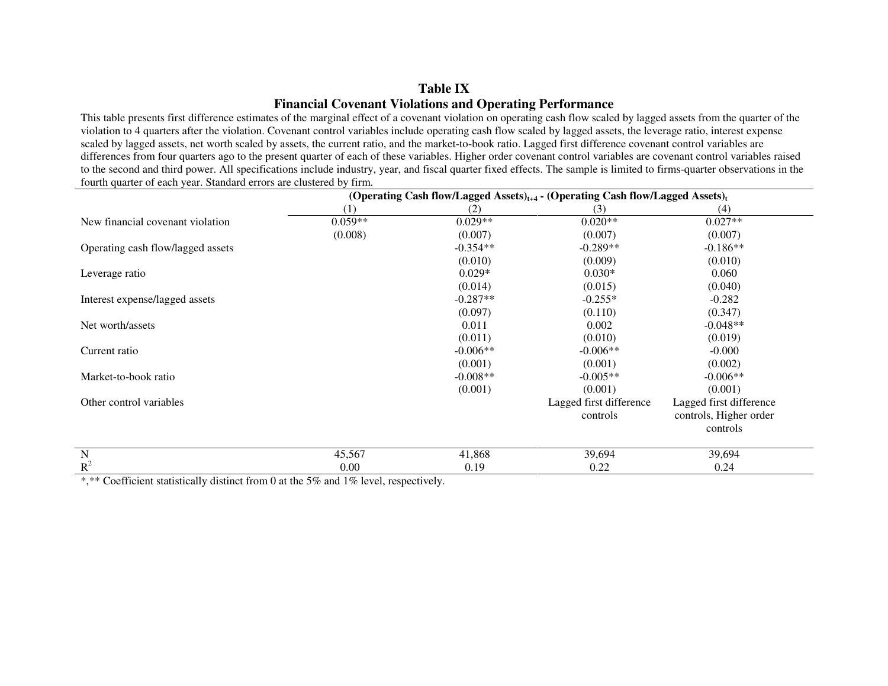## Table IX

## Financial Covenant Violations and Operating Performance

This table presents first difference estimates of the marginal effect of a covenant violation on operating cash flow scaled by lagged assets from the quarter of the violation to 4 quarters after the violation. Covenant control variables include operating cash flow scaled by lagged assets, the leverage ratio, interest expense scaled by lagged assets, net worth scaled by assets, the current ratio, and the market-to-book ratio. Lagged first difference covenant control variables are differences from four quarters ago to the present quarter of each of these variables. Higher order covenant control variables are covenant control variables raised to the second and third power. All specifications include industry, year, and fiscal quarter fixed effects. The sample is limited to firms-quarter observations in the fourth quarter of each year. Standard errors are clustered by firm.

| | (Operating Cash flow/Lagged Assets)$_{t+4}$ - (Operating Cash flow/Lagged Assets)$_t$ | | | |
|---|---|---|---|---|
| | (1) | (2) | (3) | (4) |
| New financial covenant violation | 0.059** | 0.029** | 0.020** | 0.027** |
| | (0.008) | (0.007) | (0.007) | (0.007) |
| Operating cash flow/lagged assets | | -0.354** | -0.289** | -0.186** |
| | | (0.010) | (0.009) | (0.010) |
| Leverage ratio | | 0.029* | 0.030* | 0.060 |
| | | (0.014) | (0.015) | (0.040) |
| Interest expense/lagged assets | | -0.287** | -0.255* | -0.282 |
| | | (0.097) | (0.110) | (0.347) |
| Net worth/assets | | 0.011 | 0.002 | -0.048** |
| | | (0.011) | (0.010) | (0.019) |
| Current ratio | | -0.006** | -0.006** | -0.000 |
| | | (0.001) | (0.001) | (0.002) |
| Market-to-book ratio | | -0.008** | -0.005** | -0.006** |
| | | (0.001) | (0.001) | (0.001) |
| Other control variables | | | Lagged first difference controls | Lagged first difference controls, Higher order controls |
| N | 45,567 | 41,868 | 39,694 | 39,694 |
| $R^2$ | 0.00 | 0.19 | 0.22 | 0.24 |

*,** Coefficient statistically distinct from 0 at the 5% and 1% level, respectively.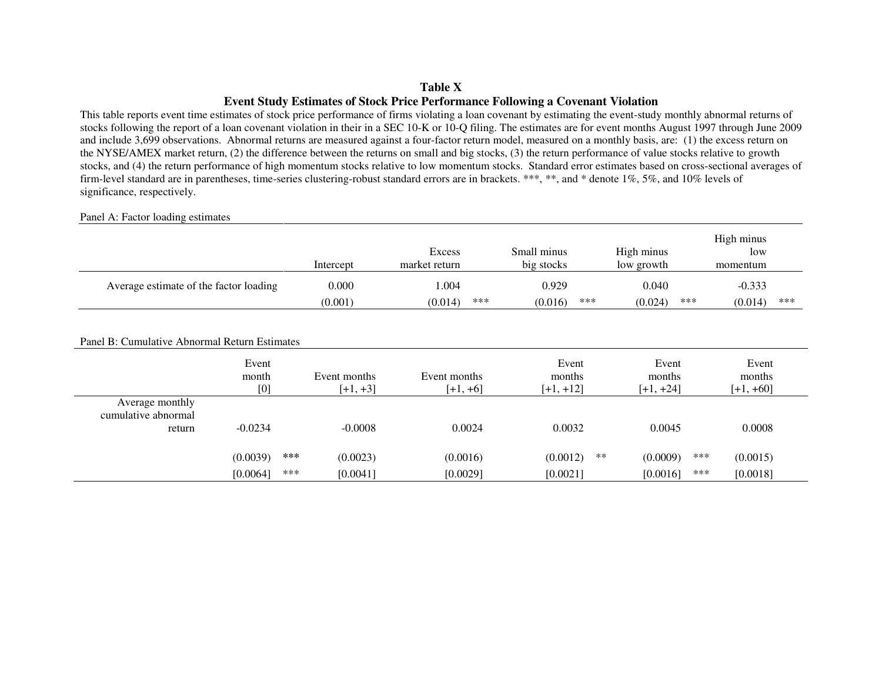**Table X**

**Event Study Estimates of Stock Price Performance Following a Covenant Violation**

This table reports event time estimates of stock price performance of firms violating a loan covenant by estimating the event-study monthly abnormal returns of stocks following the report of a loan covenant violation in their in a SEC 10-K or 10-Q filing. The estimates are for event months August 1997 through June 2009 and include 3,699 observations. Abnormal returns are measured against a four-factor return model, measured on a monthly basis, are: (1) the excess return on the NYSE/AMEX market return, (2) the difference between the returns on small and big stocks, (3) the return performance of value stocks relative to growth stocks, and (4) the return performance of high momentum stocks relative to low momentum stocks. Standard error estimates based on cross-sectional averages of firm-level standard are in parentheses, time-series clustering-robust standard errors are in brackets. ***, **, and * denote 1%, 5%, and 10% levels of significance, respectively.

Panel A: Factor loading estimates

| | Intercept | | Excess market return | | Small minus big stocks | | High minus low growth | | High minus low momentum | |
|---|---|---|---|---|---|---|---|---|---|---|
| Average estimate of the factor loading | 0.000 | | 1.004 | | 0.929 | | 0.040 | | -0.333 | |
| | (0.001) | | (0.014) | *** | (0.016) | *** | (0.024) | *** | (0.014) | *** |

Panel B: Cumulative Abnormal Return Estimates

| | Event month [0] | | Event months [+1, +3] | | Event months [+1, +6] | | Event months [+1, +12] | | Event months [+1, +24] | | Event months [+1, +60] |
|---|---|---|---|---|---|---|---|---|---|---|---|
| Average monthly cumulative abnormal return | -0.0234 | | -0.0008 | | 0.0024 | | 0.0032 | | 0.0045 | | 0.0008 |
| | (0.0039) | *** | (0.0023) | | (0.0016) | | (0.0012) | ** | (0.0009) | *** | (0.0015) |
| | [0.0064] | *** | [0.0041] | | [0.0029] | | [0.0021] | | [0.0016] | *** | [0.0018] |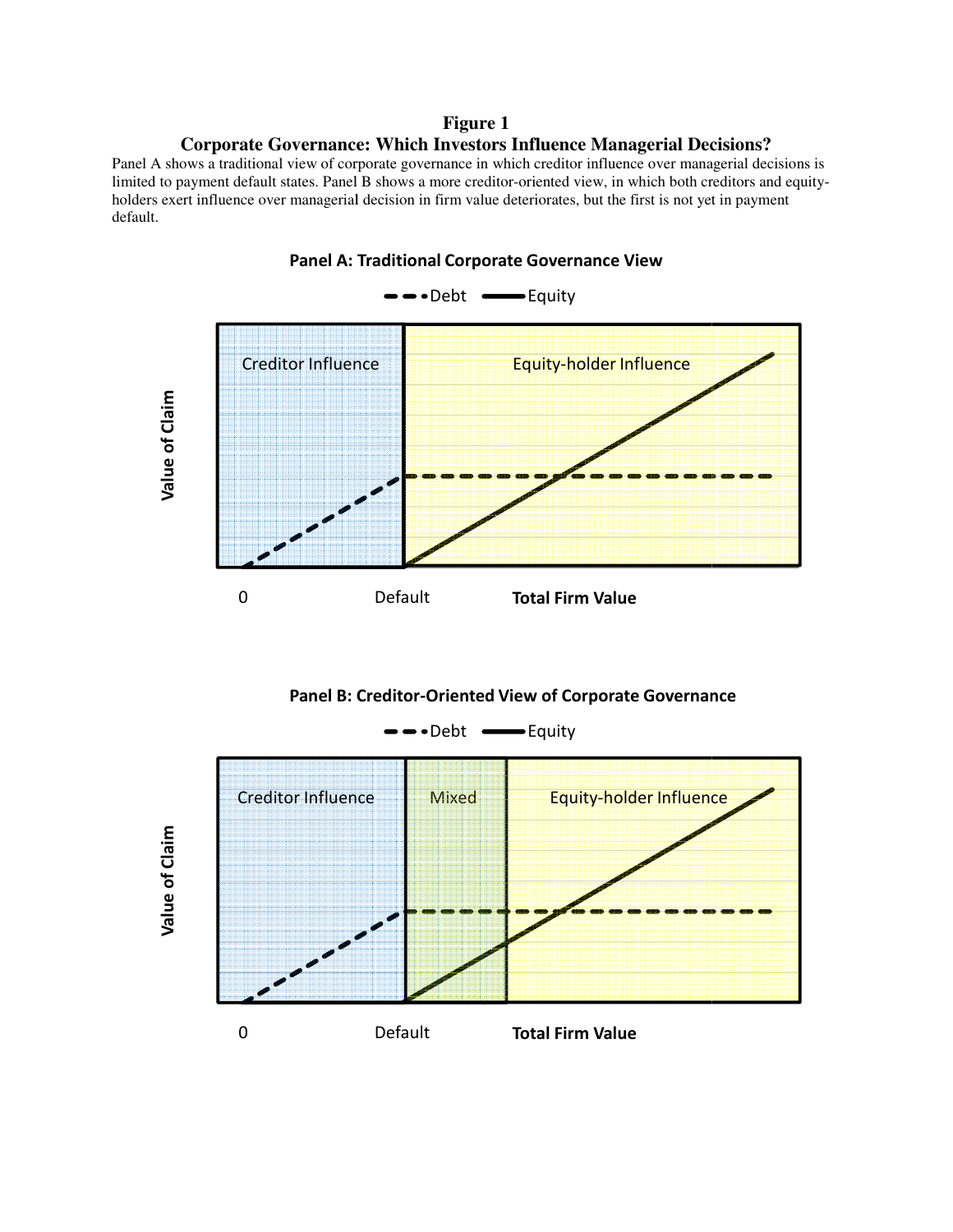**Figure 1**

**Corporate Governance: Which Investors Influence Managerial Decisions?**

Panel A shows a traditional view of corporate governance in which creditor influence over managerial decisions is limited to payment default states. Panel B shows a more creditor-oriented view, in which both creditors and equity-holders exert influence over managerial decision in firm value deteriorates, but the first is not yet in payment default.

**Panel A: Traditional Corporate Governance View**

Debt Equity

Creditor Influence | Equity-holder Influence

Value of Claim

0 Default **Total Firm Value**

**Panel B: Creditor-Oriented View of Corporate Governance**

Debt Equity

Creditor Influence | Mixed | Equity-holder Influence

Value of Claim

0 Default **Total Firm Value**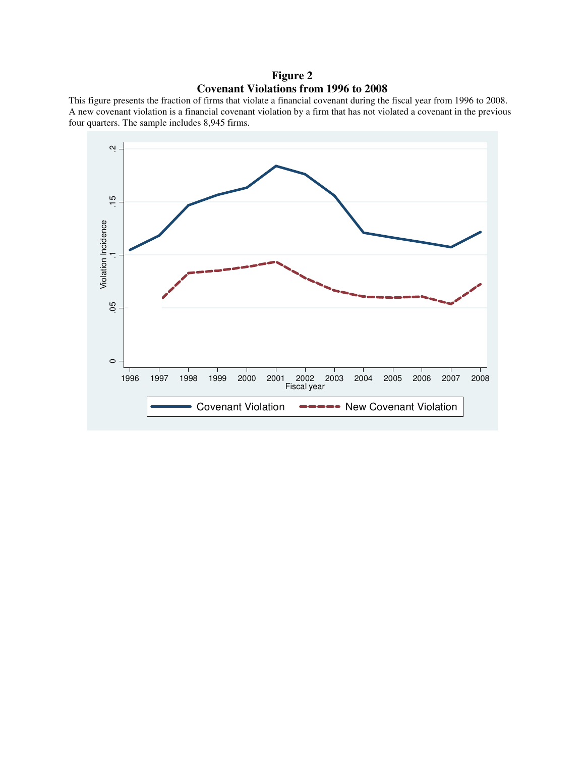**Figure 2**
**Covenant Violations from 1996 to 2008**

This figure presents the fraction of firms that violate a financial covenant during the fiscal year from 1996 to 2008. A new covenant violation is a financial covenant violation by a firm that has not violated a covenant in the previous four quarters. The sample includes 8,945 firms.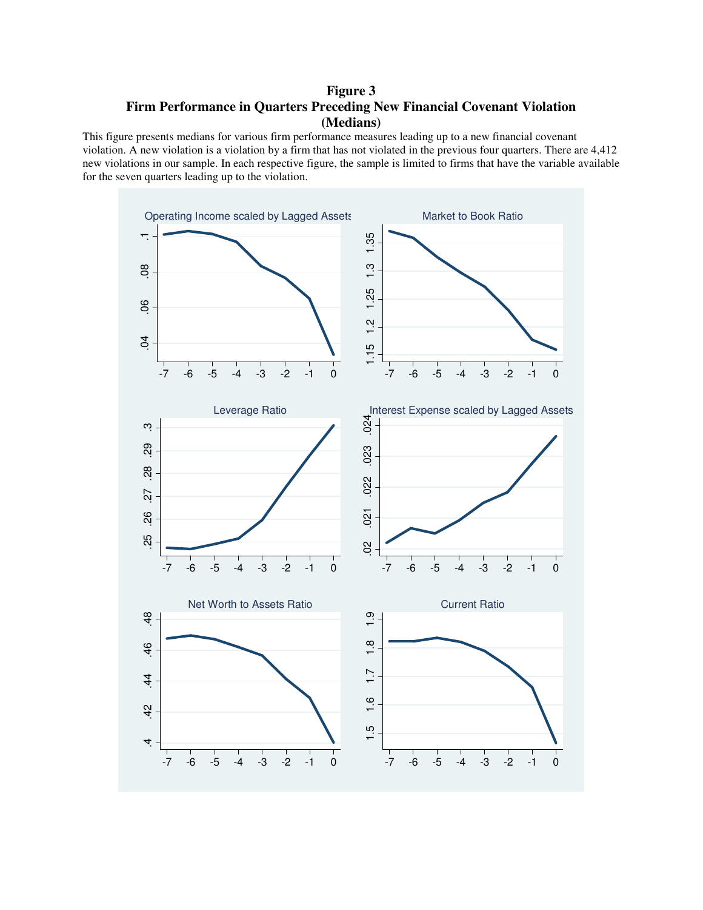**Figure 3**
**Firm Performance in Quarters Preceding New Financial Covenant Violation (Medians)**

This figure presents medians for various firm performance measures leading up to a new financial covenant violation. A new violation is a violation by a firm that has not violated in the previous four quarters. There are 4,412 new violations in our sample. In each respective figure, the sample is limited to firms that have the variable available for the seven quarters leading up to the violation.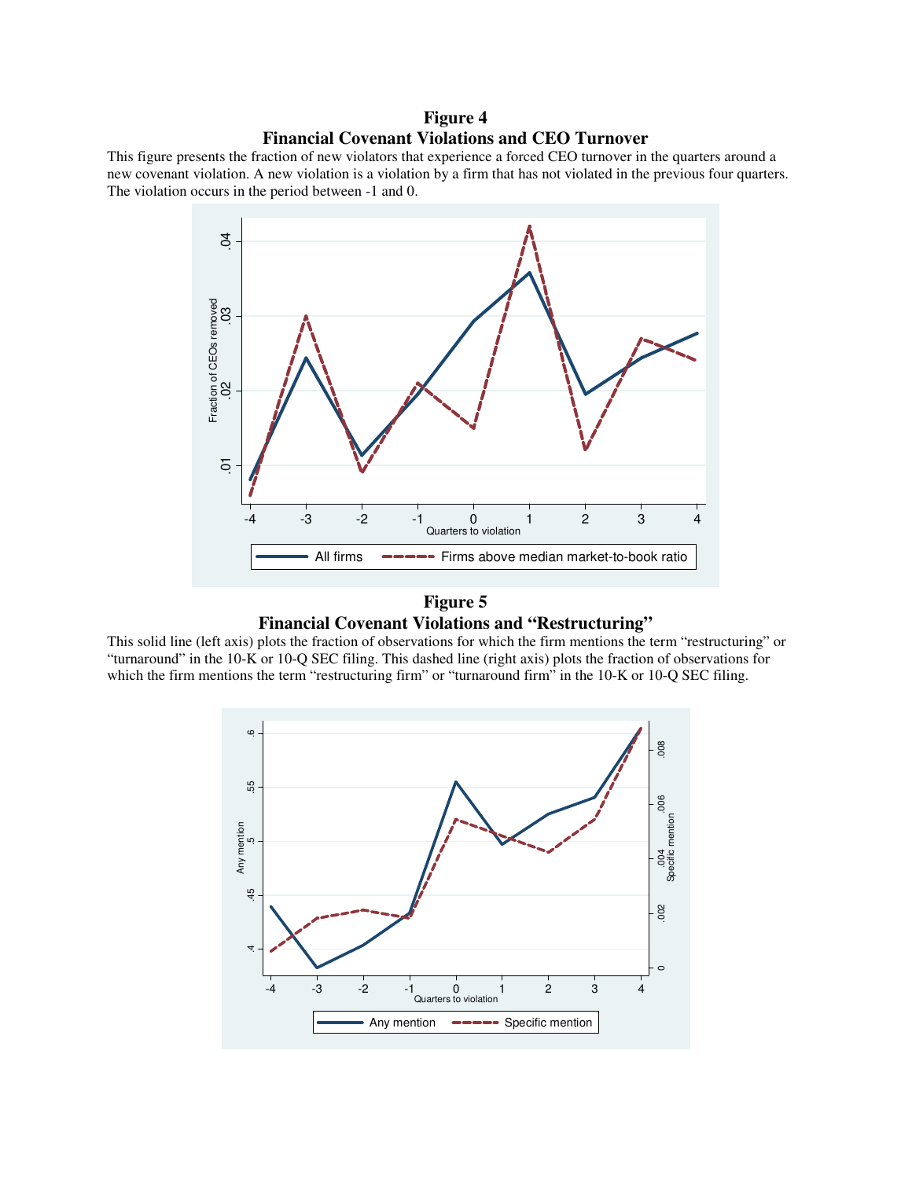**Figure 4**

**Financial Covenant Violations and CEO Turnover**

This figure presents the fraction of new violators that experience a forced CEO turnover in the quarters around a new covenant violation. A new violation is a violation by a firm that has not violated in the previous four quarters. The violation occurs in the period between -1 and 0.

**Figure 5**

**Financial Covenant Violations and "Restructuring"**

This solid line (left axis) plots the fraction of observations for which the firm mentions the term "restructuring" or "turnaround" in the 10-K or 10-Q SEC filing. This dashed line (right axis) plots the fraction of observations for which the firm mentions the term "restructuring firm" or "turnaround firm" in the 10-K or 10-Q SEC filing.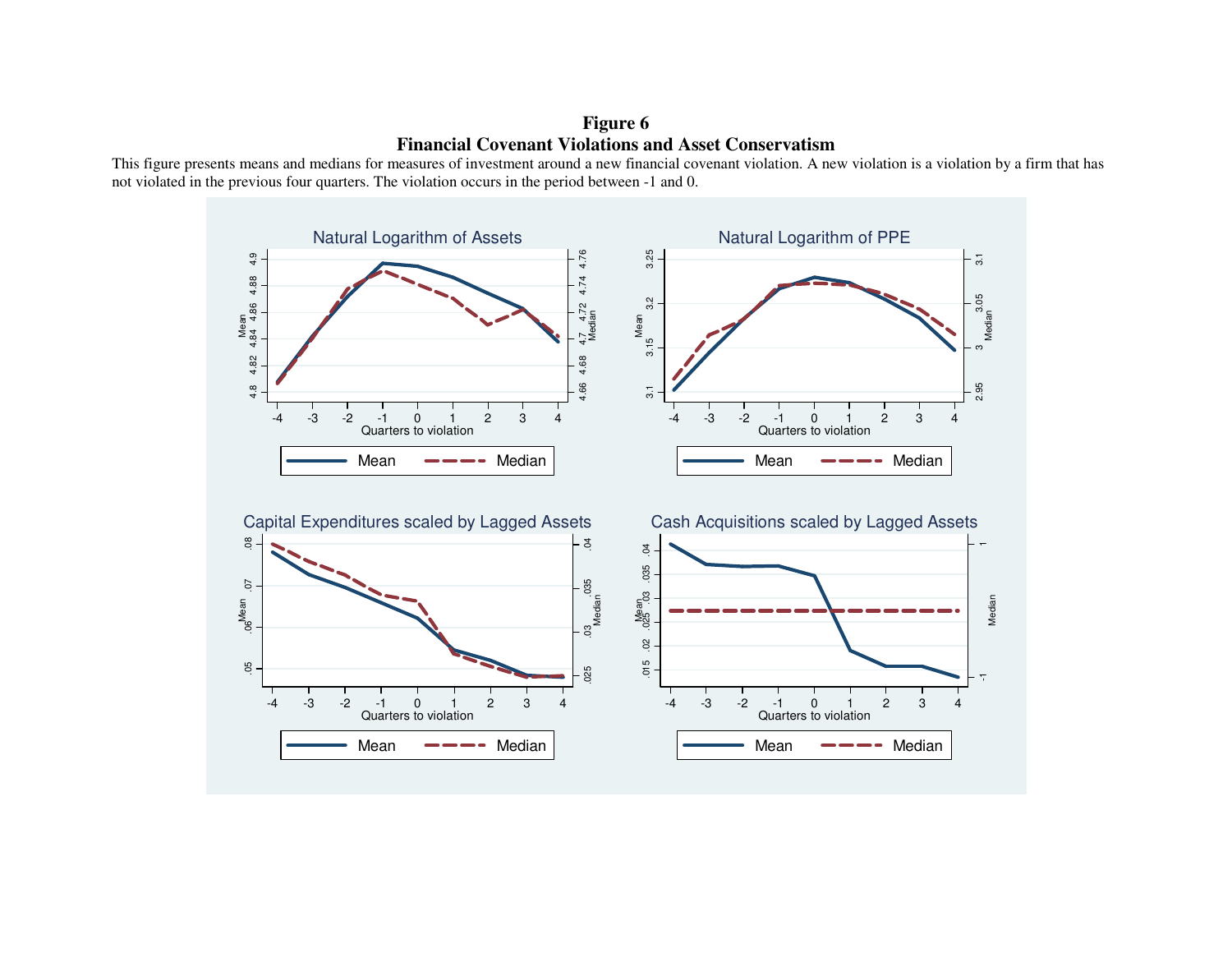**Figure 6**
**Financial Covenant Violations and Asset Conservatism**

This figure presents means and medians for measures of investment around a new financial covenant violation. A new violation is a violation by a firm that has not violated in the previous four quarters. The violation occurs in the period between -1 and 0.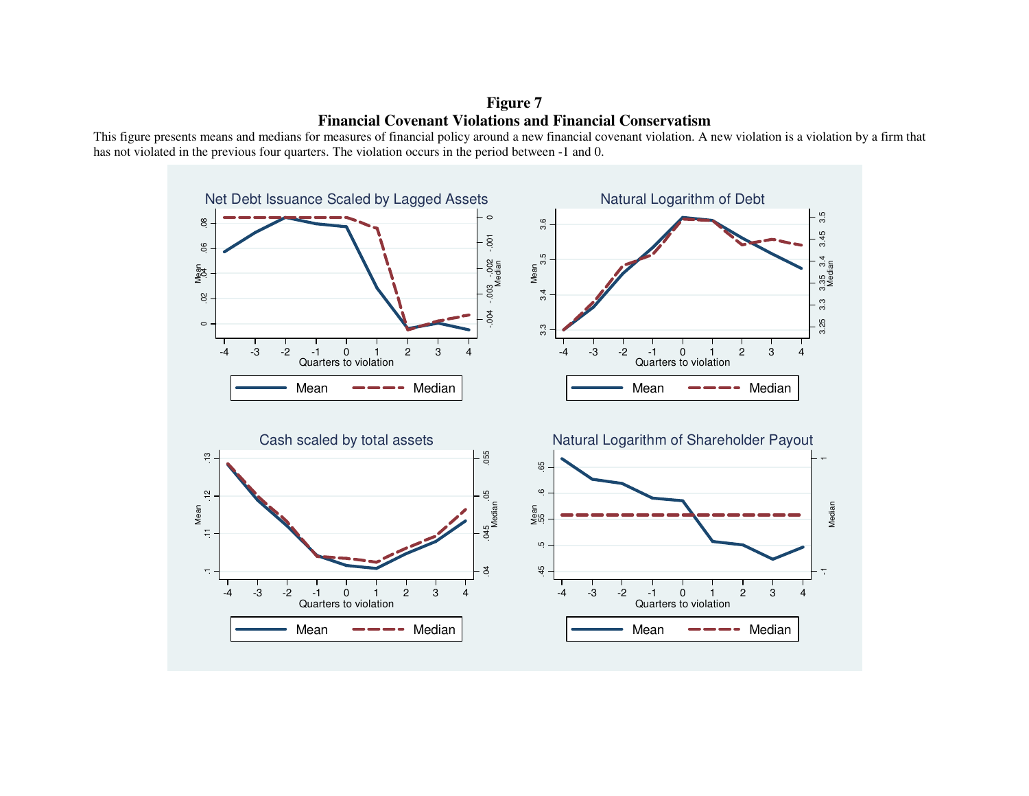**Figure 7**

**Financial Covenant Violations and Financial Conservatism**

This figure presents means and medians for measures of financial policy around a new financial covenant violation. A new violation is a violation by a firm that has not violated in the previous four quarters. The violation occurs in the period between -1 and 0.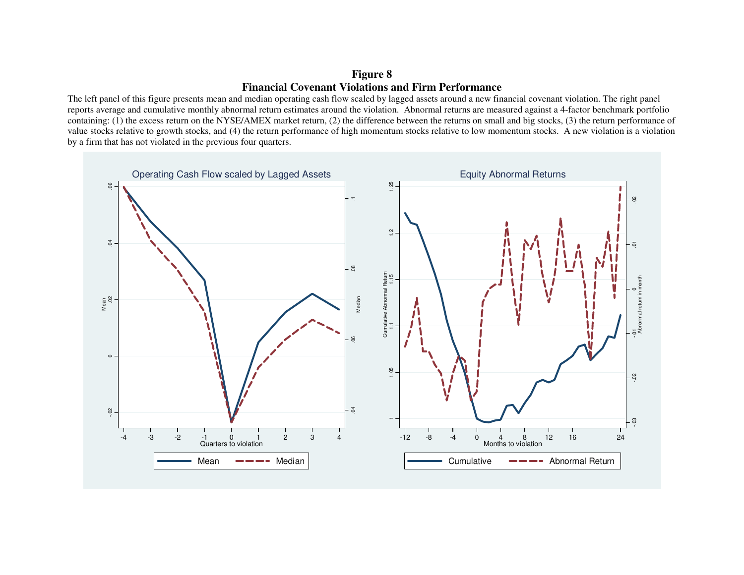**Figure 8**
**Financial Covenant Violations and Firm Performance**

The left panel of this figure presents mean and median operating cash flow scaled by lagged assets around a new financial covenant violation. The right panel reports average and cumulative monthly abnormal return estimates around the violation. Abnormal returns are measured against a 4-factor benchmark portfolio containing: (1) the excess return on the NYSE/AMEX market return, (2) the difference between the returns on small and big stocks, (3) the return performance of value stocks relative to growth stocks, and (4) the return performance of high momentum stocks relative to low momentum stocks. A new violation is a violation by a firm that has not violated in the previous four quarters.

Operating Cash Flow scaled by Lagged Assets

Mean: .06, .04, .02, 0, -.02

Median: .1, .08, .06, .04

Quarters to violation: -4, -3, -2, -1, 0, 1, 2, 3, 4

Mean — Median

Equity Abnormal Returns

Cumulative Abnormal Return: 1.25, 1.2, 1.15, 1.1, 1.05, 1

Abnormal return in month: .02, .01, 0, -.01, -.02, -.03

Months to violation: -12, -8, -4, 0, 4, 8, 12, 16, 24

Cumulative — Abnormal Return